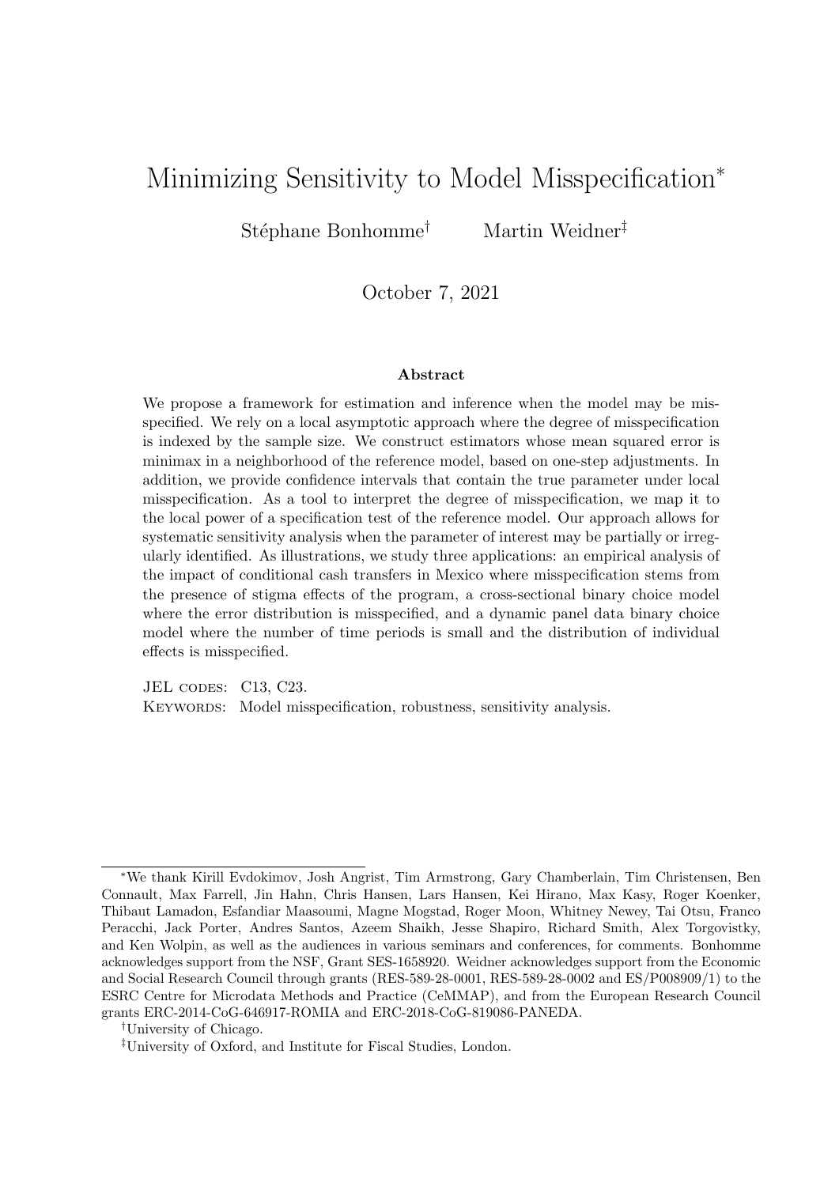# Minimizing Sensitivity to Model Misspecification*

Stéphane Bonhomme[†] Martin Weidner[‡]

October 7, 2021

### Abstract

We propose a framework for estimation and inference when the model may be misspecified. We rely on a local asymptotic approach where the degree of misspecification is indexed by the sample size. We construct estimators whose mean squared error is minimax in a neighborhood of the reference model, based on one-step adjustments. In addition, we provide confidence intervals that contain the true parameter under local misspecification. As a tool to interpret the degree of misspecification, we map it to the local power of a specification test of the reference model. Our approach allows for systematic sensitivity analysis when the parameter of interest may be partially or irregularly identified. As illustrations, we study three applications: an empirical analysis of the impact of conditional cash transfers in Mexico where misspecification stems from the presence of stigma effects of the program, a cross-sectional binary choice model where the error distribution is misspecified, and a dynamic panel data binary choice model where the number of time periods is small and the distribution of individual effects is misspecified.

JEL codes: C13, C23.

Keywords: Model misspecification, robustness, sensitivity analysis.

---

*We thank Kirill Evdokimov, Josh Angrist, Tim Armstrong, Gary Chamberlain, Tim Christensen, Ben Connault, Max Farrell, Jin Hahn, Chris Hansen, Lars Hansen, Kei Hirano, Max Kasy, Roger Koenker, Thibaut Lamadon, Esfandiar Maasoumi, Magne Mogstad, Roger Moon, Whitney Newey, Tai Otsu, Franco Peracchi, Jack Porter, Andres Santos, Azeem Shaikh, Jesse Shapiro, Richard Smith, Alex Torgovistky, and Ken Wolpin, as well as the audiences in various seminars and conferences, for comments. Bonhomme acknowledges support from the NSF, Grant SES-1658920. Weidner acknowledges support from the Economic and Social Research Council through grants (RES-589-28-0001, RES-589-28-0002 and ES/P008909/1) to the ESRC Centre for Microdata Methods and Practice (CeMMAP), and from the European Research Council grants ERC-2014-CoG-646917-ROMIA and ERC-2018-CoG-819086-PANEDA.

[†]University of Chicago.

[‡]University of Oxford, and Institute for Fiscal Studies, London.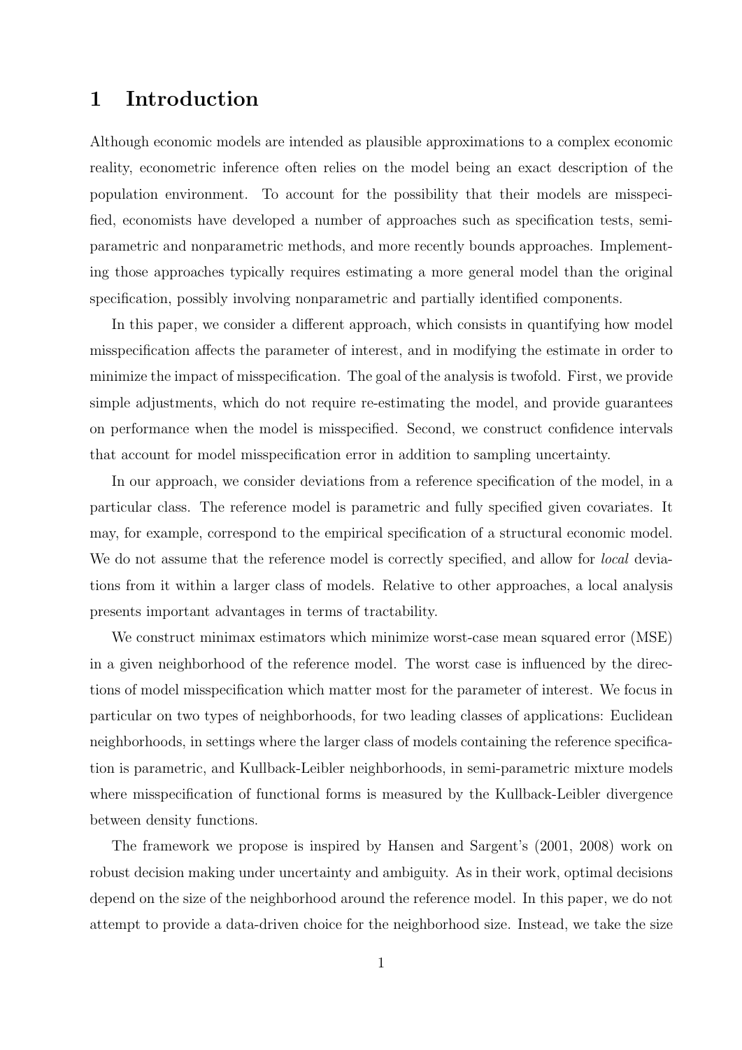# 1 Introduction

Although economic models are intended as plausible approximations to a complex economic reality, econometric inference often relies on the model being an exact description of the population environment. To account for the possibility that their models are misspecified, economists have developed a number of approaches such as specification tests, semi-parametric and nonparametric methods, and more recently bounds approaches. Implementing those approaches typically requires estimating a more general model than the original specification, possibly involving nonparametric and partially identified components.

In this paper, we consider a different approach, which consists in quantifying how model misspecification affects the parameter of interest, and in modifying the estimate in order to minimize the impact of misspecification. The goal of the analysis is twofold. First, we provide simple adjustments, which do not require re-estimating the model, and provide guarantees on performance when the model is misspecified. Second, we construct confidence intervals that account for model misspecification error in addition to sampling uncertainty.

In our approach, we consider deviations from a reference specification of the model, in a particular class. The reference model is parametric and fully specified given covariates. It may, for example, correspond to the empirical specification of a structural economic model. We do not assume that the reference model is correctly specified, and allow for *local* deviations from it within a larger class of models. Relative to other approaches, a local analysis presents important advantages in terms of tractability.

We construct minimax estimators which minimize worst-case mean squared error (MSE) in a given neighborhood of the reference model. The worst case is influenced by the directions of model misspecification which matter most for the parameter of interest. We focus in particular on two types of neighborhoods, for two leading classes of applications: Euclidean neighborhoods, in settings where the larger class of models containing the reference specification is parametric, and Kullback-Leibler neighborhoods, in semi-parametric mixture models where misspecification of functional forms is measured by the Kullback-Leibler divergence between density functions.

The framework we propose is inspired by Hansen and Sargent's (2001, 2008) work on robust decision making under uncertainty and ambiguity. As in their work, optimal decisions depend on the size of the neighborhood around the reference model. In this paper, we do not attempt to provide a data-driven choice for the neighborhood size. Instead, we take the size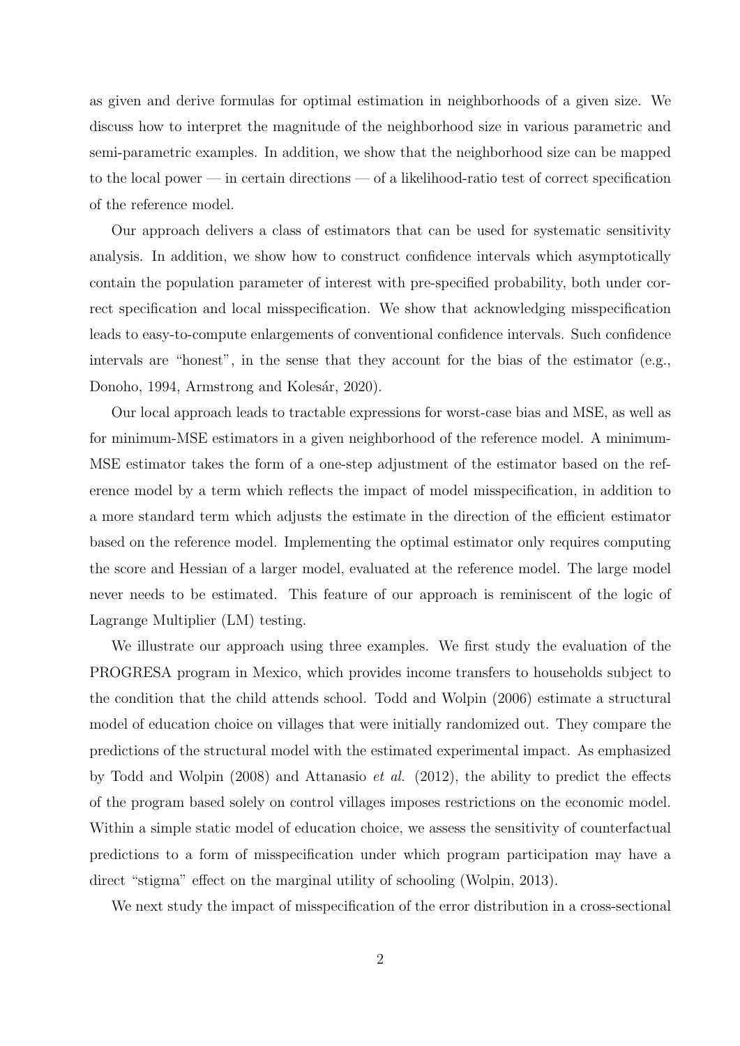as given and derive formulas for optimal estimation in neighborhoods of a given size. We discuss how to interpret the magnitude of the neighborhood size in various parametric and semi-parametric examples. In addition, we show that the neighborhood size can be mapped to the local power — in certain directions — of a likelihood-ratio test of correct specification of the reference model.

Our approach delivers a class of estimators that can be used for systematic sensitivity analysis. In addition, we show how to construct confidence intervals which asymptotically contain the population parameter of interest with pre-specified probability, both under correct specification and local misspecification. We show that acknowledging misspecification leads to easy-to-compute enlargements of conventional confidence intervals. Such confidence intervals are "honest", in the sense that they account for the bias of the estimator (e.g., Donoho, 1994, Armstrong and Kolesár, 2020).

Our local approach leads to tractable expressions for worst-case bias and MSE, as well as for minimum-MSE estimators in a given neighborhood of the reference model. A minimum-MSE estimator takes the form of a one-step adjustment of the estimator based on the reference model by a term which reflects the impact of model misspecification, in addition to a more standard term which adjusts the estimate in the direction of the efficient estimator based on the reference model. Implementing the optimal estimator only requires computing the score and Hessian of a larger model, evaluated at the reference model. The large model never needs to be estimated. This feature of our approach is reminiscent of the logic of Lagrange Multiplier (LM) testing.

We illustrate our approach using three examples. We first study the evaluation of the PROGRESA program in Mexico, which provides income transfers to households subject to the condition that the child attends school. Todd and Wolpin (2006) estimate a structural model of education choice on villages that were initially randomized out. They compare the predictions of the structural model with the estimated experimental impact. As emphasized by Todd and Wolpin (2008) and Attanasio *et al.* (2012), the ability to predict the effects of the program based solely on control villages imposes restrictions on the economic model. Within a simple static model of education choice, we assess the sensitivity of counterfactual predictions to a form of misspecification under which program participation may have a direct "stigma" effect on the marginal utility of schooling (Wolpin, 2013).

We next study the impact of misspecification of the error distribution in a cross-sectional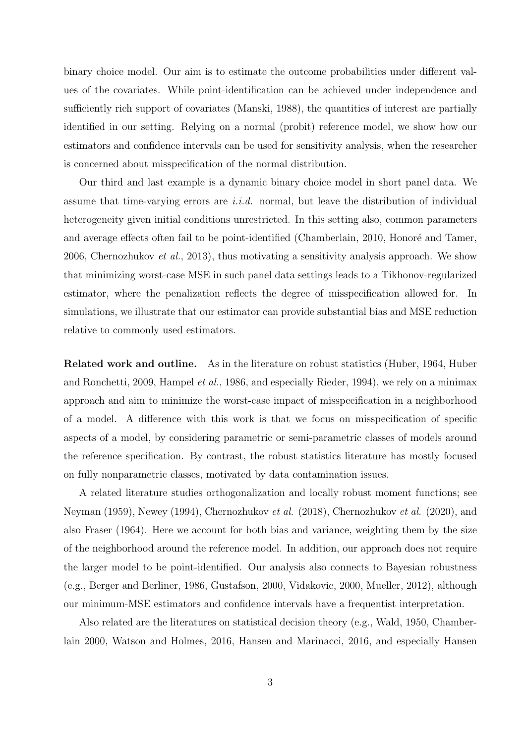binary choice model. Our aim is to estimate the outcome probabilities under different values of the covariates. While point-identification can be achieved under independence and sufficiently rich support of covariates (Manski, 1988), the quantities of interest are partially identified in our setting. Relying on a normal (probit) reference model, we show how our estimators and confidence intervals can be used for sensitivity analysis, when the researcher is concerned about misspecification of the normal distribution.

Our third and last example is a dynamic binary choice model in short panel data. We assume that time-varying errors are *i.i.d.* normal, but leave the distribution of individual heterogeneity given initial conditions unrestricted. In this setting also, common parameters and average effects often fail to be point-identified (Chamberlain, 2010, Honoré and Tamer, 2006, Chernozhukov *et al.*, 2013), thus motivating a sensitivity analysis approach. We show that minimizing worst-case MSE in such panel data settings leads to a Tikhonov-regularized estimator, where the penalization reflects the degree of misspecification allowed for. In simulations, we illustrate that our estimator can provide substantial bias and MSE reduction relative to commonly used estimators.

**Related work and outline.** As in the literature on robust statistics (Huber, 1964, Huber and Ronchetti, 2009, Hampel *et al.*, 1986, and especially Rieder, 1994), we rely on a minimax approach and aim to minimize the worst-case impact of misspecification in a neighborhood of a model. A difference with this work is that we focus on misspecification of specific aspects of a model, by considering parametric or semi-parametric classes of models around the reference specification. By contrast, the robust statistics literature has mostly focused on fully nonparametric classes, motivated by data contamination issues.

A related literature studies orthogonalization and locally robust moment functions; see Neyman (1959), Newey (1994), Chernozhukov *et al.* (2018), Chernozhukov *et al.* (2020), and also Fraser (1964). Here we account for both bias and variance, weighting them by the size of the neighborhood around the reference model. In addition, our approach does not require the larger model to be point-identified. Our analysis also connects to Bayesian robustness (e.g., Berger and Berliner, 1986, Gustafson, 2000, Vidakovic, 2000, Mueller, 2012), although our minimum-MSE estimators and confidence intervals have a frequentist interpretation.

Also related are the literatures on statistical decision theory (e.g., Wald, 1950, Chamberlain 2000, Watson and Holmes, 2016, Hansen and Marinacci, 2016, and especially Hansen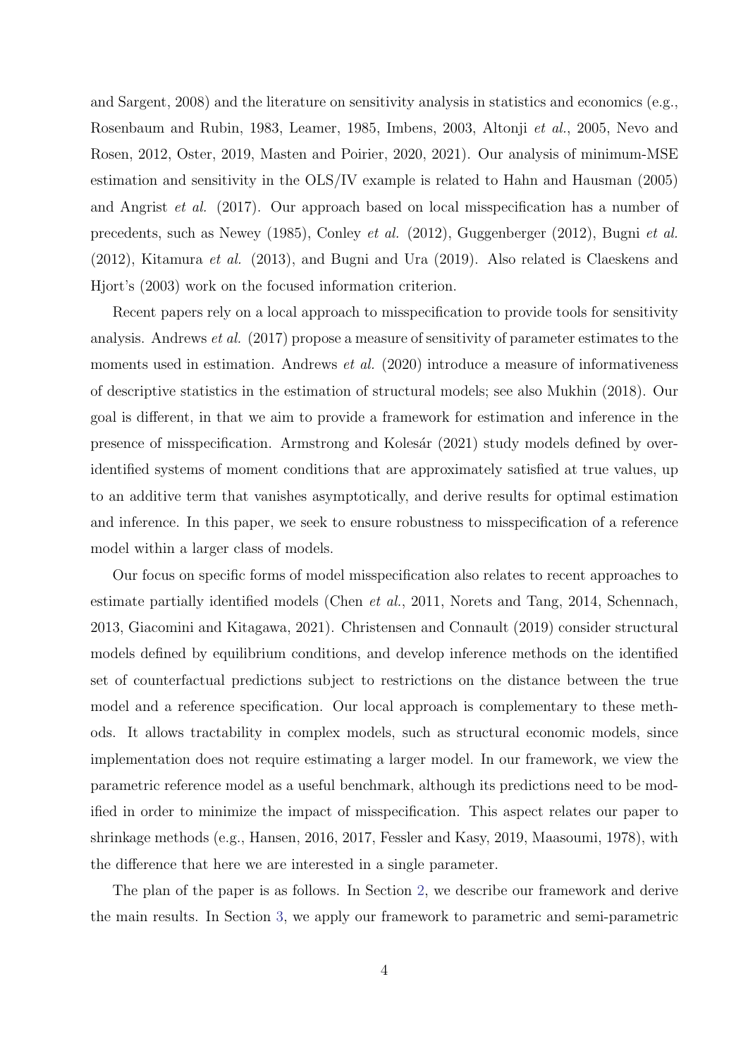and Sargent, 2008) and the literature on sensitivity analysis in statistics and economics (e.g., Rosenbaum and Rubin, 1983, Leamer, 1985, Imbens, 2003, Altonji *et al.*, 2005, Nevo and Rosen, 2012, Oster, 2019, Masten and Poirier, 2020, 2021). Our analysis of minimum-MSE estimation and sensitivity in the OLS/IV example is related to Hahn and Hausman (2005) and Angrist *et al.* (2017). Our approach based on local misspecification has a number of precedents, such as Newey (1985), Conley *et al.* (2012), Guggenberger (2012), Bugni *et al.* (2012), Kitamura *et al.* (2013), and Bugni and Ura (2019). Also related is Claeskens and Hjort's (2003) work on the focused information criterion.

Recent papers rely on a local approach to misspecification to provide tools for sensitivity analysis. Andrews *et al.* (2017) propose a measure of sensitivity of parameter estimates to the moments used in estimation. Andrews *et al.* (2020) introduce a measure of informativeness of descriptive statistics in the estimation of structural models; see also Mukhin (2018). Our goal is different, in that we aim to provide a framework for estimation and inference in the presence of misspecification. Armstrong and Kolesár (2021) study models defined by over-identified systems of moment conditions that are approximately satisfied at true values, up to an additive term that vanishes asymptotically, and derive results for optimal estimation and inference. In this paper, we seek to ensure robustness to misspecification of a reference model within a larger class of models.

Our focus on specific forms of model misspecification also relates to recent approaches to estimate partially identified models (Chen *et al.*, 2011, Norets and Tang, 2014, Schennach, 2013, Giacomini and Kitagawa, 2021). Christensen and Connault (2019) consider structural models defined by equilibrium conditions, and develop inference methods on the identified set of counterfactual predictions subject to restrictions on the distance between the true model and a reference specification. Our local approach is complementary to these methods. It allows tractability in complex models, such as structural economic models, since implementation does not require estimating a larger model. In our framework, we view the parametric reference model as a useful benchmark, although its predictions need to be modified in order to minimize the impact of misspecification. This aspect relates our paper to shrinkage methods (e.g., Hansen, 2016, 2017, Fessler and Kasy, 2019, Maasoumi, 1978), with the difference that here we are interested in a single parameter.

The plan of the paper is as follows. In Section 2, we describe our framework and derive the main results. In Section 3, we apply our framework to parametric and semi-parametric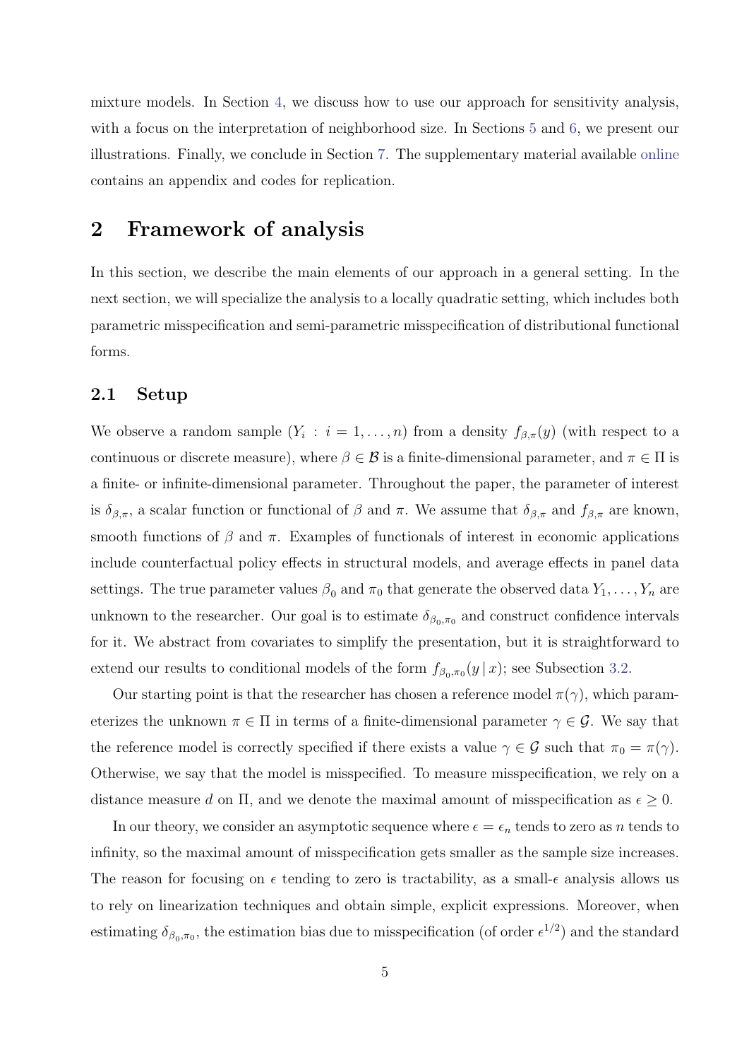mixture models. In Section 4, we discuss how to use our approach for sensitivity analysis, with a focus on the interpretation of neighborhood size. In Sections 5 and 6, we present our illustrations. Finally, we conclude in Section 7. The supplementary material available online contains an appendix and codes for replication.

# 2 Framework of analysis

In this section, we describe the main elements of our approach in a general setting. In the next section, we will specialize the analysis to a locally quadratic setting, which includes both parametric misspecification and semi-parametric misspecification of distributional functional forms.

## 2.1 Setup

We observe a random sample $(Y_i : i = 1, \ldots, n)$ from a density $f_{\beta,\pi}(y)$ (with respect to a continuous or discrete measure), where $\beta \in \mathcal{B}$ is a finite-dimensional parameter, and $\pi \in \Pi$ is a finite- or infinite-dimensional parameter. Throughout the paper, the parameter of interest is $\delta_{\beta,\pi}$, a scalar function or functional of $\beta$ and $\pi$. We assume that $\delta_{\beta,\pi}$ and $f_{\beta,\pi}$ are known, smooth functions of $\beta$ and $\pi$. Examples of functionals of interest in economic applications include counterfactual policy effects in structural models, and average effects in panel data settings. The true parameter values $\beta_0$ and $\pi_0$ that generate the observed data $Y_1, \ldots, Y_n$ are unknown to the researcher. Our goal is to estimate $\delta_{\beta_0,\pi_0}$ and construct confidence intervals for it. We abstract from covariates to simplify the presentation, but it is straightforward to extend our results to conditional models of the form $f_{\beta_0,\pi_0}(y \,|\, x)$; see Subsection 3.2.

Our starting point is that the researcher has chosen a reference model $\pi(\gamma)$, which parameterizes the unknown $\pi \in \Pi$ in terms of a finite-dimensional parameter $\gamma \in \mathcal{G}$. We say that the reference model is correctly specified if there exists a value $\gamma \in \mathcal{G}$ such that $\pi_0 = \pi(\gamma)$. Otherwise, we say that the model is misspecified. To measure misspecification, we rely on a distance measure $d$ on $\Pi$, and we denote the maximal amount of misspecification as $\epsilon \geq 0$.

In our theory, we consider an asymptotic sequence where $\epsilon = \epsilon_n$ tends to zero as $n$ tends to infinity, so the maximal amount of misspecification gets smaller as the sample size increases. The reason for focusing on $\epsilon$ tending to zero is tractability, as a small-$\epsilon$ analysis allows us to rely on linearization techniques and obtain simple, explicit expressions. Moreover, when estimating $\delta_{\beta_0,\pi_0}$, the estimation bias due to misspecification (of order $\epsilon^{1/2}$) and the standard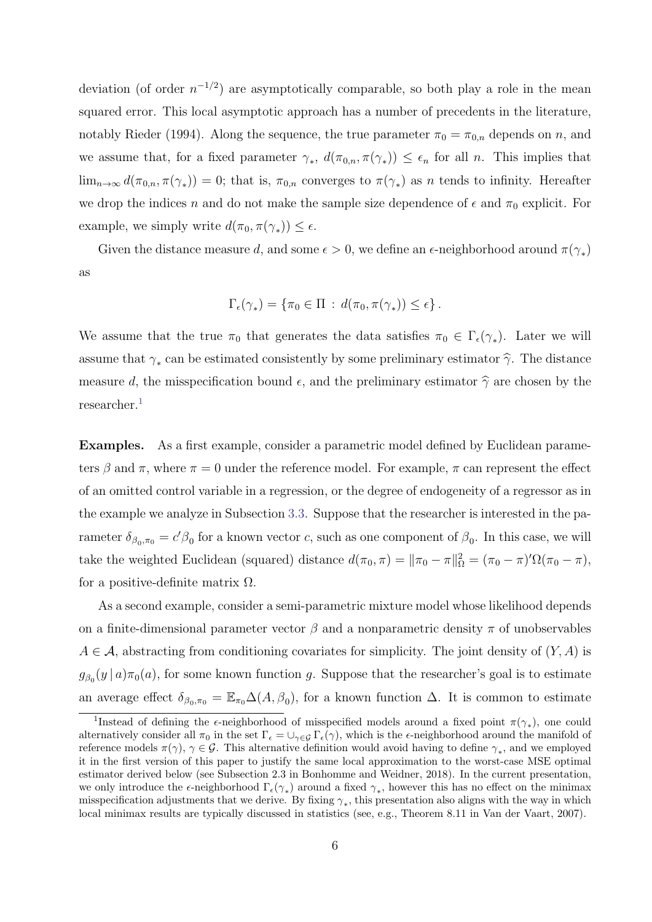deviation (of order $n^{-1/2}$) are asymptotically comparable, so both play a role in the mean squared error. This local asymptotic approach has a number of precedents in the literature, notably Rieder (1994). Along the sequence, the true parameter $\pi_0 = \pi_{0,n}$ depends on $n$, and we assume that, for a fixed parameter $\gamma_*$, $d(\pi_{0,n}, \pi(\gamma_*)) \leq \epsilon_n$ for all $n$. This implies that $\lim_{n\to\infty} d(\pi_{0,n}, \pi(\gamma_*)) = 0$; that is, $\pi_{0,n}$ converges to $\pi(\gamma_*)$ as $n$ tends to infinity. Hereafter we drop the indices $n$ and do not make the sample size dependence of $\epsilon$ and $\pi_0$ explicit. For example, we simply write $d(\pi_0, \pi(\gamma_*)) \leq \epsilon$.

Given the distance measure $d$, and some $\epsilon > 0$, we define an $\epsilon$-neighborhood around $\pi(\gamma_*)$ as

$$\Gamma_\epsilon(\gamma_*) = \{\pi_0 \in \Pi \, : \, d(\pi_0, \pi(\gamma_*)) \leq \epsilon\} .$$

We assume that the true $\pi_0$ that generates the data satisfies $\pi_0 \in \Gamma_\epsilon(\gamma_*)$. Later we will assume that $\gamma_*$ can be estimated consistently by some preliminary estimator $\widehat{\gamma}$. The distance measure $d$, the misspecification bound $\epsilon$, and the preliminary estimator $\widehat{\gamma}$ are chosen by the researcher.[1]

**Examples.** As a first example, consider a parametric model defined by Euclidean parameters $\beta$ and $\pi$, where $\pi = 0$ under the reference model. For example, $\pi$ can represent the effect of an omitted control variable in a regression, or the degree of endogeneity of a regressor as in the example we analyze in Subsection 3.3. Suppose that the researcher is interested in the parameter $\delta_{\beta_0,\pi_0} = c'\beta_0$ for a known vector $c$, such as one component of $\beta_0$. In this case, we will take the weighted Euclidean (squared) distance $d(\pi_0, \pi) = \|\pi_0 - \pi\|^2_\Omega = (\pi_0 - \pi)'\Omega(\pi_0 - \pi)$, for a positive-definite matrix $\Omega$.

As a second example, consider a semi-parametric mixture model whose likelihood depends on a finite-dimensional parameter vector $\beta$ and a nonparametric density $\pi$ of unobservables $A \in \mathcal{A}$, abstracting from conditioning covariates for simplicity. The joint density of $(Y, A)$ is $g_{\beta_0}(y \,|\, a)\pi_0(a)$, for some known function $g$. Suppose that the researcher's goal is to estimate an average effect $\delta_{\beta_0,\pi_0} = \mathbb{E}_{\pi_0}\Delta(A, \beta_0)$, for a known function $\Delta$. It is common to estimate

[1] Instead of defining the $\epsilon$-neighborhood of misspecified models around a fixed point $\pi(\gamma_*)$, one could alternatively consider all $\pi_0$ in the set $\Gamma_\epsilon = \cup_{\gamma\in\mathcal{G}} \Gamma_\epsilon(\gamma)$, which is the $\epsilon$-neighborhood around the manifold of reference models $\pi(\gamma)$, $\gamma \in \mathcal{G}$. This alternative definition would avoid having to define $\gamma_*$, and we employed it in the first version of this paper to justify the same local approximation to the worst-case MSE optimal estimator derived below (see Subsection 2.3 in Bonhomme and Weidner, 2018). In the current presentation, we only introduce the $\epsilon$-neighborhood $\Gamma_\epsilon(\gamma_*)$ around a fixed $\gamma_*$, however this has no effect on the minimax misspecification adjustments that we derive. By fixing $\gamma_*$, this presentation also aligns with the way in which local minimax results are typically discussed in statistics (see, e.g., Theorem 8.11 in Van der Vaart, 2007).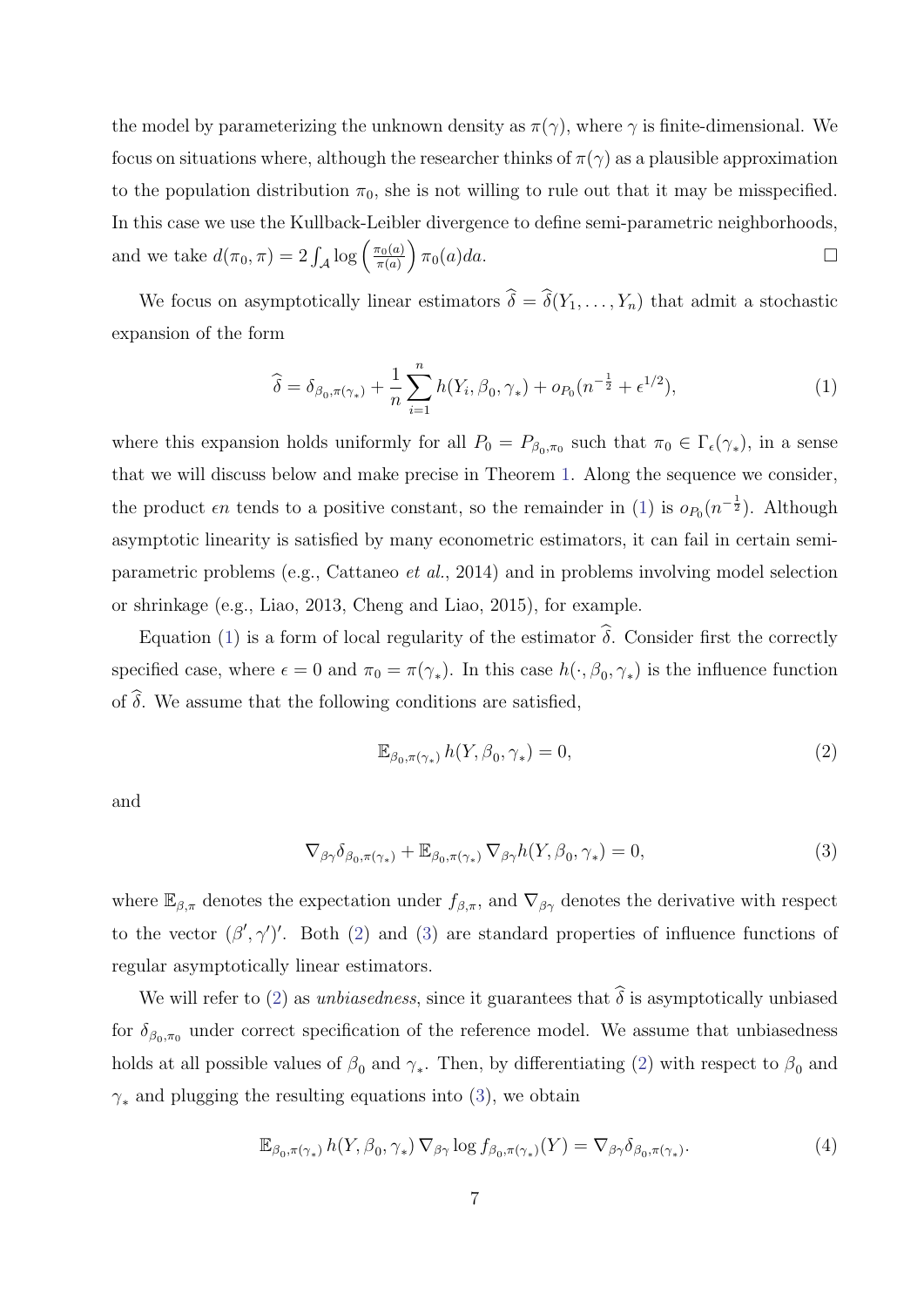the model by parameterizing the unknown density as $\pi(\gamma)$, where $\gamma$ is finite-dimensional. We focus on situations where, although the researcher thinks of $\pi(\gamma)$ as a plausible approximation to the population distribution $\pi_0$, she is not willing to rule out that it may be misspecified. In this case we use the Kullback-Leibler divergence to define semi-parametric neighborhoods, and we take $d(\pi_0, \pi) = 2\int_{\mathcal{A}} \log\left(\frac{\pi_0(a)}{\pi(a)}\right) \pi_0(a)da$. $\square$

We focus on asymptotically linear estimators $\widehat{\delta} = \widehat{\delta}(Y_1, \ldots, Y_n)$ that admit a stochastic expansion of the form

$$\widehat{\delta} = \delta_{\beta_0,\pi(\gamma_*)} + \frac{1}{n}\sum_{i=1}^{n} h(Y_i, \beta_0, \gamma_*) + o_{P_0}(n^{-\frac{1}{2}} + \epsilon^{1/2}), \tag{1}$$

where this expansion holds uniformly for all $P_0 = P_{\beta_0,\pi_0}$ such that $\pi_0 \in \Gamma_\epsilon(\gamma_*)$, in a sense that we will discuss below and make precise in Theorem 1. Along the sequence we consider, the product $\epsilon n$ tends to a positive constant, so the remainder in (1) is $o_{P_0}(n^{-\frac{1}{2}})$. Although asymptotic linearity is satisfied by many econometric estimators, it can fail in certain semi-parametric problems (e.g., Cattaneo *et al.*, 2014) and in problems involving model selection or shrinkage (e.g., Liao, 2013, Cheng and Liao, 2015), for example.

Equation (1) is a form of local regularity of the estimator $\widehat{\delta}$. Consider first the correctly specified case, where $\epsilon = 0$ and $\pi_0 = \pi(\gamma_*)$. In this case $h(\cdot, \beta_0, \gamma_*)$ is the influence function of $\widehat{\delta}$. We assume that the following conditions are satisfied,

$$\mathbb{E}_{\beta_0,\pi(\gamma_*)}\, h(Y, \beta_0, \gamma_*) = 0, \tag{2}$$

and

$$\nabla_{\beta\gamma}\delta_{\beta_0,\pi(\gamma_*)} + \mathbb{E}_{\beta_0,\pi(\gamma_*)}\, \nabla_{\beta\gamma} h(Y, \beta_0, \gamma_*) = 0, \tag{3}$$

where $\mathbb{E}_{\beta,\pi}$ denotes the expectation under $f_{\beta,\pi}$, and $\nabla_{\beta\gamma}$ denotes the derivative with respect to the vector $(\beta', \gamma')'$. Both (2) and (3) are standard properties of influence functions of regular asymptotically linear estimators.

We will refer to (2) as *unbiasedness*, since it guarantees that $\widehat{\delta}$ is asymptotically unbiased for $\delta_{\beta_0,\pi_0}$ under correct specification of the reference model. We assume that unbiasedness holds at all possible values of $\beta_0$ and $\gamma_*$. Then, by differentiating (2) with respect to $\beta_0$ and $\gamma_*$ and plugging the resulting equations into (3), we obtain

$$\mathbb{E}_{\beta_0,\pi(\gamma_*)}\, h(Y, \beta_0, \gamma_*)\, \nabla_{\beta\gamma} \log f_{\beta_0,\pi(\gamma_*)}(Y) = \nabla_{\beta\gamma}\delta_{\beta_0,\pi(\gamma_*)}. \tag{4}$$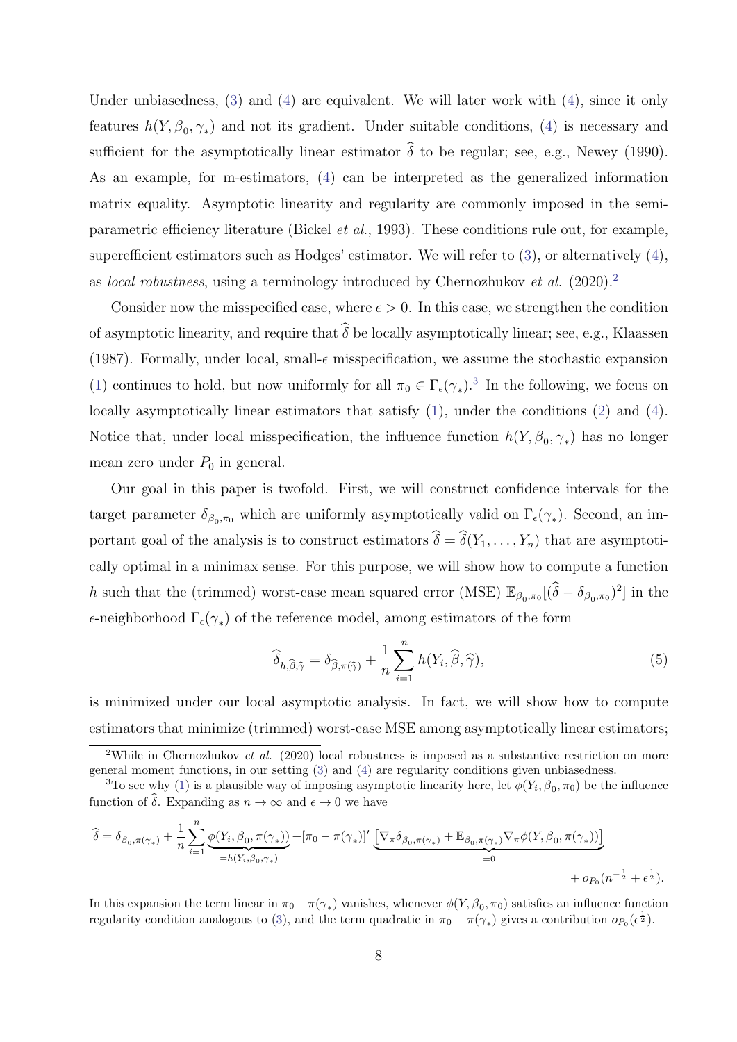Under unbiasedness, (3) and (4) are equivalent. We will later work with (4), since it only features $h(Y, \beta_0, \gamma_*)$ and not its gradient. Under suitable conditions, (4) is necessary and sufficient for the asymptotically linear estimator $\widehat{\delta}$ to be regular; see, e.g., Newey (1990). As an example, for m-estimators, (4) can be interpreted as the generalized information matrix equality. Asymptotic linearity and regularity are commonly imposed in the semi-parametric efficiency literature (Bickel *et al.*, 1993). These conditions rule out, for example, superefficient estimators such as Hodges' estimator. We will refer to (3), or alternatively (4), as *local robustness*, using a terminology introduced by Chernozhukov *et al.* (2020).[2]

Consider now the misspecified case, where $\epsilon > 0$. In this case, we strengthen the condition of asymptotic linearity, and require that $\widehat{\delta}$ be locally asymptotically linear; see, e.g., Klaassen (1987). Formally, under local, small-$\epsilon$ misspecification, we assume the stochastic expansion (1) continues to hold, but now uniformly for all $\pi_0 \in \Gamma_\epsilon(\gamma_*)$.[3] In the following, we focus on locally asymptotically linear estimators that satisfy (1), under the conditions (2) and (4). Notice that, under local misspecification, the influence function $h(Y, \beta_0, \gamma_*)$ has no longer mean zero under $P_0$ in general.

Our goal in this paper is twofold. First, we will construct confidence intervals for the target parameter $\delta_{\beta_0,\pi_0}$ which are uniformly asymptotically valid on $\Gamma_\epsilon(\gamma_*)$. Second, an important goal of the analysis is to construct estimators $\widehat{\delta} = \widehat{\delta}(Y_1, \dots, Y_n)$ that are asymptotically optimal in a minimax sense. For this purpose, we will show how to compute a function $h$ such that the (trimmed) worst-case mean squared error (MSE) $\mathbb{E}_{\beta_0,\pi_0}[(\widehat{\delta} - \delta_{\beta_0,\pi_0})^2]$ in the $\epsilon$-neighborhood $\Gamma_\epsilon(\gamma_*)$ of the reference model, among estimators of the form

$$\widehat{\delta}_{h,\widehat{\beta},\widehat{\gamma}} = \delta_{\widehat{\beta},\pi(\widehat{\gamma})} + \frac{1}{n} \sum_{i=1}^{n} h(Y_i, \widehat{\beta}, \widehat{\gamma}), \tag{5}$$

is minimized under our local asymptotic analysis. In fact, we will show how to compute estimators that minimize (trimmed) worst-case MSE among asymptotically linear estimators;

[2] While in Chernozhukov *et al.* (2020) local robustness is imposed as a substantive restriction on more general moment functions, in our setting (3) and (4) are regularity conditions given unbiasedness.

[3] To see why (1) is a plausible way of imposing asymptotic linearity here, let $\phi(Y_i, \beta_0, \pi_0)$ be the influence function of $\widehat{\delta}$. Expanding as $n \to \infty$ and $\epsilon \to 0$ we have

$$\widehat{\delta} = \delta_{\beta_0,\pi(\gamma_*)} + \frac{1}{n} \sum_{i=1}^{n} \underbrace{\phi(Y_i, \beta_0, \pi(\gamma_*))}_{=h(Y_i,\beta_0,\gamma_*)} + [\pi_0 - \pi(\gamma_*)]' \underbrace{\left[\nabla_\pi \delta_{\beta_0,\pi(\gamma_*)} + \mathbb{E}_{\beta_0,\pi(\gamma_*)} \nabla_\pi \phi(Y, \beta_0, \pi(\gamma_*))\right]}_{=0} + o_{P_0}(n^{-\frac{1}{2}} + \epsilon^{\frac{1}{2}}).$$

In this expansion the term linear in $\pi_0 - \pi(\gamma_*)$ vanishes, whenever $\phi(Y, \beta_0, \pi_0)$ satisfies an influence function regularity condition analogous to (3), and the term quadratic in $\pi_0 - \pi(\gamma_*)$ gives a contribution $o_{P_0}(\epsilon^{\frac{1}{2}})$.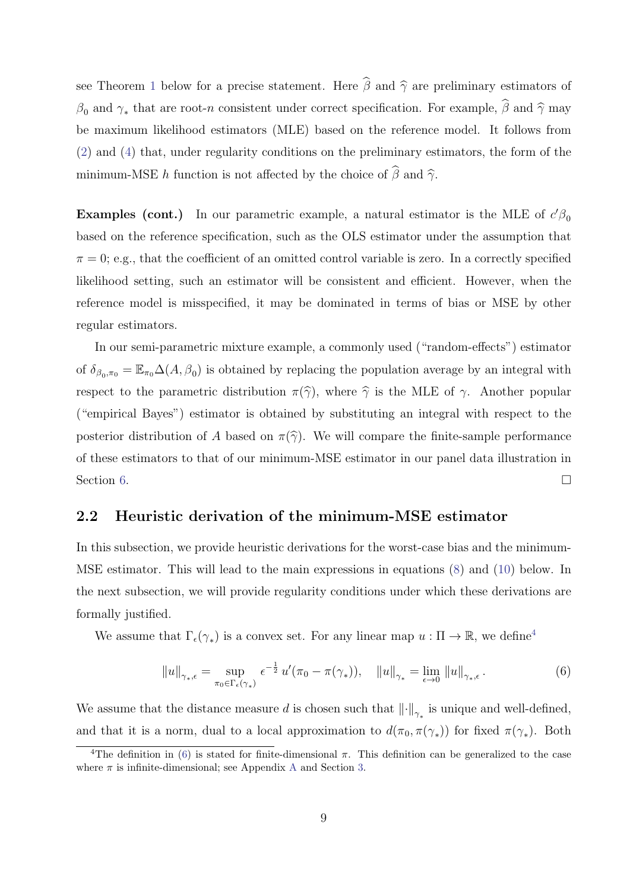see Theorem 1 below for a precise statement. Here $\widehat{\beta}$ and $\widehat{\gamma}$ are preliminary estimators of $\beta_0$ and $\gamma_*$ that are root-$n$ consistent under correct specification. For example, $\widehat{\beta}$ and $\widehat{\gamma}$ may be maximum likelihood estimators (MLE) based on the reference model. It follows from (2) and (4) that, under regularity conditions on the preliminary estimators, the form of the minimum-MSE $h$ function is not affected by the choice of $\widehat{\beta}$ and $\widehat{\gamma}$.

**Examples (cont.)** In our parametric example, a natural estimator is the MLE of $c'\beta_0$ based on the reference specification, such as the OLS estimator under the assumption that $\pi = 0$; e.g., that the coefficient of an omitted control variable is zero. In a correctly specified likelihood setting, such an estimator will be consistent and efficient. However, when the reference model is misspecified, it may be dominated in terms of bias or MSE by other regular estimators.

In our semi-parametric mixture example, a commonly used ("random-effects") estimator of $\delta_{\beta_0,\pi_0} = \mathbb{E}_{\pi_0}\Delta(A, \beta_0)$ is obtained by replacing the population average by an integral with respect to the parametric distribution $\pi(\widehat{\gamma})$, where $\widehat{\gamma}$ is the MLE of $\gamma$. Another popular ("empirical Bayes") estimator is obtained by substituting an integral with respect to the posterior distribution of $A$ based on $\pi(\widehat{\gamma})$. We will compare the finite-sample performance of these estimators to that of our minimum-MSE estimator in our panel data illustration in Section 6. □

## 2.2 Heuristic derivation of the minimum-MSE estimator

In this subsection, we provide heuristic derivations for the worst-case bias and the minimum-MSE estimator. This will lead to the main expressions in equations (8) and (10) below. In the next subsection, we will provide regularity conditions under which these derivations are formally justified.

We assume that $\Gamma_\epsilon(\gamma_*)$ is a convex set. For any linear map $u : \Pi \to \mathbb{R}$, we define[4]

$$\|u\|_{\gamma_*,\epsilon} = \sup_{\pi_0 \in \Gamma_\epsilon(\gamma_*)} \epsilon^{-\frac{1}{2}}\, u'(\pi_0 - \pi(\gamma_*)), \quad \|u\|_{\gamma_*} = \lim_{\epsilon \to 0} \|u\|_{\gamma_*,\epsilon}. \tag{6}$$

We assume that the distance measure $d$ is chosen such that $\|\cdot\|_{\gamma_*}$ is unique and well-defined, and that it is a norm, dual to a local approximation to $d(\pi_0, \pi(\gamma_*))$ for fixed $\pi(\gamma_*)$. Both

[4]The definition in (6) is stated for finite-dimensional $\pi$. This definition can be generalized to the case where $\pi$ is infinite-dimensional; see Appendix A and Section 3.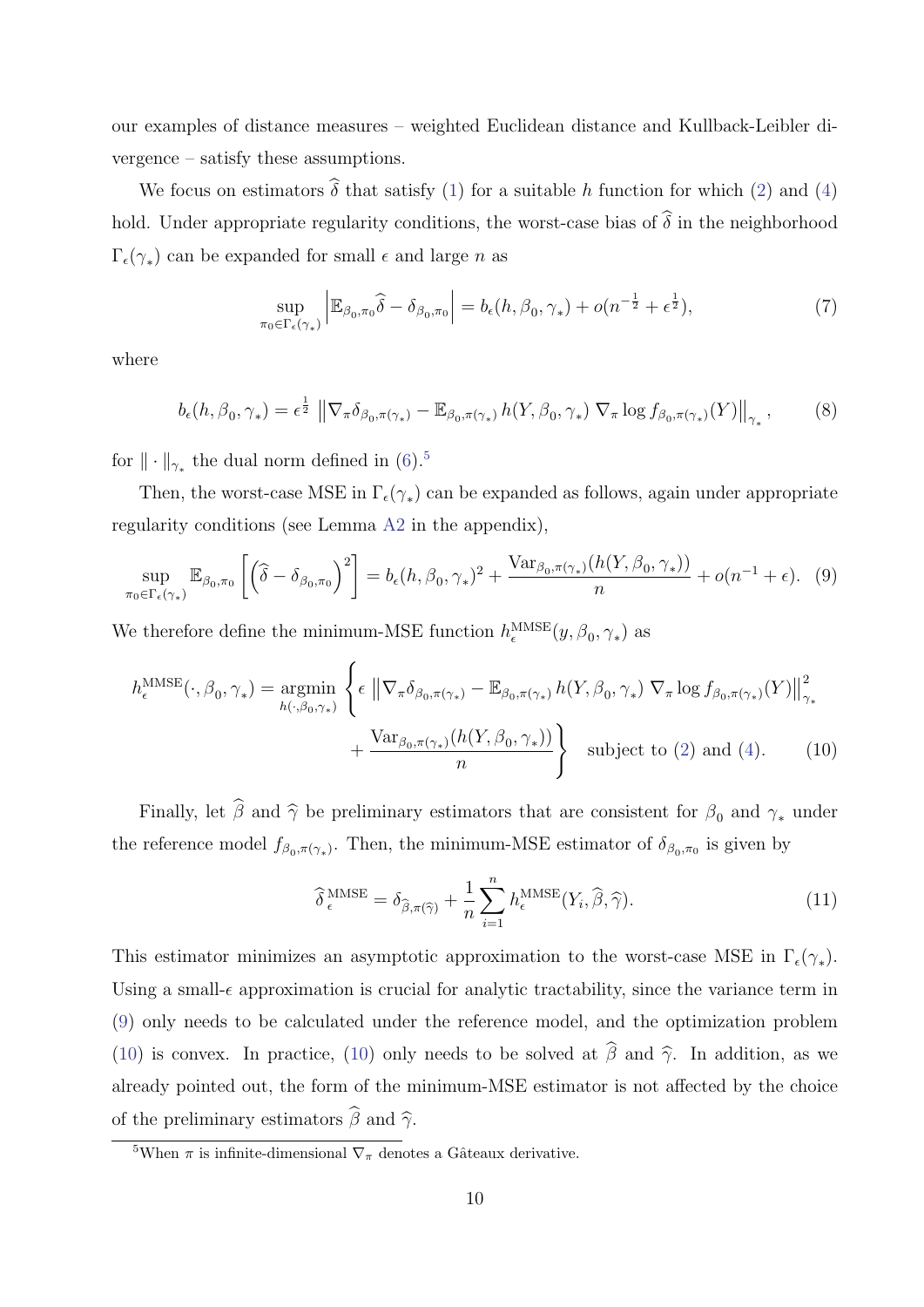our examples of distance measures – weighted Euclidean distance and Kullback-Leibler divergence – satisfy these assumptions.

We focus on estimators $\widehat{\delta}$ that satisfy (1) for a suitable $h$ function for which (2) and (4) hold. Under appropriate regularity conditions, the worst-case bias of $\widehat{\delta}$ in the neighborhood $\Gamma_\epsilon(\gamma_*)$ can be expanded for small $\epsilon$ and large $n$ as

$$\sup_{\pi_0 \in \Gamma_\epsilon(\gamma_*)} \left| \mathbb{E}_{\beta_0,\pi_0} \widehat{\delta} - \delta_{\beta_0,\pi_0} \right| = b_\epsilon(h, \beta_0, \gamma_*) + o(n^{-\frac{1}{2}} + \epsilon^{\frac{1}{2}}), \tag{7}$$

where

$$b_\epsilon(h, \beta_0, \gamma_*) = \epsilon^{\frac{1}{2}} \left\| \nabla_\pi \delta_{\beta_0,\pi(\gamma_*)} - \mathbb{E}_{\beta_0,\pi(\gamma_*)}\, h(Y, \beta_0, \gamma_*)\, \nabla_\pi \log f_{\beta_0,\pi(\gamma_*)}(Y) \right\|_{\gamma_*}, \tag{8}$$

for $\|\cdot\|_{\gamma_*}$ the dual norm defined in (6).[5]

Then, the worst-case MSE in $\Gamma_\epsilon(\gamma_*)$ can be expanded as follows, again under appropriate regularity conditions (see Lemma A2 in the appendix),

$$\sup_{\pi_0 \in \Gamma_\epsilon(\gamma_*)} \mathbb{E}_{\beta_0,\pi_0} \left[ \left( \widehat{\delta} - \delta_{\beta_0,\pi_0} \right)^2 \right] = b_\epsilon(h, \beta_0, \gamma_*)^2 + \frac{\mathrm{Var}_{\beta_0,\pi(\gamma_*)}(h(Y, \beta_0, \gamma_*))}{n} + o(n^{-1} + \epsilon). \tag{9}$$

We therefore define the minimum-MSE function $h_\epsilon^{\mathrm{MMSE}}(y, \beta_0, \gamma_*)$ as

$$h_\epsilon^{\mathrm{MMSE}}(\cdot, \beta_0, \gamma_*) = \underset{h(\cdot,\beta_0,\gamma_*)}{\operatorname{argmin}} \left\{ \epsilon \left\| \nabla_\pi \delta_{\beta_0,\pi(\gamma_*)} - \mathbb{E}_{\beta_0,\pi(\gamma_*)}\, h(Y, \beta_0, \gamma_*)\, \nabla_\pi \log f_{\beta_0,\pi(\gamma_*)}(Y) \right\|_{\gamma_*}^2 + \frac{\mathrm{Var}_{\beta_0,\pi(\gamma_*)}(h(Y, \beta_0, \gamma_*))}{n} \right\} \quad \text{subject to (2) and (4).} \tag{10}$$

Finally, let $\widehat{\beta}$ and $\widehat{\gamma}$ be preliminary estimators that are consistent for $\beta_0$ and $\gamma_*$ under the reference model $f_{\beta_0,\pi(\gamma_*)}$. Then, the minimum-MSE estimator of $\delta_{\beta_0,\pi_0}$ is given by

$$\widehat{\delta}_\epsilon^{\,\mathrm{MMSE}} = \delta_{\widehat{\beta},\pi(\widehat{\gamma})} + \frac{1}{n} \sum_{i=1}^n h_\epsilon^{\mathrm{MMSE}}(Y_i, \widehat{\beta}, \widehat{\gamma}). \tag{11}$$

This estimator minimizes an asymptotic approximation to the worst-case MSE in $\Gamma_\epsilon(\gamma_*)$. Using a small-$\epsilon$ approximation is crucial for analytic tractability, since the variance term in (9) only needs to be calculated under the reference model, and the optimization problem (10) is convex. In practice, (10) only needs to be solved at $\widehat{\beta}$ and $\widehat{\gamma}$. In addition, as we already pointed out, the form of the minimum-MSE estimator is not affected by the choice of the preliminary estimators $\widehat{\beta}$ and $\widehat{\gamma}$.

[5]When $\pi$ is infinite-dimensional $\nabla_\pi$ denotes a Gâteaux derivative.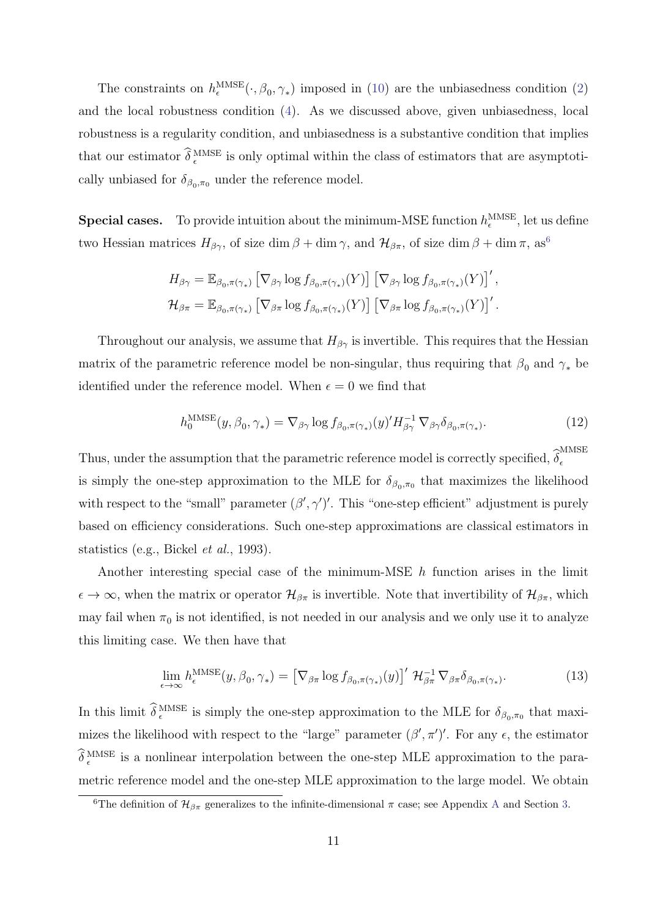The constraints on $h_\epsilon^{\rm MMSE}(\cdot, \beta_0, \gamma_*)$ imposed in (10) are the unbiasedness condition (2) and the local robustness condition (4). As we discussed above, given unbiasedness, local robustness is a regularity condition, and unbiasedness is a substantive condition that implies that our estimator $\widehat{\delta}_\epsilon^{\rm MMSE}$ is only optimal within the class of estimators that are asymptotically unbiased for $\delta_{\beta_0,\pi_0}$ under the reference model.

**Special cases.** To provide intuition about the minimum-MSE function $h_\epsilon^{\rm MMSE}$, let us define two Hessian matrices $H_{\beta\gamma}$, of size $\dim\beta + \dim\gamma$, and $\mathcal{H}_{\beta\pi}$, of size $\dim\beta + \dim\pi$, as[6]

$$
\begin{aligned}
H_{\beta\gamma} &= \mathbb{E}_{\beta_0,\pi(\gamma_*)} \left[\nabla_{\beta\gamma} \log f_{\beta_0,\pi(\gamma_*)}(Y)\right] \left[\nabla_{\beta\gamma} \log f_{\beta_0,\pi(\gamma_*)}(Y)\right]', \\
\mathcal{H}_{\beta\pi} &= \mathbb{E}_{\beta_0,\pi(\gamma_*)} \left[\nabla_{\beta\pi} \log f_{\beta_0,\pi(\gamma_*)}(Y)\right] \left[\nabla_{\beta\pi} \log f_{\beta_0,\pi(\gamma_*)}(Y)\right]'.
\end{aligned}
$$

Throughout our analysis, we assume that $H_{\beta\gamma}$ is invertible. This requires that the Hessian matrix of the parametric reference model be non-singular, thus requiring that $\beta_0$ and $\gamma_*$ be identified under the reference model. When $\epsilon = 0$ we find that

$$
h_0^{\rm MMSE}(y, \beta_0, \gamma_*) = \nabla_{\beta\gamma} \log f_{\beta_0,\pi(\gamma_*)}(y)' H_{\beta\gamma}^{-1} \, \nabla_{\beta\gamma} \delta_{\beta_0,\pi(\gamma_*)}. \tag{12}
$$

Thus, under the assumption that the parametric reference model is correctly specified, $\widehat{\delta}_\epsilon^{\rm MMSE}$ is simply the one-step approximation to the MLE for $\delta_{\beta_0,\pi_0}$ that maximizes the likelihood with respect to the "small" parameter $(\beta', \gamma')'$. This "one-step efficient" adjustment is purely based on efficiency considerations. Such one-step approximations are classical estimators in statistics (e.g., Bickel *et al.*, 1993).

Another interesting special case of the minimum-MSE $h$ function arises in the limit $\epsilon \to \infty$, when the matrix or operator $\mathcal{H}_{\beta\pi}$ is invertible. Note that invertibility of $\mathcal{H}_{\beta\pi}$, which may fail when $\pi_0$ is not identified, is not needed in our analysis and we only use it to analyze this limiting case. We then have that

$$
\lim_{\epsilon \to \infty} h_\epsilon^{\rm MMSE}(y, \beta_0, \gamma_*) = \left[\nabla_{\beta\pi} \log f_{\beta_0,\pi(\gamma_*)}(y)\right]' \mathcal{H}_{\beta\pi}^{-1} \, \nabla_{\beta\pi} \delta_{\beta_0,\pi(\gamma_*)}. \tag{13}
$$

In this limit $\widehat{\delta}_\epsilon^{\rm MMSE}$ is simply the one-step approximation to the MLE for $\delta_{\beta_0,\pi_0}$ that maximizes the likelihood with respect to the "large" parameter $(\beta', \pi')'$. For any $\epsilon$, the estimator $\widehat{\delta}_\epsilon^{\rm MMSE}$ is a nonlinear interpolation between the one-step MLE approximation to the parametric reference model and the one-step MLE approximation to the large model. We obtain

[6] The definition of $\mathcal{H}_{\beta\pi}$ generalizes to the infinite-dimensional $\pi$ case; see Appendix A and Section 3.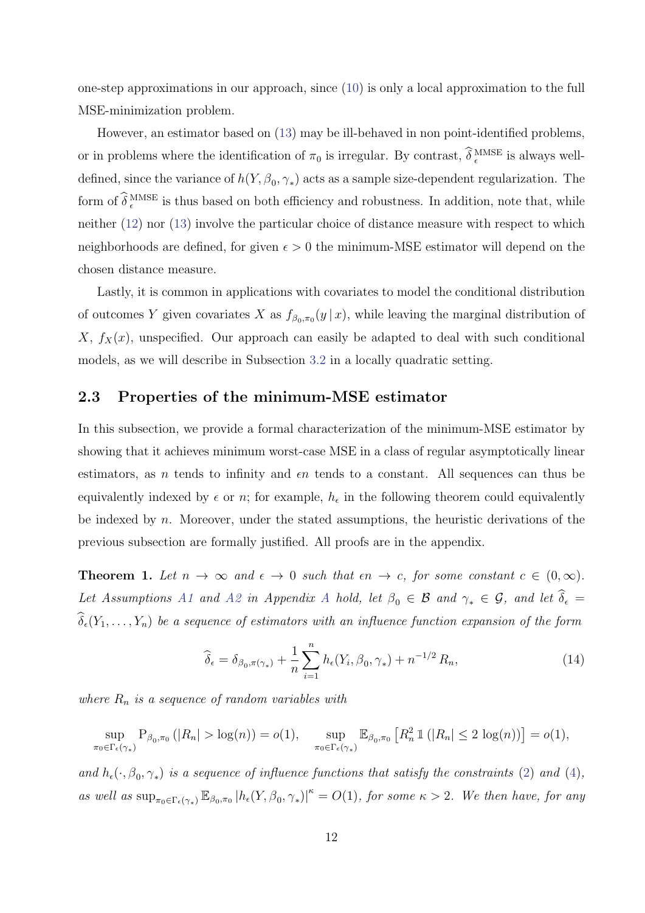one-step approximations in our approach, since (10) is only a local approximation to the full MSE-minimization problem.

However, an estimator based on (13) may be ill-behaved in non point-identified problems, or in problems where the identification of $\pi_0$ is irregular. By contrast, $\widehat{\delta}_{\epsilon}^{\,\mathrm{MMSE}}$ is always well-defined, since the variance of $h(Y, \beta_0, \gamma_*)$ acts as a sample size-dependent regularization. The form of $\widehat{\delta}_{\epsilon}^{\,\mathrm{MMSE}}$ is thus based on both efficiency and robustness. In addition, note that, while neither (12) nor (13) involve the particular choice of distance measure with respect to which neighborhoods are defined, for given $\epsilon > 0$ the minimum-MSE estimator will depend on the chosen distance measure.

Lastly, it is common in applications with covariates to model the conditional distribution of outcomes $Y$ given covariates $X$ as $f_{\beta_0,\pi_0}(y \,|\, x)$, while leaving the marginal distribution of $X$, $f_X(x)$, unspecified. Our approach can easily be adapted to deal with such conditional models, as we will describe in Subsection 3.2 in a locally quadratic setting.

## 2.3 Properties of the minimum-MSE estimator

In this subsection, we provide a formal characterization of the minimum-MSE estimator by showing that it achieves minimum worst-case MSE in a class of regular asymptotically linear estimators, as $n$ tends to infinity and $\epsilon n$ tends to a constant. All sequences can thus be equivalently indexed by $\epsilon$ or $n$; for example, $h_\epsilon$ in the following theorem could equivalently be indexed by $n$. Moreover, under the stated assumptions, the heuristic derivations of the previous subsection are formally justified. All proofs are in the appendix.

**Theorem 1.** *Let $n \to \infty$ and $\epsilon \to 0$ such that $\epsilon n \to c$, for some constant $c \in (0, \infty)$. Let Assumptions A1 and A2 in Appendix A hold, let $\beta_0 \in \mathcal{B}$ and $\gamma_* \in \mathcal{G}$, and let $\widehat{\delta}_\epsilon = \widehat{\delta}_\epsilon(Y_1, \ldots, Y_n)$ be a sequence of estimators with an influence function expansion of the form*

$$\widehat{\delta}_\epsilon = \delta_{\beta_0,\pi(\gamma_*)} + \frac{1}{n}\sum_{i=1}^{n} h_\epsilon(Y_i, \beta_0, \gamma_*) + n^{-1/2}\, R_n, \tag{14}$$

*where $R_n$ is a sequence of random variables with*

$$\sup_{\pi_0 \in \Gamma_\epsilon(\gamma_*)} \mathrm{P}_{\beta_0,\pi_0}\left(|R_n| > \log(n)\right) = o(1), \qquad \sup_{\pi_0 \in \Gamma_\epsilon(\gamma_*)} \mathbb{E}_{\beta_0,\pi_0}\left[R_n^2\, \mathbb{1}\left(|R_n| \leq 2\,\log(n)\right)\right] = o(1),$$

*and $h_\epsilon(\cdot, \beta_0, \gamma_*)$ is a sequence of influence functions that satisfy the constraints (2) and (4), as well as $\sup_{\pi_0 \in \Gamma_\epsilon(\gamma_*)} \mathbb{E}_{\beta_0,\pi_0} \left|h_\epsilon(Y, \beta_0, \gamma_*)\right|^\kappa = O(1)$, for some $\kappa > 2$. We then have, for any*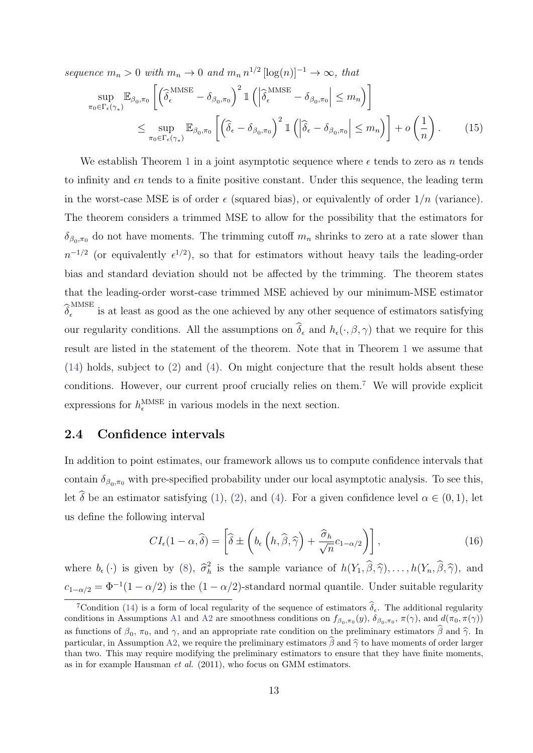*sequence $m_n > 0$ with $m_n \to 0$ and $m_n \, n^{1/2} \, [\log(n)]^{-1} \to \infty$, that*

$$\sup_{\pi_0 \in \Gamma_\epsilon(\gamma_*)} \mathbb{E}_{\beta_0,\pi_0} \left[ \left( \widehat{\delta}_\epsilon^{\text{MMSE}} - \delta_{\beta_0,\pi_0} \right)^2 \mathbb{1}\left( \left| \widehat{\delta}_\epsilon^{\text{MMSE}} - \delta_{\beta_0,\pi_0} \right| \leq m_n \right) \right]$$
$$\leq \sup_{\pi_0 \in \Gamma_\epsilon(\gamma_*)} \mathbb{E}_{\beta_0,\pi_0} \left[ \left( \widehat{\delta}_\epsilon - \delta_{\beta_0,\pi_0} \right)^2 \mathbb{1}\left( \left| \widehat{\delta}_\epsilon - \delta_{\beta_0,\pi_0} \right| \leq m_n \right) \right] + o\left( \frac{1}{n} \right). \tag{15}$$

We establish Theorem 1 in a joint asymptotic sequence where $\epsilon$ tends to zero as $n$ tends to infinity and $\epsilon n$ tends to a finite positive constant. Under this sequence, the leading term in the worst-case MSE is of order $\epsilon$ (squared bias), or equivalently of order $1/n$ (variance). The theorem considers a trimmed MSE to allow for the possibility that the estimators for $\delta_{\beta_0,\pi_0}$ do not have moments. The trimming cutoff $m_n$ shrinks to zero at a rate slower than $n^{-1/2}$ (or equivalently $\epsilon^{1/2}$), so that for estimators without heavy tails the leading-order bias and standard deviation should not be affected by the trimming. The theorem states that the leading-order worst-case trimmed MSE achieved by our minimum-MSE estimator $\widehat{\delta}_\epsilon^{\text{MMSE}}$ is at least as good as the one achieved by any other sequence of estimators satisfying our regularity conditions. All the assumptions on $\widehat{\delta}_\epsilon$ and $h_\epsilon(\cdot, \beta, \gamma)$ that we require for this result are listed in the statement of the theorem. Note that in Theorem 1 we assume that (14) holds, subject to (2) and (4). On might conjecture that the result holds absent these conditions. However, our current proof crucially relies on them.[7] We will provide explicit expressions for $h_\epsilon^{\text{MMSE}}$ in various models in the next section.

## 2.4 Confidence intervals

In addition to point estimates, our framework allows us to compute confidence intervals that contain $\delta_{\beta_0,\pi_0}$ with pre-specified probability under our local asymptotic analysis. To see this, let $\widehat{\delta}$ be an estimator satisfying (1), (2), and (4). For a given confidence level $\alpha \in (0, 1)$, let us define the following interval

$$CI_\epsilon(1 - \alpha, \widehat{\delta}) = \left[ \widehat{\delta} \pm \left( b_\epsilon\left( h, \widehat{\beta}, \widehat{\gamma} \right) + \frac{\widehat{\sigma}_h}{\sqrt{n}} c_{1-\alpha/2} \right) \right], \tag{16}$$

where $b_\epsilon(\cdot)$ is given by (8), $\widehat{\sigma}_h^2$ is the sample variance of $h(Y_1, \widehat{\beta}, \widehat{\gamma}), \ldots, h(Y_n, \widehat{\beta}, \widehat{\gamma})$, and $c_{1-\alpha/2} = \Phi^{-1}(1 - \alpha/2)$ is the $(1 - \alpha/2)$-standard normal quantile. Under suitable regularity

[7] Condition (14) is a form of local regularity of the sequence of estimators $\widehat{\delta}_\epsilon$. The additional regularity conditions in Assumptions A1 and A2 are smoothness conditions on $f_{\beta_0,\pi_0}(y)$, $\delta_{\beta_0,\pi_0}$, $\pi(\gamma)$, and $d(\pi_0, \pi(\gamma))$ as functions of $\beta_0$, $\pi_0$, and $\gamma$, and an appropriate rate condition on the preliminary estimators $\widehat{\beta}$ and $\widehat{\gamma}$. In particular, in Assumption A2, we require the preliminary estimators $\widehat{\beta}$ and $\widehat{\gamma}$ to have moments of order larger than two. This may require modifying the preliminary estimators to ensure that they have finite moments, as in for example Hausman *et al.* (2011), who focus on GMM estimators.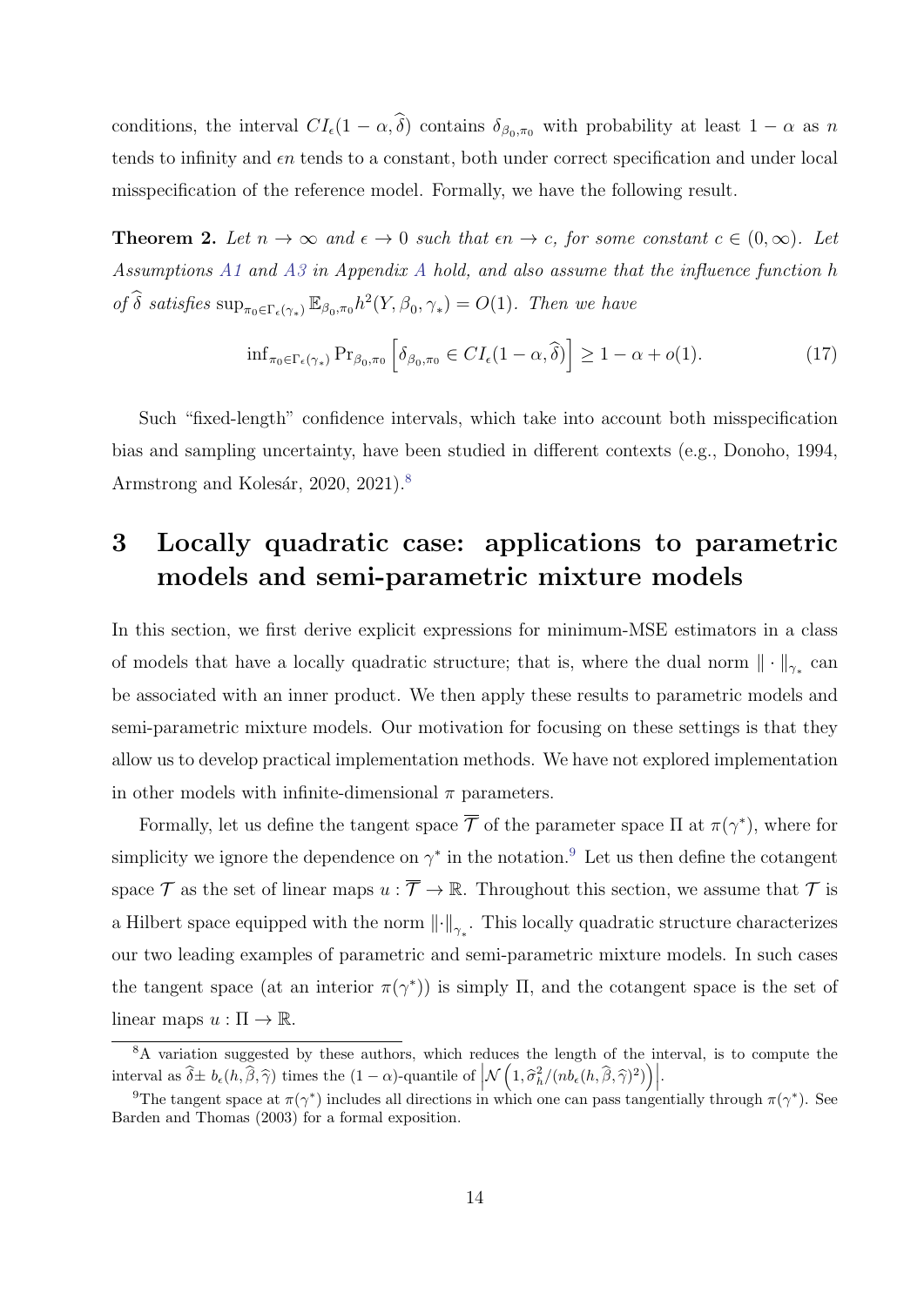conditions, the interval $CI_\epsilon(1-\alpha, \widehat{\delta})$ contains $\delta_{\beta_0,\pi_0}$ with probability at least $1-\alpha$ as $n$ tends to infinity and $\epsilon n$ tends to a constant, both under correct specification and under local misspecification of the reference model. Formally, we have the following result.

**Theorem 2.** *Let $n \to \infty$ and $\epsilon \to 0$ such that $\epsilon n \to c$, for some constant $c \in (0, \infty)$. Let Assumptions A1 and A3 in Appendix A hold, and also assume that the influence function $h$ of $\widehat{\delta}$ satisfies $\sup_{\pi_0 \in \Gamma_\epsilon(\gamma_*)} \mathbb{E}_{\beta_0,\pi_0} h^2(Y, \beta_0, \gamma_*) = O(1)$. Then we have*

$$\inf_{\pi_0 \in \Gamma_\epsilon(\gamma_*)} \Pr_{\beta_0,\pi_0}\left[\delta_{\beta_0,\pi_0} \in CI_\epsilon(1-\alpha, \widehat{\delta})\right] \geq 1 - \alpha + o(1). \tag{17}$$

Such "fixed-length" confidence intervals, which take into account both misspecification bias and sampling uncertainty, have been studied in different contexts (e.g., Donoho, 1994, Armstrong and Kolesár, 2020, 2021).[8]

# 3 Locally quadratic case: applications to parametric models and semi-parametric mixture models

In this section, we first derive explicit expressions for minimum-MSE estimators in a class of models that have a locally quadratic structure; that is, where the dual norm $\|\cdot\|_{\gamma_*}$ can be associated with an inner product. We then apply these results to parametric models and semi-parametric mixture models. Our motivation for focusing on these settings is that they allow us to develop practical implementation methods. We have not explored implementation in other models with infinite-dimensional $\pi$ parameters.

Formally, let us define the tangent space $\overline{\mathcal{T}}$ of the parameter space $\Pi$ at $\pi(\gamma^*)$, where for simplicity we ignore the dependence on $\gamma^*$ in the notation.[9] Let us then define the cotangent space $\mathcal{T}$ as the set of linear maps $u : \overline{\mathcal{T}} \to \mathbb{R}$. Throughout this section, we assume that $\mathcal{T}$ is a Hilbert space equipped with the norm $\|\cdot\|_{\gamma_*}$. This locally quadratic structure characterizes our two leading examples of parametric and semi-parametric mixture models. In such cases the tangent space (at an interior $\pi(\gamma^*)$) is simply $\Pi$, and the cotangent space is the set of linear maps $u : \Pi \to \mathbb{R}$.

---

[8] A variation suggested by these authors, which reduces the length of the interval, is to compute the interval as $\widehat{\delta} \pm\, b_\epsilon(h, \widehat{\beta}, \widehat{\gamma})$ times the $(1-\alpha)$-quantile of $\left|\mathcal{N}\left(1, \widehat{\sigma}_h^2/(n b_\epsilon(h, \widehat{\beta}, \widehat{\gamma})^2)\right)\right|$.

[9] The tangent space at $\pi(\gamma^*)$ includes all directions in which one can pass tangentially through $\pi(\gamma^*)$. See Barden and Thomas (2003) for a formal exposition.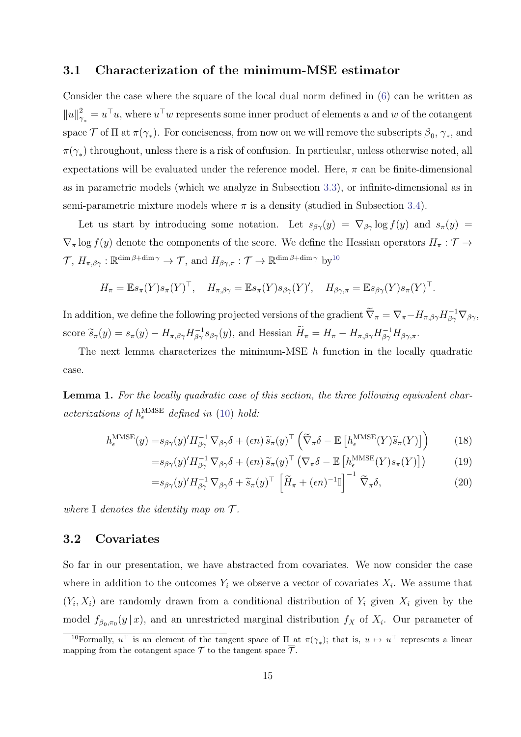### 3.1 Characterization of the minimum-MSE estimator

Consider the case where the square of the local dual norm defined in (6) can be written as $\|u\|^2_{\gamma_*} = u^\top u$, where $u^\top w$ represents some inner product of elements $u$ and $w$ of the cotangent space $\mathcal{T}$ of $\Pi$ at $\pi(\gamma_*)$. For conciseness, from now on we will remove the subscripts $\beta_0$, $\gamma_*$, and $\pi(\gamma_*)$ throughout, unless there is a risk of confusion. In particular, unless otherwise noted, all expectations will be evaluated under the reference model. Here, $\pi$ can be finite-dimensional as in parametric models (which we analyze in Subsection 3.3), or infinite-dimensional as in semi-parametric mixture models where $\pi$ is a density (studied in Subsection 3.4).

Let us start by introducing some notation. Let $s_{\beta\gamma}(y) = \nabla_{\beta\gamma} \log f(y)$ and $s_\pi(y) = \nabla_\pi \log f(y)$ denote the components of the score. We define the Hessian operators $H_\pi : \mathcal{T} \to \mathcal{T}$, $H_{\pi,\beta\gamma} : \mathbb{R}^{\dim\beta + \dim\gamma} \to \mathcal{T}$, and $H_{\beta\gamma,\pi} : \mathcal{T} \to \mathbb{R}^{\dim\beta+\dim\gamma}$ by[10]

$$H_\pi = \mathbb{E} s_\pi(Y) s_\pi(Y)^\top, \quad H_{\pi,\beta\gamma} = \mathbb{E} s_\pi(Y) s_{\beta\gamma}(Y)', \quad H_{\beta\gamma,\pi} = \mathbb{E} s_{\beta\gamma}(Y) s_\pi(Y)^\top.$$

In addition, we define the following projected versions of the gradient $\widetilde{\nabla}_\pi = \nabla_\pi - H_{\pi,\beta\gamma} H_{\beta\gamma}^{-1} \nabla_{\beta\gamma}$, score $\widetilde{s}_\pi(y) = s_\pi(y) - H_{\pi,\beta\gamma} H_{\beta\gamma}^{-1} s_{\beta\gamma}(y)$, and Hessian $\widetilde{H}_\pi = H_\pi - H_{\pi,\beta\gamma} H_{\beta\gamma}^{-1} H_{\beta\gamma,\pi}$.

The next lemma characterizes the minimum-MSE $h$ function in the locally quadratic case.

**Lemma 1.** *For the locally quadratic case of this section, the three following equivalent characterizations of $h_\epsilon^{\mathrm{MMSE}}$ defined in (10) hold:*

$$h_\epsilon^{\mathrm{MMSE}}(y) = s_{\beta\gamma}(y)' H_{\beta\gamma}^{-1} \nabla_{\beta\gamma}\delta + (\epsilon n)\, \widetilde{s}_\pi(y)^\top \left( \widetilde{\nabla}_\pi \delta - \mathbb{E}\left[ h_\epsilon^{\mathrm{MMSE}}(Y) \widetilde{s}_\pi(Y) \right] \right) \tag{18}$$

$$= s_{\beta\gamma}(y)' H_{\beta\gamma}^{-1} \nabla_{\beta\gamma}\delta + (\epsilon n)\, \widetilde{s}_\pi(y)^\top \left( \nabla_\pi \delta - \mathbb{E}\left[ h_\epsilon^{\mathrm{MMSE}}(Y) s_\pi(Y) \right] \right) \tag{19}$$

$$= s_{\beta\gamma}(y)' H_{\beta\gamma}^{-1} \nabla_{\beta\gamma}\delta + \widetilde{s}_\pi(y)^\top \left[ \widetilde{H}_\pi + (\epsilon n)^{-1} \mathbb{I} \right]^{-1} \widetilde{\nabla}_\pi \delta, \tag{20}$$

*where $\mathbb{I}$ denotes the identity map on $\mathcal{T}$.*

### 3.2 Covariates

So far in our presentation, we have abstracted from covariates. We now consider the case where in addition to the outcomes $Y_i$ we observe a vector of covariates $X_i$. We assume that $(Y_i, X_i)$ are randomly drawn from a conditional distribution of $Y_i$ given $X_i$ given by the model $f_{\beta_0,\pi_0}(y \mid x)$, and an unrestricted marginal distribution $f_X$ of $X_i$. Our parameter of

[10] Formally, $u^\top$ is an element of the tangent space of $\Pi$ at $\pi(\gamma_*)$; that is, $u \mapsto u^\top$ represents a linear mapping from the cotangent space $\mathcal{T}$ to the tangent space $\overline{\mathcal{T}}$.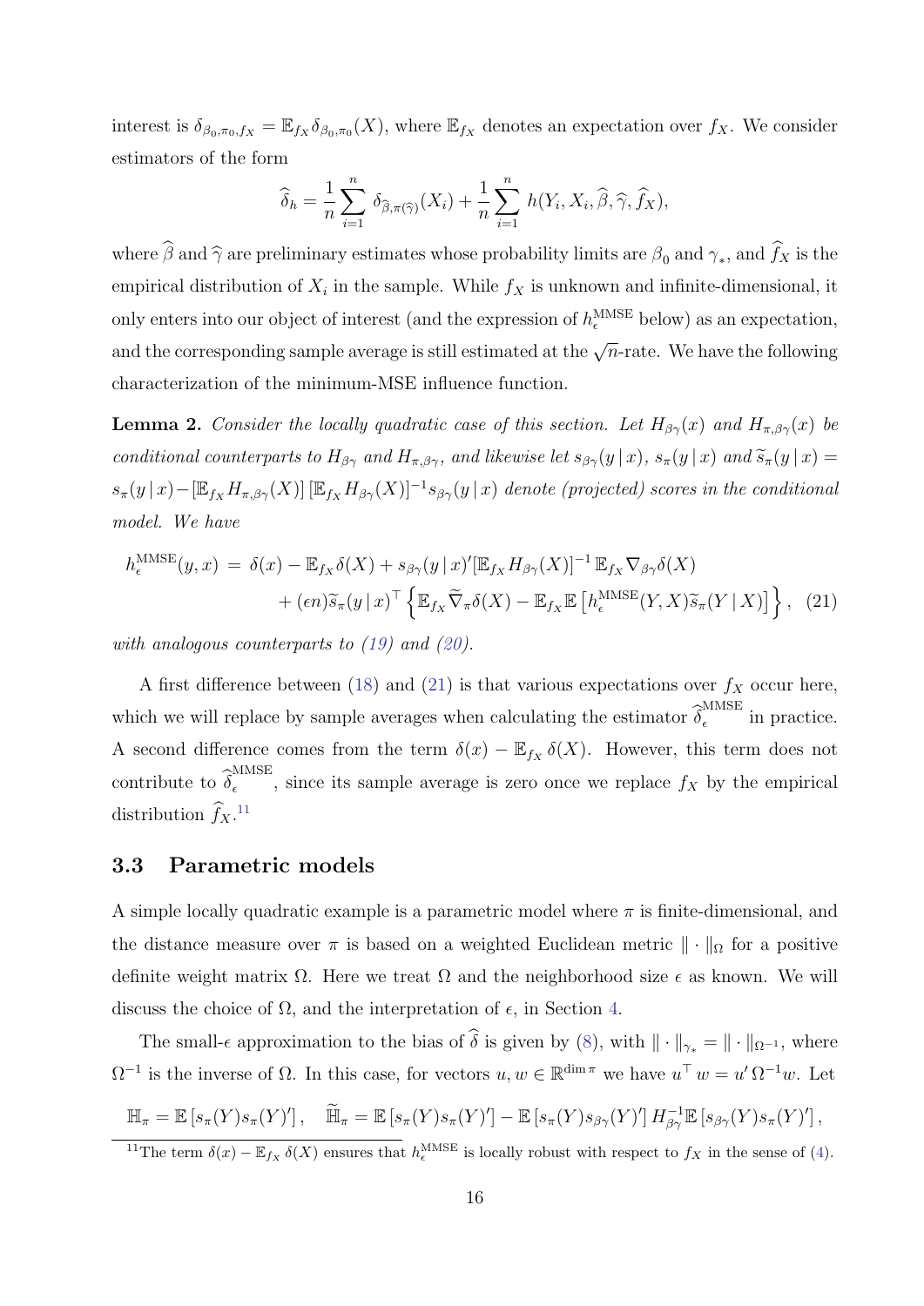interest is $\delta_{\beta_0,\pi_0,f_X} = \mathbb{E}_{f_X}\delta_{\beta_0,\pi_0}(X)$, where $\mathbb{E}_{f_X}$ denotes an expectation over $f_X$. We consider estimators of the form

$$\widehat{\delta}_h = \frac{1}{n}\sum_{i=1}^{n} \delta_{\widehat{\beta},\pi(\widehat{\gamma})}(X_i) + \frac{1}{n}\sum_{i=1}^{n} h(Y_i, X_i, \widehat{\beta}, \widehat{\gamma}, \widehat{f}_X),$$

where $\widehat{\beta}$ and $\widehat{\gamma}$ are preliminary estimates whose probability limits are $\beta_0$ and $\gamma_*$, and $\widehat{f}_X$ is the empirical distribution of $X_i$ in the sample. While $f_X$ is unknown and infinite-dimensional, it only enters into our object of interest (and the expression of $h_\epsilon^{\text{MMSE}}$ below) as an expectation, and the corresponding sample average is still estimated at the $\sqrt{n}$-rate. We have the following characterization of the minimum-MSE influence function.

**Lemma 2.** *Consider the locally quadratic case of this section. Let $H_{\beta\gamma}(x)$ and $H_{\pi,\beta\gamma}(x)$ be conditional counterparts to $H_{\beta\gamma}$ and $H_{\pi,\beta\gamma}$, and likewise let $s_{\beta\gamma}(y\,|\,x)$, $s_\pi(y\,|\,x)$ and $\widetilde{s}_\pi(y\,|\,x) = s_\pi(y\,|\,x) - [\mathbb{E}_{f_X} H_{\pi,\beta\gamma}(X)]\,[\mathbb{E}_{f_X} H_{\beta\gamma}(X)]^{-1} s_{\beta\gamma}(y\,|\,x)$ denote (projected) scores in the conditional model. We have*

$$\begin{aligned} h_\epsilon^{\text{MMSE}}(y,x) \;=\; &\delta(x) - \mathbb{E}_{f_X}\delta(X) + s_{\beta\gamma}(y\,|\,x)'[\mathbb{E}_{f_X} H_{\beta\gamma}(X)]^{-1}\,\mathbb{E}_{f_X}\nabla_{\beta\gamma}\delta(X) \\ &+ (\epsilon n)\widetilde{s}_\pi(y\,|\,x)^\top\left\{\mathbb{E}_{f_X}\widetilde{\nabla}_\pi\delta(X) - \mathbb{E}_{f_X}\mathbb{E}\left[h_\epsilon^{\text{MMSE}}(Y,X)\widetilde{s}_\pi(Y\,|\,X)\right]\right\}, \quad (21) \end{aligned}$$

*with analogous counterparts to (19) and (20).*

A first difference between (18) and (21) is that various expectations over $f_X$ occur here, which we will replace by sample averages when calculating the estimator $\widehat{\delta}_\epsilon^{\text{MMSE}}$ in practice. A second difference comes from the term $\delta(x) - \mathbb{E}_{f_X}\delta(X)$. However, this term does not contribute to $\widehat{\delta}_\epsilon^{\text{MMSE}}$, since its sample average is zero once we replace $f_X$ by the empirical distribution $\widehat{f}_X$.[11]

## 3.3 Parametric models

A simple locally quadratic example is a parametric model where $\pi$ is finite-dimensional, and the distance measure over $\pi$ is based on a weighted Euclidean metric $\|\cdot\|_\Omega$ for a positive definite weight matrix $\Omega$. Here we treat $\Omega$ and the neighborhood size $\epsilon$ as known. We will discuss the choice of $\Omega$, and the interpretation of $\epsilon$, in Section 4.

The small-$\epsilon$ approximation to the bias of $\widehat{\delta}$ is given by (8), with $\|\cdot\|_{\gamma_*} = \|\cdot\|_{\Omega^{-1}}$, where $\Omega^{-1}$ is the inverse of $\Omega$. In this case, for vectors $u, w \in \mathbb{R}^{\dim\pi}$ we have $u^\top w = u'\Omega^{-1}w$. Let

$$\mathbb{H}_\pi = \mathbb{E}\left[s_\pi(Y)s_\pi(Y)'\right], \quad \widetilde{\mathbb{H}}_\pi = \mathbb{E}\left[s_\pi(Y)s_\pi(Y)'\right] - \mathbb{E}\left[s_\pi(Y)s_{\beta\gamma}(Y)'\right]H_{\beta\gamma}^{-1}\mathbb{E}\left[s_{\beta\gamma}(Y)s_\pi(Y)'\right],$$

[11] The term $\delta(x) - \mathbb{E}_{f_X}\delta(X)$ ensures that $h_\epsilon^{\text{MMSE}}$ is locally robust with respect to $f_X$ in the sense of (4).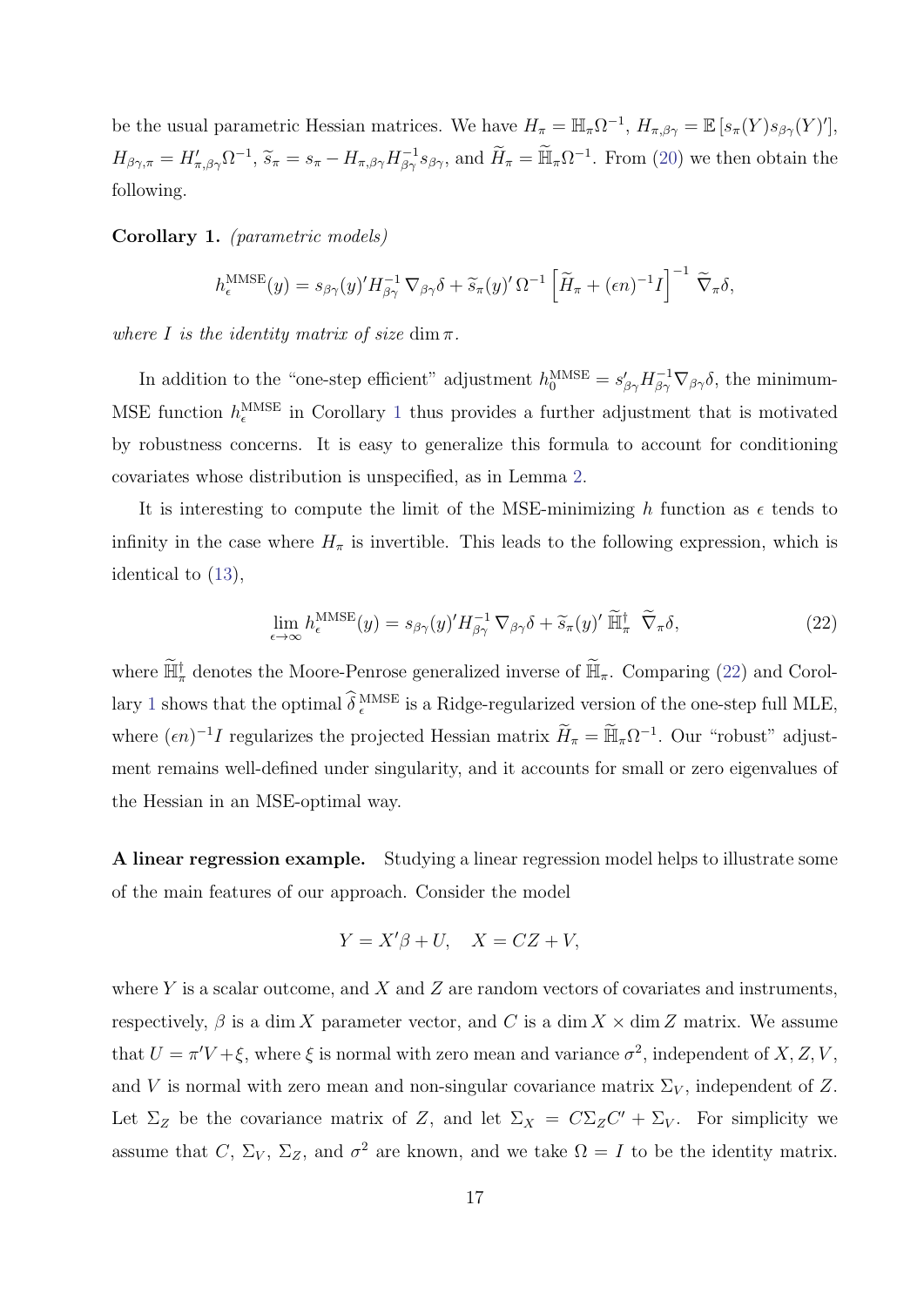be the usual parametric Hessian matrices. We have $H_\pi = \mathbb{H}_\pi \Omega^{-1}$, $H_{\pi,\beta\gamma} = \mathbb{E}\left[s_\pi(Y) s_{\beta\gamma}(Y)'\right]$, $H_{\beta\gamma,\pi} = H'_{\pi,\beta\gamma}\Omega^{-1}$, $\widetilde{s}_\pi = s_\pi - H_{\pi,\beta\gamma} H_{\beta\gamma}^{-1} s_{\beta\gamma}$, and $\widetilde{H}_\pi = \widetilde{\mathbb{H}}_\pi \Omega^{-1}$. From (20) we then obtain the following.

**Corollary 1.** *(parametric models)*

$$h_\epsilon^{\text{MMSE}}(y) = s_{\beta\gamma}(y)' H_{\beta\gamma}^{-1} \nabla_{\beta\gamma}\delta + \widetilde{s}_\pi(y)' \, \Omega^{-1} \left[\widetilde{H}_\pi + (\epsilon n)^{-1} I\right]^{-1} \widetilde{\nabla}_\pi \delta,$$

*where $I$ is the identity matrix of size* $\dim \pi$.

In addition to the "one-step efficient" adjustment $h_0^{\text{MMSE}} = s'_{\beta\gamma} H_{\beta\gamma}^{-1} \nabla_{\beta\gamma}\delta$, the minimum-MSE function $h_\epsilon^{\text{MMSE}}$ in Corollary 1 thus provides a further adjustment that is motivated by robustness concerns. It is easy to generalize this formula to account for conditioning covariates whose distribution is unspecified, as in Lemma 2.

It is interesting to compute the limit of the MSE-minimizing $h$ function as $\epsilon$ tends to infinity in the case where $H_\pi$ is invertible. This leads to the following expression, which is identical to (13),

$$\lim_{\epsilon \to \infty} h_\epsilon^{\text{MMSE}}(y) = s_{\beta\gamma}(y)' H_{\beta\gamma}^{-1} \nabla_{\beta\gamma}\delta + \widetilde{s}_\pi(y)' \, \widetilde{\mathbb{H}}_\pi^{\dagger} \; \widetilde{\nabla}_\pi \delta, \tag{22}$$

where $\widetilde{\mathbb{H}}_\pi^{\dagger}$ denotes the Moore-Penrose generalized inverse of $\widetilde{\mathbb{H}}_\pi$. Comparing (22) and Corollary 1 shows that the optimal $\widehat{\delta}_\epsilon^{\,\text{MMSE}}$ is a Ridge-regularized version of the one-step full MLE, where $(\epsilon n)^{-1} I$ regularizes the projected Hessian matrix $\widetilde{H}_\pi = \widetilde{\mathbb{H}}_\pi \Omega^{-1}$. Our "robust" adjustment remains well-defined under singularity, and it accounts for small or zero eigenvalues of the Hessian in an MSE-optimal way.

**A linear regression example.** Studying a linear regression model helps to illustrate some of the main features of our approach. Consider the model

$$Y = X'\beta + U, \quad X = CZ + V,$$

where $Y$ is a scalar outcome, and $X$ and $Z$ are random vectors of covariates and instruments, respectively, $\beta$ is a $\dim X$ parameter vector, and $C$ is a $\dim X \times \dim Z$ matrix. We assume that $U = \pi' V + \xi$, where $\xi$ is normal with zero mean and variance $\sigma^2$, independent of $X, Z, V$, and $V$ is normal with zero mean and non-singular covariance matrix $\Sigma_V$, independent of $Z$. Let $\Sigma_Z$ be the covariance matrix of $Z$, and let $\Sigma_X = C\Sigma_Z C' + \Sigma_V$. For simplicity we assume that $C$, $\Sigma_V$, $\Sigma_Z$, and $\sigma^2$ are known, and we take $\Omega = I$ to be the identity matrix.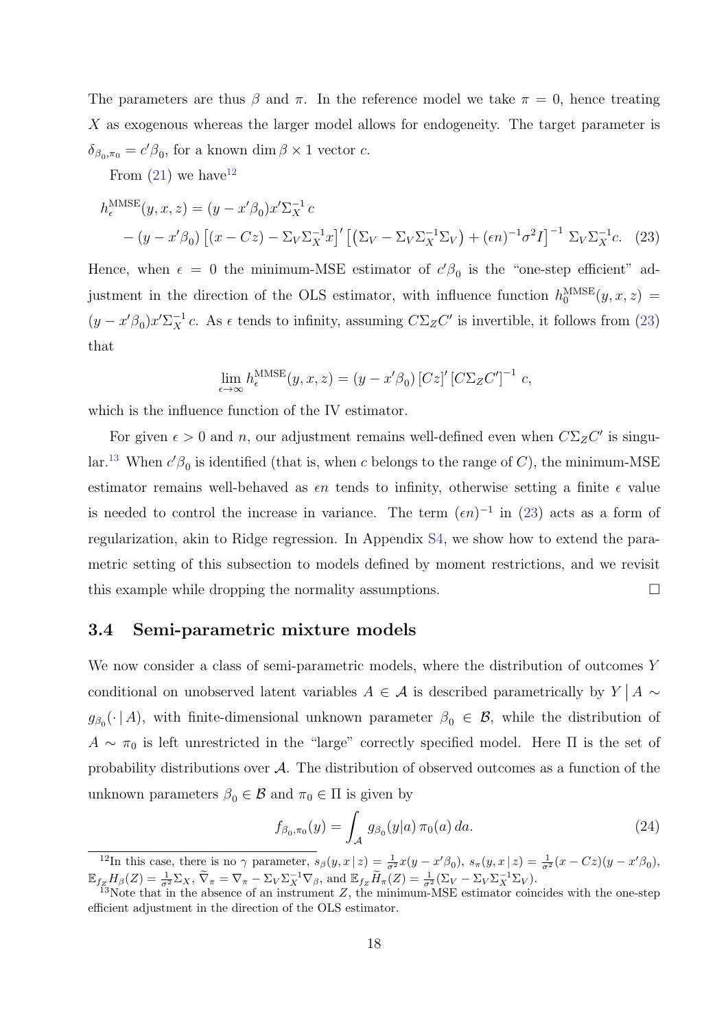The parameters are thus $\beta$ and $\pi$. In the reference model we take $\pi = 0$, hence treating $X$ as exogenous whereas the larger model allows for endogeneity. The target parameter is $\delta_{\beta_0,\pi_0} = c'\beta_0$, for a known $\dim \beta \times 1$ vector $c$.

From (21) we have[12]

$$h_\epsilon^{\mathrm{MMSE}}(y,x,z) = (y - x'\beta_0)x'\Sigma_X^{-1}\, c$$
$$- (y - x'\beta_0)\left[(x - Cz) - \Sigma_V \Sigma_X^{-1} x\right]' \left[\left(\Sigma_V - \Sigma_V \Sigma_X^{-1} \Sigma_V\right) + (\epsilon n)^{-1}\sigma^2 I\right]^{-1} \Sigma_V \Sigma_X^{-1} c. \quad (23)$$

Hence, when $\epsilon = 0$ the minimum-MSE estimator of $c'\beta_0$ is the "one-step efficient" adjustment in the direction of the OLS estimator, with influence function $h_0^{\mathrm{MMSE}}(y,x,z) = (y - x'\beta_0)x'\Sigma_X^{-1}\, c$. As $\epsilon$ tends to infinity, assuming $C\Sigma_Z C'$ is invertible, it follows from (23) that

$$\lim_{\epsilon \to \infty} h_\epsilon^{\mathrm{MMSE}}(y,x,z) = (y - x'\beta_0)\left[Cz\right]' \left[C\Sigma_Z C'\right]^{-1} c,$$

which is the influence function of the IV estimator.

For given $\epsilon > 0$ and $n$, our adjustment remains well-defined even when $C\Sigma_Z C'$ is singular.[13] When $c'\beta_0$ is identified (that is, when $c$ belongs to the range of $C$), the minimum-MSE estimator remains well-behaved as $\epsilon n$ tends to infinity, otherwise setting a finite $\epsilon$ value is needed to control the increase in variance. The term $(\epsilon n)^{-1}$ in (23) acts as a form of regularization, akin to Ridge regression. In Appendix S4, we show how to extend the parametric setting of this subsection to models defined by moment restrictions, and we revisit this example while dropping the normality assumptions. □

### 3.4 Semi-parametric mixture models

We now consider a class of semi-parametric models, where the distribution of outcomes $Y$ conditional on unobserved latent variables $A \in \mathcal{A}$ is described parametrically by $Y \,\big|\, A \sim g_{\beta_0}(\cdot \,|\, A)$, with finite-dimensional unknown parameter $\beta_0 \in \mathcal{B}$, while the distribution of $A \sim \pi_0$ is left unrestricted in the "large" correctly specified model. Here $\Pi$ is the set of probability distributions over $\mathcal{A}$. The distribution of observed outcomes as a function of the unknown parameters $\beta_0 \in \mathcal{B}$ and $\pi_0 \in \Pi$ is given by

$$f_{\beta_0,\pi_0}(y) = \int_{\mathcal{A}} g_{\beta_0}(y|a)\, \pi_0(a)\, da. \quad (24)$$

---

[12] In this case, there is no $\gamma$ parameter, $s_\beta(y,x\,|\,z) = \frac{1}{\sigma^2}x(y - x'\beta_0)$, $s_\pi(y,x\,|\,z) = \frac{1}{\sigma^2}(x - Cz)(y - x'\beta_0)$, $\mathbb{E}_{f_Z} H_\beta(Z) = \frac{1}{\sigma^2}\Sigma_X$, $\widetilde{\nabla}_\pi = \nabla_\pi - \Sigma_V \Sigma_X^{-1} \nabla_\beta$, and $\mathbb{E}_{f_Z} \widetilde{H}_\pi(Z) = \frac{1}{\sigma^2}(\Sigma_V - \Sigma_V \Sigma_X^{-1} \Sigma_V)$.

[13] Note that in the absence of an instrument $Z$, the minimum-MSE estimator coincides with the one-step efficient adjustment in the direction of the OLS estimator.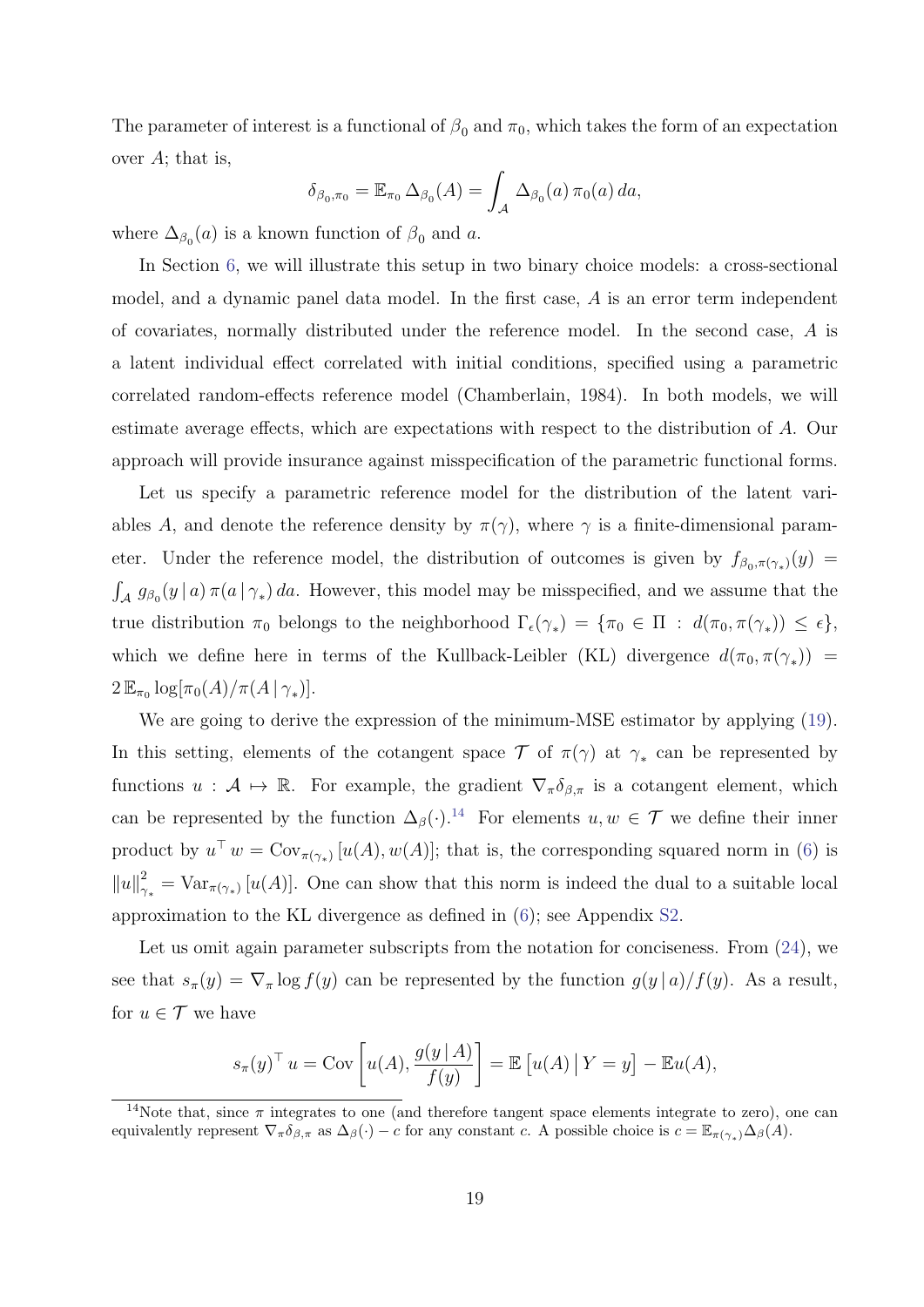The parameter of interest is a functional of $\beta_0$ and $\pi_0$, which takes the form of an expectation over $A$; that is,

$$\delta_{\beta_0,\pi_0} = \mathbb{E}_{\pi_0}\, \Delta_{\beta_0}(A) = \int_{\mathcal{A}} \Delta_{\beta_0}(a)\, \pi_0(a)\, da,$$

where $\Delta_{\beta_0}(a)$ is a known function of $\beta_0$ and $a$.

In Section 6, we will illustrate this setup in two binary choice models: a cross-sectional model, and a dynamic panel data model. In the first case, $A$ is an error term independent of covariates, normally distributed under the reference model. In the second case, $A$ is a latent individual effect correlated with initial conditions, specified using a parametric correlated random-effects reference model (Chamberlain, 1984). In both models, we will estimate average effects, which are expectations with respect to the distribution of $A$. Our approach will provide insurance against misspecification of the parametric functional forms.

Let us specify a parametric reference model for the distribution of the latent variables $A$, and denote the reference density by $\pi(\gamma)$, where $\gamma$ is a finite-dimensional parameter. Under the reference model, the distribution of outcomes is given by $f_{\beta_0,\pi(\gamma_*)}(y) = \int_{\mathcal{A}} g_{\beta_0}(y \,|\, a)\, \pi(a \,|\, \gamma_*)\, da$. However, this model may be misspecified, and we assume that the true distribution $\pi_0$ belongs to the neighborhood $\Gamma_\epsilon(\gamma_*) = \{\pi_0 \in \Pi \,:\, d(\pi_0, \pi(\gamma_*)) \leq \epsilon\}$, which we define here in terms of the Kullback-Leibler (KL) divergence $d(\pi_0, \pi(\gamma_*)) = 2\, \mathbb{E}_{\pi_0} \log[\pi_0(A)/\pi(A \,|\, \gamma_*)]$.

We are going to derive the expression of the minimum-MSE estimator by applying (19). In this setting, elements of the cotangent space $\mathcal{T}$ of $\pi(\gamma)$ at $\gamma_*$ can be represented by functions $u : \mathcal{A} \mapsto \mathbb{R}$. For example, the gradient $\nabla_\pi \delta_{\beta,\pi}$ is a cotangent element, which can be represented by the function $\Delta_\beta(\cdot)$.[14] For elements $u, w \in \mathcal{T}$ we define their inner product by $u^\top w = \mathrm{Cov}_{\pi(\gamma_*)}\,[u(A), w(A)]$; that is, the corresponding squared norm in (6) is $\|u\|^2_{\gamma_*} = \mathrm{Var}_{\pi(\gamma_*)}\,[u(A)]$. One can show that this norm is indeed the dual to a suitable local approximation to the KL divergence as defined in (6); see Appendix S2.

Let us omit again parameter subscripts from the notation for conciseness. From (24), we see that $s_\pi(y) = \nabla_\pi \log f(y)$ can be represented by the function $g(y \,|\, a)/f(y)$. As a result, for $u \in \mathcal{T}$ we have

$$s_\pi(y)^\top u = \mathrm{Cov}\left[u(A), \frac{g(y \,|\, A)}{f(y)}\right] = \mathbb{E}\left[u(A) \,\middle|\, Y = y\right] - \mathbb{E}u(A),$$

[14] Note that, since $\pi$ integrates to one (and therefore tangent space elements integrate to zero), one can equivalently represent $\nabla_\pi \delta_{\beta,\pi}$ as $\Delta_\beta(\cdot) - c$ for any constant $c$. A possible choice is $c = \mathbb{E}_{\pi(\gamma_*)} \Delta_\beta(A)$.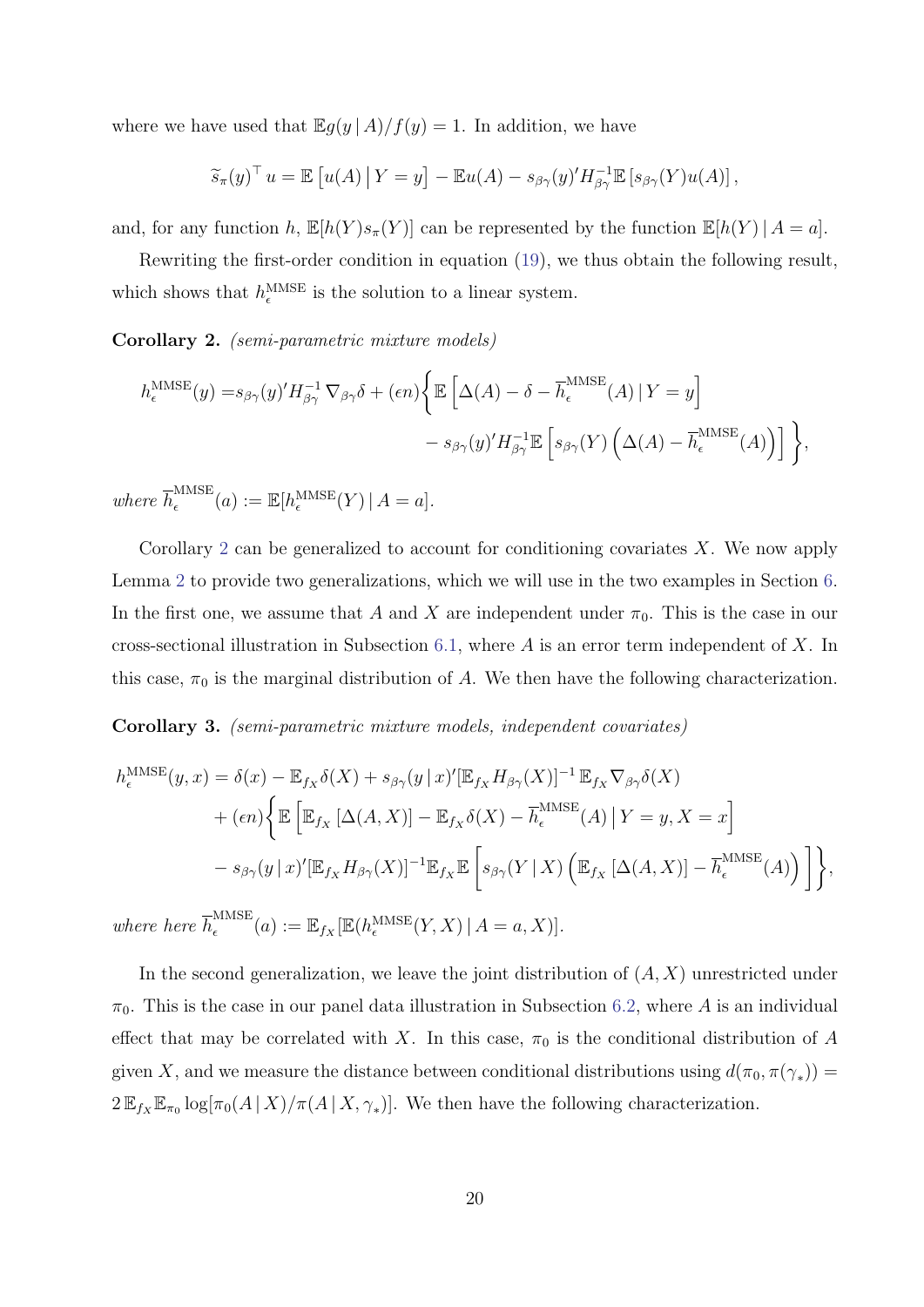where we have used that $\mathbb{E}g(y \mid A)/f(y) = 1$. In addition, we have

$$\widetilde{s}_\pi(y)^\top u = \mathbb{E}\left[u(A) \,\middle|\, Y = y\right] - \mathbb{E}u(A) - s_{\beta\gamma}(y)' H_{\beta\gamma}^{-1} \mathbb{E}\left[s_{\beta\gamma}(Y)u(A)\right],$$

and, for any function $h$, $\mathbb{E}[h(Y)s_\pi(Y)]$ can be represented by the function $\mathbb{E}[h(Y) \mid A = a]$.

Rewriting the first-order condition in equation (19), we thus obtain the following result, which shows that $h_\epsilon^{\mathrm{MMSE}}$ is the solution to a linear system.

**Corollary 2.** *(semi-parametric mixture models)*

$$\begin{aligned} h_\epsilon^{\mathrm{MMSE}}(y) =& s_{\beta\gamma}(y)' H_{\beta\gamma}^{-1} \nabla_{\beta\gamma}\delta + (\epsilon n)\bigg\{ \mathbb{E}\left[\Delta(A) - \delta - \overline{h}_\epsilon^{\mathrm{MMSE}}(A) \mid Y = y\right] \\ & - s_{\beta\gamma}(y)' H_{\beta\gamma}^{-1} \mathbb{E}\left[s_{\beta\gamma}(Y)\left(\Delta(A) - \overline{h}_\epsilon^{\mathrm{MMSE}}(A)\right)\right] \bigg\}, \end{aligned}$$

*where* $\overline{h}_\epsilon^{\mathrm{MMSE}}(a) := \mathbb{E}[h_\epsilon^{\mathrm{MMSE}}(Y) \mid A = a]$.

Corollary 2 can be generalized to account for conditioning covariates $X$. We now apply Lemma 2 to provide two generalizations, which we will use in the two examples in Section 6. In the first one, we assume that $A$ and $X$ are independent under $\pi_0$. This is the case in our cross-sectional illustration in Subsection 6.1, where $A$ is an error term independent of $X$. In this case, $\pi_0$ is the marginal distribution of $A$. We then have the following characterization.

**Corollary 3.** *(semi-parametric mixture models, independent covariates)*

$$\begin{aligned} h_\epsilon^{\mathrm{MMSE}}(y, x) =& \delta(x) - \mathbb{E}_{f_X}\delta(X) + s_{\beta\gamma}(y \mid x)'[\mathbb{E}_{f_X} H_{\beta\gamma}(X)]^{-1} \mathbb{E}_{f_X} \nabla_{\beta\gamma}\delta(X) \\ & + (\epsilon n)\bigg\{ \mathbb{E}\left[\mathbb{E}_{f_X}\left[\Delta(A, X)\right] - \mathbb{E}_{f_X}\delta(X) - \overline{h}_\epsilon^{\mathrm{MMSE}}(A) \,\middle|\, Y = y, X = x\right] \\ & - s_{\beta\gamma}(y \mid x)'[\mathbb{E}_{f_X} H_{\beta\gamma}(X)]^{-1} \mathbb{E}_{f_X}\mathbb{E}\left[s_{\beta\gamma}(Y \mid X)\left(\mathbb{E}_{f_X}\left[\Delta(A, X)\right] - \overline{h}_\epsilon^{\mathrm{MMSE}}(A)\right)\right] \bigg\}, \end{aligned}$$

*where here* $\overline{h}_\epsilon^{\mathrm{MMSE}}(a) := \mathbb{E}_{f_X}[\mathbb{E}(h_\epsilon^{\mathrm{MMSE}}(Y, X) \mid A = a, X)]$.

In the second generalization, we leave the joint distribution of $(A, X)$ unrestricted under $\pi_0$. This is the case in our panel data illustration in Subsection 6.2, where $A$ is an individual effect that may be correlated with $X$. In this case, $\pi_0$ is the conditional distribution of $A$ given $X$, and we measure the distance between conditional distributions using $d(\pi_0, \pi(\gamma_*)) = 2\,\mathbb{E}_{f_X}\mathbb{E}_{\pi_0}\log[\pi_0(A \mid X)/\pi(A \mid X, \gamma_*)]$. We then have the following characterization.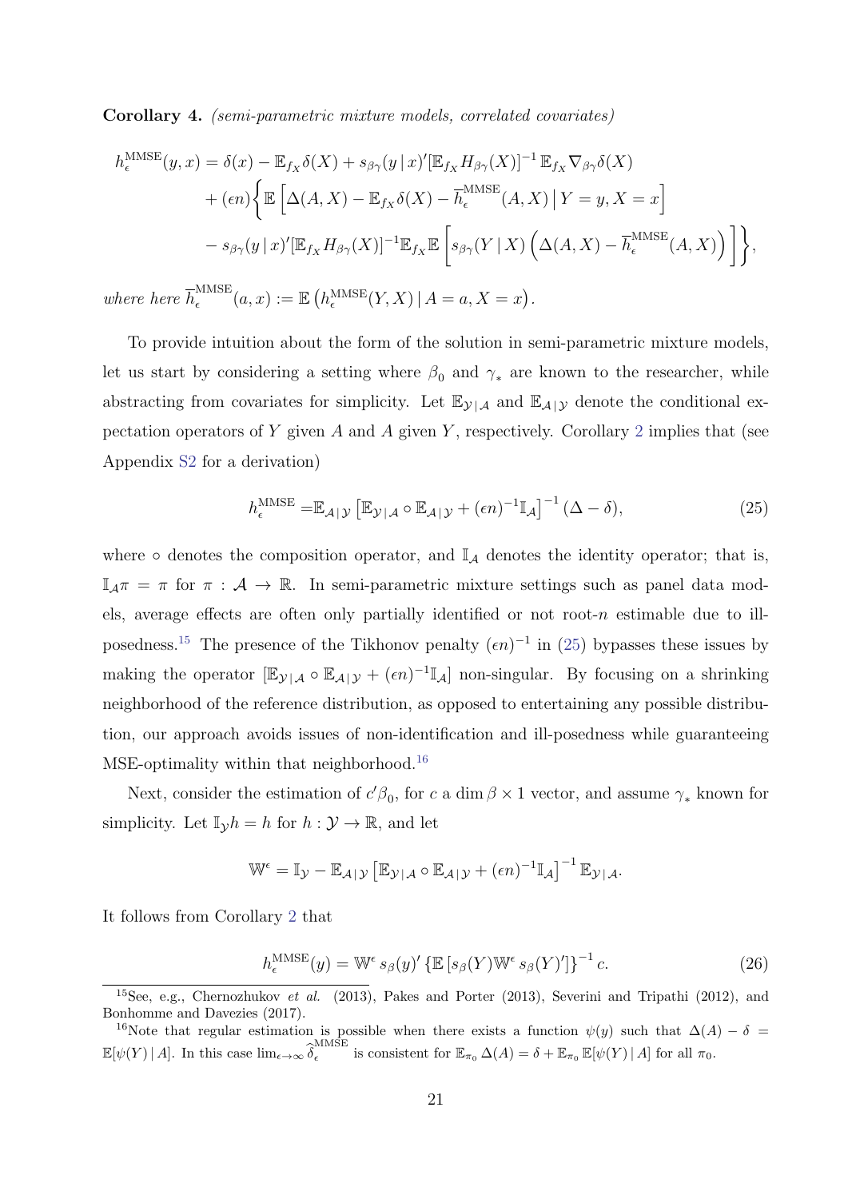**Corollary 4.** *(semi-parametric mixture models, correlated covariates)*

$$
\begin{aligned}
h_\epsilon^{\text{MMSE}}(y,x) &= \delta(x) - \mathbb{E}_{f_X}\delta(X) + s_{\beta\gamma}(y\,|\,x)'[\mathbb{E}_{f_X}H_{\beta\gamma}(X)]^{-1}\,\mathbb{E}_{f_X}\nabla_{\beta\gamma}\delta(X) \\
&\quad + (\epsilon n)\bigg\{\mathbb{E}\left[\Delta(A,X) - \mathbb{E}_{f_X}\delta(X) - \overline{h}_\epsilon^{\text{MMSE}}(A,X)\,\Big|\,Y=y, X=x\right] \\
&\quad - s_{\beta\gamma}(y\,|\,x)'[\mathbb{E}_{f_X}H_{\beta\gamma}(X)]^{-1}\mathbb{E}_{f_X}\mathbb{E}\left[s_{\beta\gamma}(Y\,|\,X)\left(\Delta(A,X) - \overline{h}_\epsilon^{\text{MMSE}}(A,X)\right)\right]\bigg\},
\end{aligned}
$$

*where here* $\overline{h}_\epsilon^{\text{MMSE}}(a,x) := \mathbb{E}\left(h_\epsilon^{\text{MMSE}}(Y,X)\,|\,A=a, X=x\right)$.

To provide intuition about the form of the solution in semi-parametric mixture models, let us start by considering a setting where $\beta_0$ and $\gamma_*$ are known to the researcher, while abstracting from covariates for simplicity. Let $\mathbb{E}_{\mathcal{Y}\,|\,\mathcal{A}}$ and $\mathbb{E}_{\mathcal{A}\,|\,\mathcal{Y}}$ denote the conditional expectation operators of $Y$ given $A$ and $A$ given $Y$, respectively. Corollary 2 implies that (see Appendix S2 for a derivation)

$$
h_\epsilon^{\text{MMSE}} = \mathbb{E}_{\mathcal{A}\,|\,\mathcal{Y}}\left[\mathbb{E}_{\mathcal{Y}\,|\,\mathcal{A}} \circ \mathbb{E}_{\mathcal{A}\,|\,\mathcal{Y}} + (\epsilon n)^{-1}\mathbb{I}_{\mathcal{A}}\right]^{-1}(\Delta - \delta), \tag{25}
$$

where $\circ$ denotes the composition operator, and $\mathbb{I}_{\mathcal{A}}$ denotes the identity operator; that is, $\mathbb{I}_{\mathcal{A}}\pi = \pi$ for $\pi : \mathcal{A} \to \mathbb{R}$. In semi-parametric mixture settings such as panel data models, average effects are often only partially identified or not root-$n$ estimable due to ill-posedness.[15] The presence of the Tikhonov penalty $(\epsilon n)^{-1}$ in (25) bypasses these issues by making the operator $[\mathbb{E}_{\mathcal{Y}\,|\,\mathcal{A}} \circ \mathbb{E}_{\mathcal{A}\,|\,\mathcal{Y}} + (\epsilon n)^{-1}\mathbb{I}_{\mathcal{A}}]$ non-singular. By focusing on a shrinking neighborhood of the reference distribution, as opposed to entertaining any possible distribution, our approach avoids issues of non-identification and ill-posedness while guaranteeing MSE-optimality within that neighborhood.[16]

Next, consider the estimation of $c'\beta_0$, for $c$ a $\dim\beta \times 1$ vector, and assume $\gamma_*$ known for simplicity. Let $\mathbb{I}_{\mathcal{Y}}h = h$ for $h : \mathcal{Y} \to \mathbb{R}$, and let

$$
\mathbb{W}^\epsilon = \mathbb{I}_{\mathcal{Y}} - \mathbb{E}_{\mathcal{A}\,|\,\mathcal{Y}}\left[\mathbb{E}_{\mathcal{Y}\,|\,\mathcal{A}} \circ \mathbb{E}_{\mathcal{A}\,|\,\mathcal{Y}} + (\epsilon n)^{-1}\mathbb{I}_{\mathcal{A}}\right]^{-1}\mathbb{E}_{\mathcal{Y}\,|\,\mathcal{A}}.
$$

It follows from Corollary 2 that

$$
h_\epsilon^{\text{MMSE}}(y) = \mathbb{W}^\epsilon\, s_\beta(y)'\left\{\mathbb{E}\left[s_\beta(Y)\mathbb{W}^\epsilon\, s_\beta(Y)'\right]\right\}^{-1}c. \tag{26}
$$

---

[15] See, e.g., Chernozhukov *et al.* (2013), Pakes and Porter (2013), Severini and Tripathi (2012), and Bonhomme and Davezies (2017).

[16] Note that regular estimation is possible when there exists a function $\psi(y)$ such that $\Delta(A) - \delta = \mathbb{E}[\psi(Y)\,|\,A]$. In this case $\lim_{\epsilon\to\infty}\widehat{\delta}_\epsilon^{\text{MMSE}}$ is consistent for $\mathbb{E}_{\pi_0}\Delta(A) = \delta + \mathbb{E}_{\pi_0}\mathbb{E}[\psi(Y)\,|\,A]$ for all $\pi_0$.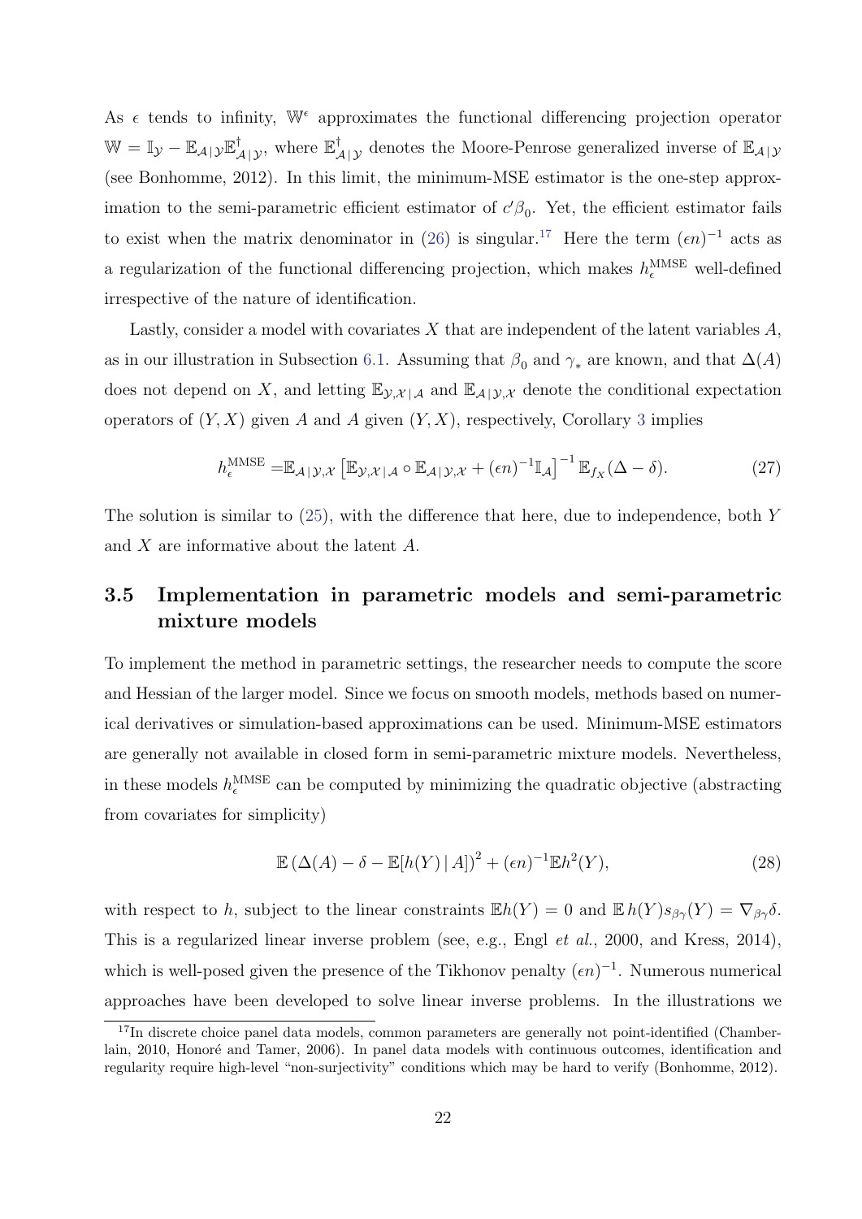As $\epsilon$ tends to infinity, $\mathbb{W}^\epsilon$ approximates the functional differencing projection operator $\mathbb{W} = \mathbb{I}_\mathcal{Y} - \mathbb{E}_{\mathcal{A}\,|\,\mathcal{Y}}\mathbb{E}^\dagger_{\mathcal{A}\,|\,\mathcal{Y}}$, where $\mathbb{E}^\dagger_{\mathcal{A}\,|\,\mathcal{Y}}$ denotes the Moore-Penrose generalized inverse of $\mathbb{E}_{\mathcal{A}\,|\,\mathcal{Y}}$ (see Bonhomme, 2012). In this limit, the minimum-MSE estimator is the one-step approximation to the semi-parametric efficient estimator of $c'\beta_0$. Yet, the efficient estimator fails to exist when the matrix denominator in (26) is singular.[17] Here the term $(\epsilon n)^{-1}$ acts as a regularization of the functional differencing projection, which makes $h_\epsilon^{\text{MMSE}}$ well-defined irrespective of the nature of identification.

Lastly, consider a model with covariates $X$ that are independent of the latent variables $A$, as in our illustration in Subsection 6.1. Assuming that $\beta_0$ and $\gamma_*$ are known, and that $\Delta(A)$ does not depend on $X$, and letting $\mathbb{E}_{\mathcal{Y},\mathcal{X}\,|\,\mathcal{A}}$ and $\mathbb{E}_{\mathcal{A}\,|\,\mathcal{Y},\mathcal{X}}$ denote the conditional expectation operators of $(Y,X)$ given $A$ and $A$ given $(Y,X)$, respectively, Corollary 3 implies

$$h_\epsilon^{\text{MMSE}} = \mathbb{E}_{\mathcal{A}\,|\,\mathcal{Y},\mathcal{X}}\left[\mathbb{E}_{\mathcal{Y},\mathcal{X}\,|\,\mathcal{A}} \circ \mathbb{E}_{\mathcal{A}\,|\,\mathcal{Y},\mathcal{X}} + (\epsilon n)^{-1}\mathbb{I}_\mathcal{A}\right]^{-1} \mathbb{E}_{f_X}(\Delta - \delta). \tag{27}$$

The solution is similar to (25), with the difference that here, due to independence, both $Y$ and $X$ are informative about the latent $A$.

## 3.5 Implementation in parametric models and semi-parametric mixture models

To implement the method in parametric settings, the researcher needs to compute the score and Hessian of the larger model. Since we focus on smooth models, methods based on numerical derivatives or simulation-based approximations can be used. Minimum-MSE estimators are generally not available in closed form in semi-parametric mixture models. Nevertheless, in these models $h_\epsilon^{\text{MMSE}}$ can be computed by minimizing the quadratic objective (abstracting from covariates for simplicity)

$$\mathbb{E}\left(\Delta(A) - \delta - \mathbb{E}[h(Y)\,|\,A]\right)^2 + (\epsilon n)^{-1}\mathbb{E}h^2(Y), \tag{28}$$

with respect to $h$, subject to the linear constraints $\mathbb{E}h(Y) = 0$ and $\mathbb{E}\,h(Y)s_{\beta\gamma}(Y) = \nabla_{\beta\gamma}\delta$. This is a regularized linear inverse problem (see, e.g., Engl *et al.*, 2000, and Kress, 2014), which is well-posed given the presence of the Tikhonov penalty $(\epsilon n)^{-1}$. Numerous numerical approaches have been developed to solve linear inverse problems. In the illustrations we

[17] In discrete choice panel data models, common parameters are generally not point-identified (Chamberlain, 2010, Honoré and Tamer, 2006). In panel data models with continuous outcomes, identification and regularity require high-level "non-surjectivity" conditions which may be hard to verify (Bonhomme, 2012).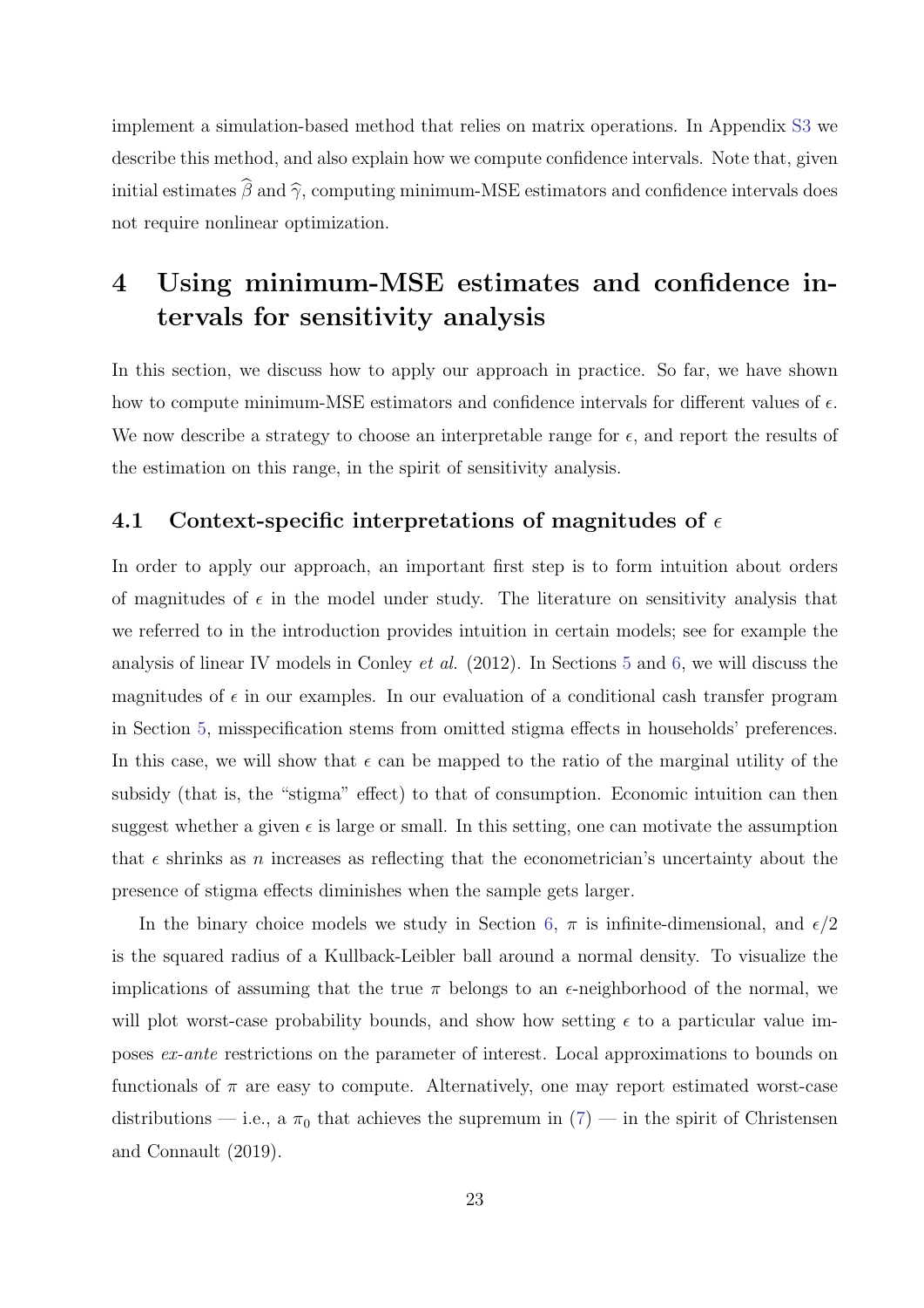implement a simulation-based method that relies on matrix operations. In Appendix S3 we describe this method, and also explain how we compute confidence intervals. Note that, given initial estimates $\widehat{\beta}$ and $\widehat{\gamma}$, computing minimum-MSE estimators and confidence intervals does not require nonlinear optimization.

# 4 Using minimum-MSE estimates and confidence intervals for sensitivity analysis

In this section, we discuss how to apply our approach in practice. So far, we have shown how to compute minimum-MSE estimators and confidence intervals for different values of $\epsilon$. We now describe a strategy to choose an interpretable range for $\epsilon$, and report the results of the estimation on this range, in the spirit of sensitivity analysis.

## 4.1 Context-specific interpretations of magnitudes of $\epsilon$

In order to apply our approach, an important first step is to form intuition about orders of magnitudes of $\epsilon$ in the model under study. The literature on sensitivity analysis that we referred to in the introduction provides intuition in certain models; see for example the analysis of linear IV models in Conley *et al.* (2012). In Sections 5 and 6, we will discuss the magnitudes of $\epsilon$ in our examples. In our evaluation of a conditional cash transfer program in Section 5, misspecification stems from omitted stigma effects in households' preferences. In this case, we will show that $\epsilon$ can be mapped to the ratio of the marginal utility of the subsidy (that is, the "stigma" effect) to that of consumption. Economic intuition can then suggest whether a given $\epsilon$ is large or small. In this setting, one can motivate the assumption that $\epsilon$ shrinks as $n$ increases as reflecting that the econometrician's uncertainty about the presence of stigma effects diminishes when the sample gets larger.

In the binary choice models we study in Section 6, $\pi$ is infinite-dimensional, and $\epsilon/2$ is the squared radius of a Kullback-Leibler ball around a normal density. To visualize the implications of assuming that the true $\pi$ belongs to an $\epsilon$-neighborhood of the normal, we will plot worst-case probability bounds, and show how setting $\epsilon$ to a particular value imposes *ex-ante* restrictions on the parameter of interest. Local approximations to bounds on functionals of $\pi$ are easy to compute. Alternatively, one may report estimated worst-case distributions — i.e., a $\pi_0$ that achieves the supremum in (7) — in the spirit of Christensen and Connault (2019).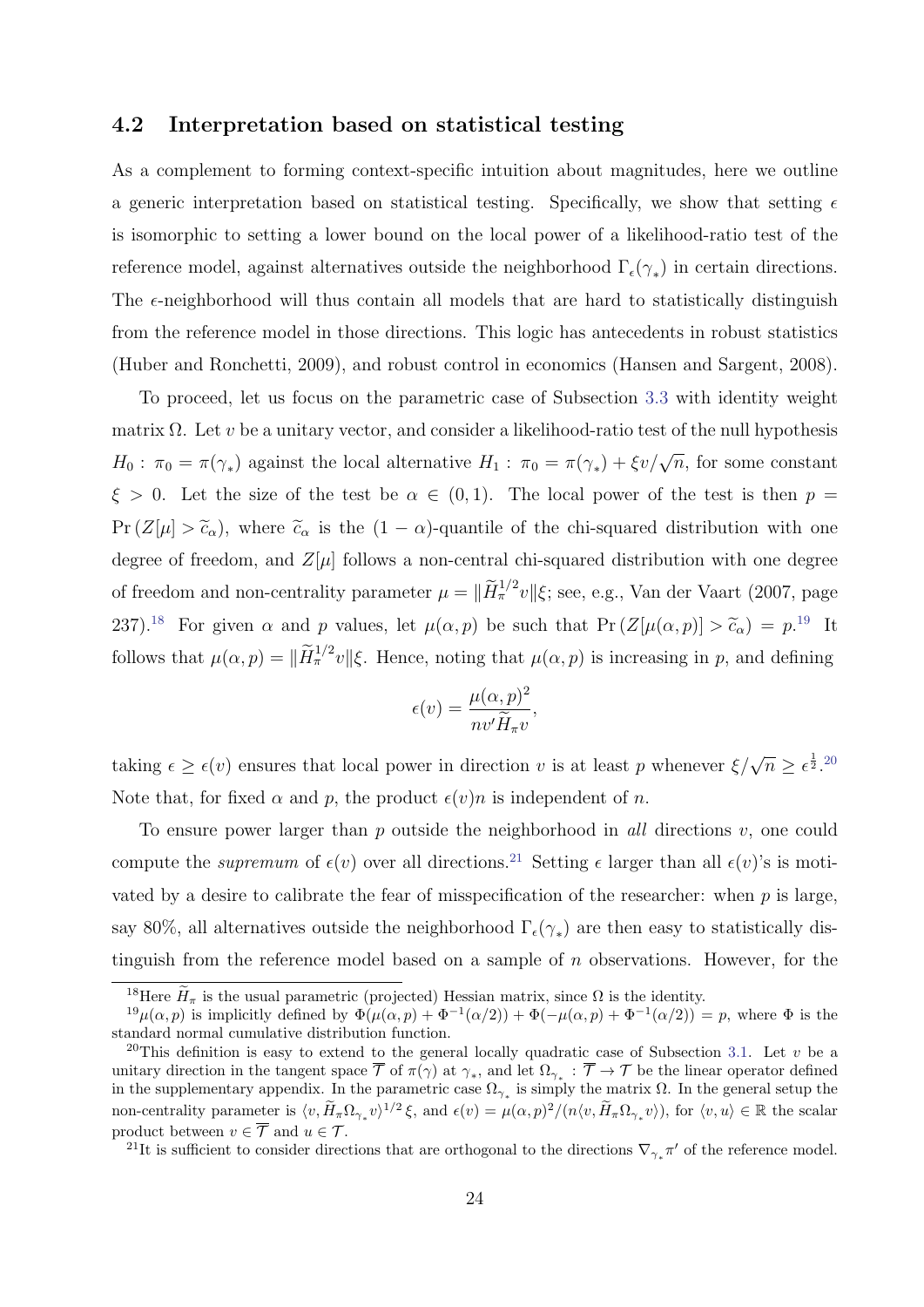### 4.2 Interpretation based on statistical testing

As a complement to forming context-specific intuition about magnitudes, here we outline a generic interpretation based on statistical testing. Specifically, we show that setting $\epsilon$ is isomorphic to setting a lower bound on the local power of a likelihood-ratio test of the reference model, against alternatives outside the neighborhood $\Gamma_\epsilon(\gamma_*)$ in certain directions. The $\epsilon$-neighborhood will thus contain all models that are hard to statistically distinguish from the reference model in those directions. This logic has antecedents in robust statistics (Huber and Ronchetti, 2009), and robust control in economics (Hansen and Sargent, 2008).

To proceed, let us focus on the parametric case of Subsection 3.3 with identity weight matrix $\Omega$. Let $v$ be a unitary vector, and consider a likelihood-ratio test of the null hypothesis $H_0 : \pi_0 = \pi(\gamma_*)$ against the local alternative $H_1 : \pi_0 = \pi(\gamma_*) + \xi v/\sqrt{n}$, for some constant $\xi > 0$. Let the size of the test be $\alpha \in (0, 1)$. The local power of the test is then $p = \Pr(Z[\mu] > \widetilde{c}_\alpha)$, where $\widetilde{c}_\alpha$ is the $(1-\alpha)$-quantile of the chi-squared distribution with one degree of freedom, and $Z[\mu]$ follows a non-central chi-squared distribution with one degree of freedom and non-centrality parameter $\mu = \|\widetilde{H}_\pi^{1/2} v\|\xi$; see, e.g., Van der Vaart (2007, page 237).[18] For given $\alpha$ and $p$ values, let $\mu(\alpha, p)$ be such that $\Pr(Z[\mu(\alpha, p)] > \widetilde{c}_\alpha) = p$.[19] It follows that $\mu(\alpha, p) = \|\widetilde{H}_\pi^{1/2} v\|\xi$. Hence, noting that $\mu(\alpha, p)$ is increasing in $p$, and defining

$$\epsilon(v) = \frac{\mu(\alpha, p)^2}{n v' \widetilde{H}_\pi v},$$

taking $\epsilon \geq \epsilon(v)$ ensures that local power in direction $v$ is at least $p$ whenever $\xi/\sqrt{n} \geq \epsilon^{\frac{1}{2}}$.[20] Note that, for fixed $\alpha$ and $p$, the product $\epsilon(v)n$ is independent of $n$.

To ensure power larger than $p$ outside the neighborhood in *all* directions $v$, one could compute the *supremum* of $\epsilon(v)$ over all directions.[21] Setting $\epsilon$ larger than all $\epsilon(v)$'s is motivated by a desire to calibrate the fear of misspecification of the researcher: when $p$ is large, say 80%, all alternatives outside the neighborhood $\Gamma_\epsilon(\gamma_*)$ are then easy to statistically distinguish from the reference model based on a sample of $n$ observations. However, for the

---

[18] Here $\widetilde{H}_\pi$ is the usual parametric (projected) Hessian matrix, since $\Omega$ is the identity.

[19] $\mu(\alpha, p)$ is implicitly defined by $\Phi(\mu(\alpha, p) + \Phi^{-1}(\alpha/2)) + \Phi(-\mu(\alpha, p) + \Phi^{-1}(\alpha/2)) = p$, where $\Phi$ is the standard normal cumulative distribution function.

[20] This definition is easy to extend to the general locally quadratic case of Subsection 3.1. Let $v$ be a unitary direction in the tangent space $\overline{\mathcal{T}}$ of $\pi(\gamma)$ at $\gamma_*$, and let $\Omega_{\gamma_*} : \overline{\mathcal{T}} \to \mathcal{T}$ be the linear operator defined in the supplementary appendix. In the parametric case $\Omega_{\gamma_*}$ is simply the matrix $\Omega$. In the general setup the non-centrality parameter is $\langle v, \widetilde{H}_\pi \Omega_{\gamma_*} v \rangle^{1/2} \xi$, and $\epsilon(v) = \mu(\alpha, p)^2 / (n \langle v, \widetilde{H}_\pi \Omega_{\gamma_*} v \rangle)$, for $\langle v, u \rangle \in \mathbb{R}$ the scalar product between $v \in \overline{\mathcal{T}}$ and $u \in \mathcal{T}$.

[21] It is sufficient to consider directions that are orthogonal to the directions $\nabla_{\gamma_*} \pi'$ of the reference model.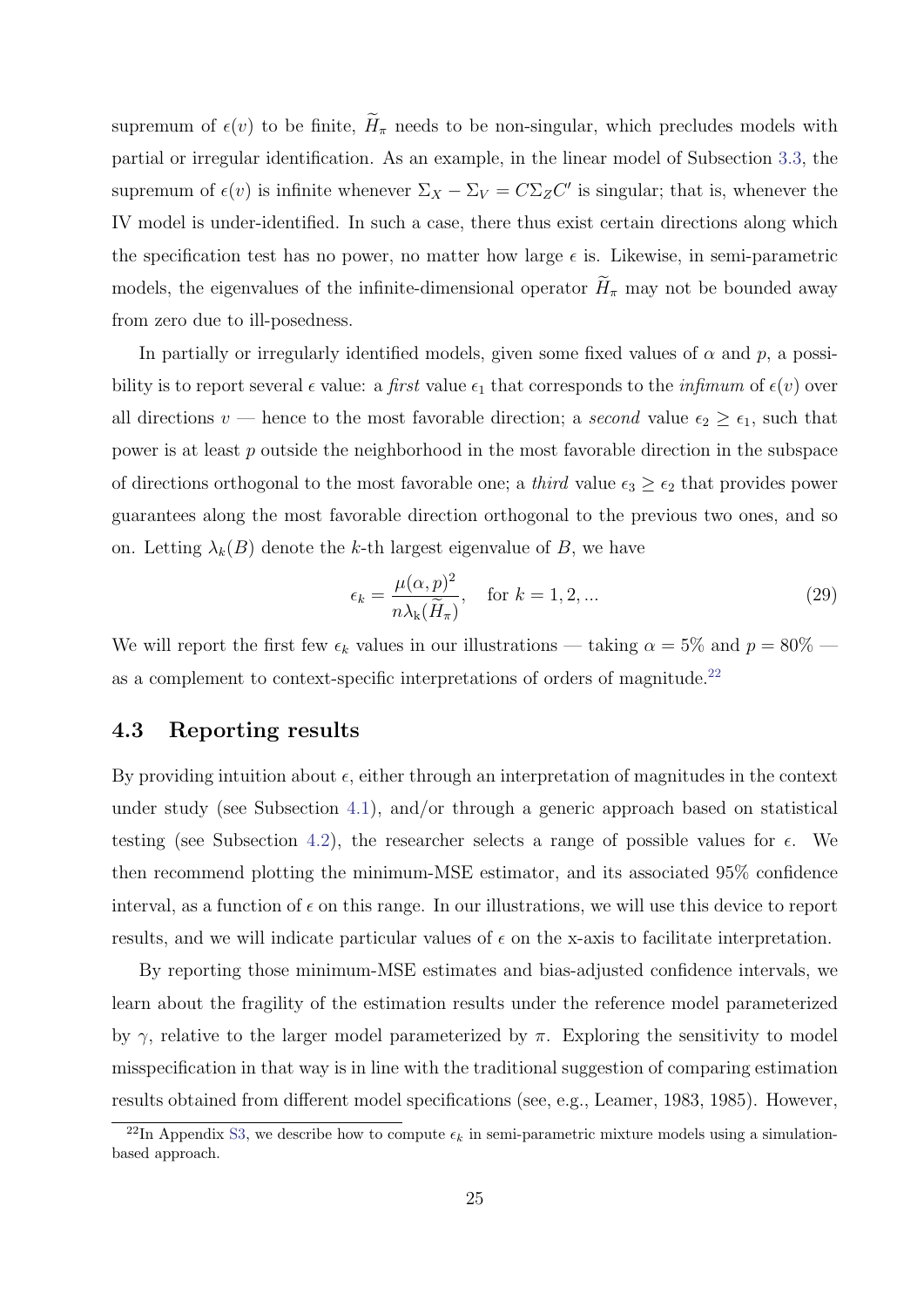supremum of $\epsilon(v)$ to be finite, $\widetilde{H}_\pi$ needs to be non-singular, which precludes models with partial or irregular identification. As an example, in the linear model of Subsection 3.3, the supremum of $\epsilon(v)$ is infinite whenever $\Sigma_X - \Sigma_V = C\Sigma_Z C'$ is singular; that is, whenever the IV model is under-identified. In such a case, there thus exist certain directions along which the specification test has no power, no matter how large $\epsilon$ is. Likewise, in semi-parametric models, the eigenvalues of the infinite-dimensional operator $\widetilde{H}_\pi$ may not be bounded away from zero due to ill-posedness.

In partially or irregularly identified models, given some fixed values of $\alpha$ and $p$, a possibility is to report several $\epsilon$ value: a *first* value $\epsilon_1$ that corresponds to the *infimum* of $\epsilon(v)$ over all directions $v$ — hence to the most favorable direction; a *second* value $\epsilon_2 \geq \epsilon_1$, such that power is at least $p$ outside the neighborhood in the most favorable direction in the subspace of directions orthogonal to the most favorable one; a *third* value $\epsilon_3 \geq \epsilon_2$ that provides power guarantees along the most favorable direction orthogonal to the previous two ones, and so on. Letting $\lambda_k(B)$ denote the $k$-th largest eigenvalue of $B$, we have

$$\epsilon_k = \frac{\mu(\alpha, p)^2}{n\lambda_k(\widetilde{H}_\pi)}, \quad \text{for } k = 1, 2, ... \tag{29}$$

We will report the first few $\epsilon_k$ values in our illustrations — taking $\alpha = 5\%$ and $p = 80\%$ — as a complement to context-specific interpretations of orders of magnitude.[22]

## 4.3 Reporting results

By providing intuition about $\epsilon$, either through an interpretation of magnitudes in the context under study (see Subsection 4.1), and/or through a generic approach based on statistical testing (see Subsection 4.2), the researcher selects a range of possible values for $\epsilon$. We then recommend plotting the minimum-MSE estimator, and its associated 95% confidence interval, as a function of $\epsilon$ on this range. In our illustrations, we will use this device to report results, and we will indicate particular values of $\epsilon$ on the x-axis to facilitate interpretation.

By reporting those minimum-MSE estimates and bias-adjusted confidence intervals, we learn about the fragility of the estimation results under the reference model parameterized by $\gamma$, relative to the larger model parameterized by $\pi$. Exploring the sensitivity to model misspecification in that way is in line with the traditional suggestion of comparing estimation results obtained from different model specifications (see, e.g., Leamer, 1983, 1985). However,

[22] In Appendix S3, we describe how to compute $\epsilon_k$ in semi-parametric mixture models using a simulation-based approach.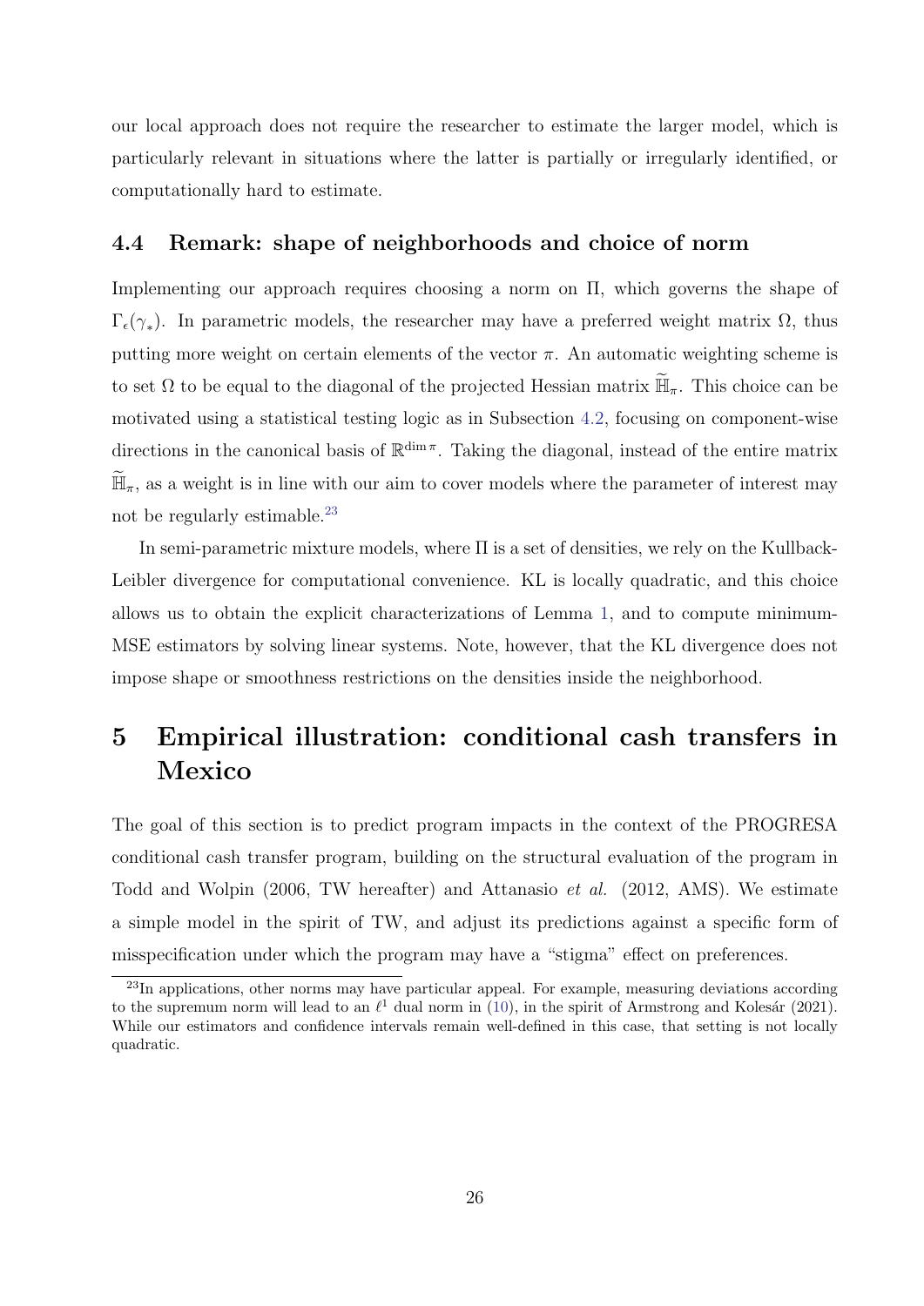our local approach does not require the researcher to estimate the larger model, which is particularly relevant in situations where the latter is partially or irregularly identified, or computationally hard to estimate.

### 4.4 Remark: shape of neighborhoods and choice of norm

Implementing our approach requires choosing a norm on $\Pi$, which governs the shape of $\Gamma_\epsilon(\gamma_*)$. In parametric models, the researcher may have a preferred weight matrix $\Omega$, thus putting more weight on certain elements of the vector $\pi$. An automatic weighting scheme is to set $\Omega$ to be equal to the diagonal of the projected Hessian matrix $\widetilde{\mathbb{H}}_\pi$. This choice can be motivated using a statistical testing logic as in Subsection 4.2, focusing on component-wise directions in the canonical basis of $\mathbb{R}^{\dim \pi}$. Taking the diagonal, instead of the entire matrix $\widetilde{\mathbb{H}}_\pi$, as a weight is in line with our aim to cover models where the parameter of interest may not be regularly estimable.[23]

In semi-parametric mixture models, where $\Pi$ is a set of densities, we rely on the Kullback-Leibler divergence for computational convenience. KL is locally quadratic, and this choice allows us to obtain the explicit characterizations of Lemma 1, and to compute minimum-MSE estimators by solving linear systems. Note, however, that the KL divergence does not impose shape or smoothness restrictions on the densities inside the neighborhood.

## 5 Empirical illustration: conditional cash transfers in Mexico

The goal of this section is to predict program impacts in the context of the PROGRESA conditional cash transfer program, building on the structural evaluation of the program in Todd and Wolpin (2006, TW hereafter) and Attanasio *et al.* (2012, AMS). We estimate a simple model in the spirit of TW, and adjust its predictions against a specific form of misspecification under which the program may have a "stigma" effect on preferences.

[23] In applications, other norms may have particular appeal. For example, measuring deviations according to the supremum norm will lead to an $\ell^1$ dual norm in (10), in the spirit of Armstrong and Kolesár (2021). While our estimators and confidence intervals remain well-defined in this case, that setting is not locally quadratic.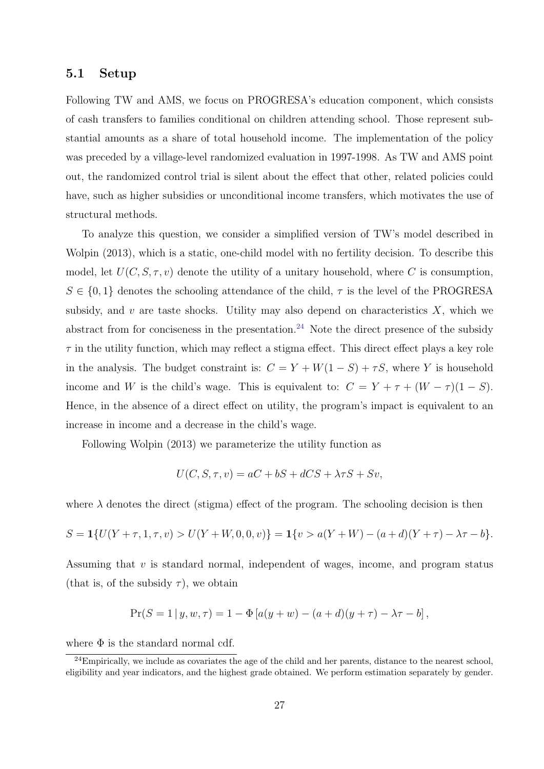### 5.1 Setup

Following TW and AMS, we focus on PROGRESA's education component, which consists of cash transfers to families conditional on children attending school. Those represent substantial amounts as a share of total household income. The implementation of the policy was preceded by a village-level randomized evaluation in 1997-1998. As TW and AMS point out, the randomized control trial is silent about the effect that other, related policies could have, such as higher subsidies or unconditional income transfers, which motivates the use of structural methods.

To analyze this question, we consider a simplified version of TW's model described in Wolpin (2013), which is a static, one-child model with no fertility decision. To describe this model, let $U(C, S, \tau, v)$ denote the utility of a unitary household, where $C$ is consumption, $S \in \{0, 1\}$ denotes the schooling attendance of the child, $\tau$ is the level of the PROGRESA subsidy, and $v$ are taste shocks. Utility may also depend on characteristics $X$, which we abstract from for conciseness in the presentation.[24] Note the direct presence of the subsidy $\tau$ in the utility function, which may reflect a stigma effect. This direct effect plays a key role in the analysis. The budget constraint is: $C = Y + W(1 - S) + \tau S$, where $Y$ is household income and $W$ is the child's wage. This is equivalent to: $C = Y + \tau + (W - \tau)(1 - S)$. Hence, in the absence of a direct effect on utility, the program's impact is equivalent to an increase in income and a decrease in the child's wage.

Following Wolpin (2013) we parameterize the utility function as

$$U(C, S, \tau, v) = aC + bS + dCS + \lambda\tau S + Sv,$$

where $\lambda$ denotes the direct (stigma) effect of the program. The schooling decision is then

$$S = \mathbf{1}\{U(Y + \tau, 1, \tau, v) > U(Y + W, 0, 0, v)\} = \mathbf{1}\{v > a(Y + W) - (a + d)(Y + \tau) - \lambda\tau - b\}.$$

Assuming that $v$ is standard normal, independent of wages, income, and program status (that is, of the subsidy $\tau$), we obtain

$$\Pr(S = 1 \mid y, w, \tau) = 1 - \Phi\left[a(y + w) - (a + d)(y + \tau) - \lambda\tau - b\right],$$

where $\Phi$ is the standard normal cdf.

[24] Empirically, we include as covariates the age of the child and her parents, distance to the nearest school, eligibility and year indicators, and the highest grade obtained. We perform estimation separately by gender.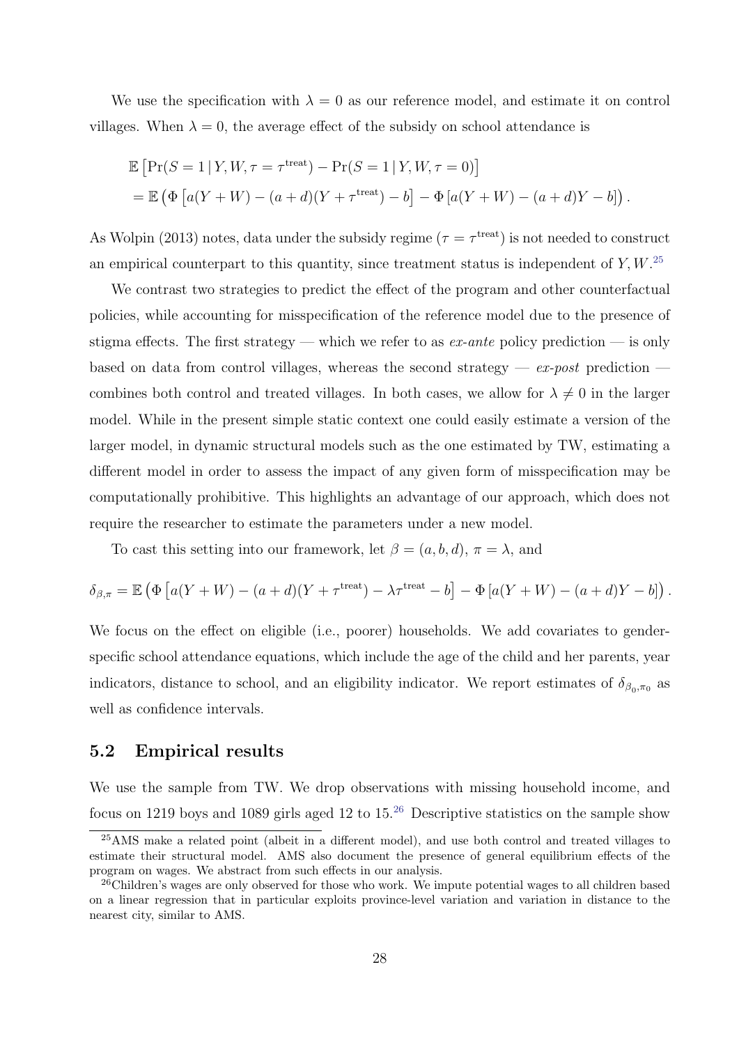We use the specification with $\lambda = 0$ as our reference model, and estimate it on control villages. When $\lambda = 0$, the average effect of the subsidy on school attendance is

$$
\begin{aligned}
&\mathbb{E}\left[\Pr(S=1 \,|\, Y, W, \tau = \tau^{\text{treat}}) - \Pr(S=1 \,|\, Y, W, \tau = 0)\right] \\
&= \mathbb{E}\left(\Phi\left[a(Y+W) - (a+d)(Y+\tau^{\text{treat}}) - b\right] - \Phi\left[a(Y+W) - (a+d)Y - b\right]\right).
\end{aligned}
$$

As Wolpin (2013) notes, data under the subsidy regime ($\tau = \tau^{\text{treat}}$) is not needed to construct an empirical counterpart to this quantity, since treatment status is independent of $Y, W$.[25]

We contrast two strategies to predict the effect of the program and other counterfactual policies, while accounting for misspecification of the reference model due to the presence of stigma effects. The first strategy — which we refer to as *ex-ante* policy prediction — is only based on data from control villages, whereas the second strategy — *ex-post* prediction — combines both control and treated villages. In both cases, we allow for $\lambda \neq 0$ in the larger model. While in the present simple static context one could easily estimate a version of the larger model, in dynamic structural models such as the one estimated by TW, estimating a different model in order to assess the impact of any given form of misspecification may be computationally prohibitive. This highlights an advantage of our approach, which does not require the researcher to estimate the parameters under a new model.

To cast this setting into our framework, let $\beta = (a, b, d)$, $\pi = \lambda$, and

$$
\delta_{\beta,\pi} = \mathbb{E}\left(\Phi\left[a(Y+W) - (a+d)(Y+\tau^{\text{treat}}) - \lambda\tau^{\text{treat}} - b\right] - \Phi\left[a(Y+W) - (a+d)Y - b\right]\right).
$$

We focus on the effect on eligible (i.e., poorer) households. We add covariates to gender-specific school attendance equations, which include the age of the child and her parents, year indicators, distance to school, and an eligibility indicator. We report estimates of $\delta_{\beta_0,\pi_0}$ as well as confidence intervals.

## 5.2 Empirical results

We use the sample from TW. We drop observations with missing household income, and focus on 1219 boys and 1089 girls aged 12 to 15.[26] Descriptive statistics on the sample show

[25] AMS make a related point (albeit in a different model), and use both control and treated villages to estimate their structural model. AMS also document the presence of general equilibrium effects of the program on wages. We abstract from such effects in our analysis.

[26] Children's wages are only observed for those who work. We impute potential wages to all children based on a linear regression that in particular exploits province-level variation and variation in distance to the nearest city, similar to AMS.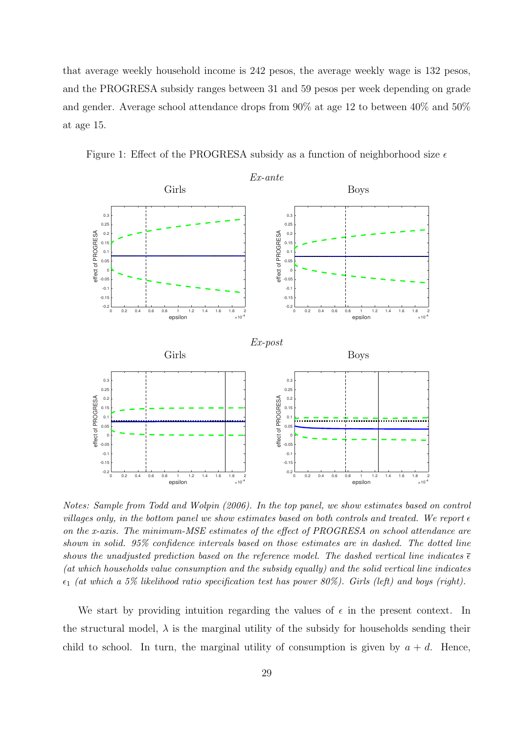that average weekly household income is 242 pesos, the average weekly wage is 132 pesos, and the PROGRESA subsidy ranges between 31 and 59 pesos per week depending on grade and gender. Average school attendance drops from 90% at age 12 to between 40% and 50% at age 15.

Figure 1: Effect of the PROGRESA subsidy as a function of neighborhood size $\epsilon$

*Notes: Sample from Todd and Wolpin (2006). In the top panel, we show estimates based on control villages only, in the bottom panel we show estimates based on both controls and treated. We report $\epsilon$ on the x-axis. The minimum-MSE estimates of the effect of PROGRESA on school attendance are shown in solid. 95% confidence intervals based on those estimates are in dashed. The dotted line shows the unadjusted prediction based on the reference model. The dashed vertical line indicates $\bar{\epsilon}$ (at which households value consumption and the subsidy equally) and the solid vertical line indicates $\epsilon_1$ (at which a 5% likelihood ratio specification test has power 80%). Girls (left) and boys (right).*

We start by providing intuition regarding the values of $\epsilon$ in the present context. In the structural model, $\lambda$ is the marginal utility of the subsidy for households sending their child to school. In turn, the marginal utility of consumption is given by $a + d$. Hence,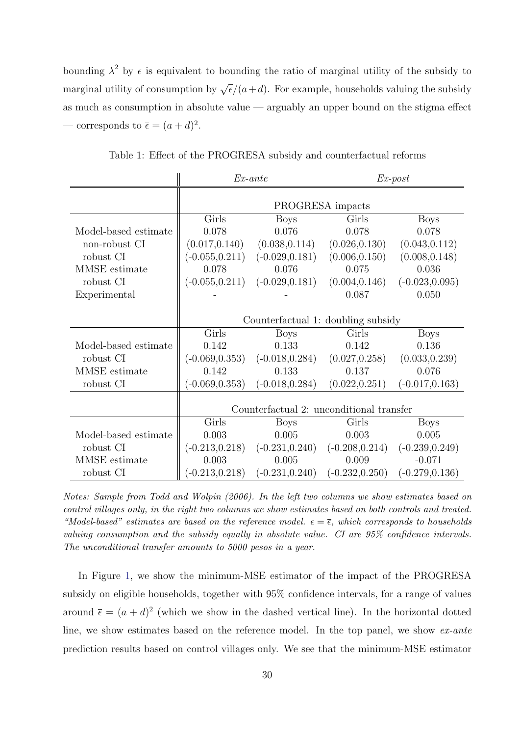bounding $\lambda^2$ by $\epsilon$ is equivalent to bounding the ratio of marginal utility of the subsidy to marginal utility of consumption by $\sqrt{\epsilon}/(a+d)$. For example, households valuing the subsidy as much as consumption in absolute value — arguably an upper bound on the stigma effect — corresponds to $\bar{\epsilon} = (a+d)^2$.

Table 1: Effect of the PROGRESA subsidy and counterfactual reforms

| | *Ex-ante* | | *Ex-post* | |
|---|---|---|---|---|
| | PROGRESA impacts | | | |
| | Girls | Boys | Girls | Boys |
| Model-based estimate | 0.078 | 0.076 | 0.078 | 0.078 |
| non-robust CI | (0.017,0.140) | (0.038,0.114) | (0.026,0.130) | (0.043,0.112) |
| robust CI | (-0.055,0.211) | (-0.029,0.181) | (0.006,0.150) | (0.008,0.148) |
| MMSE estimate | 0.078 | 0.076 | 0.075 | 0.036 |
| robust CI | (-0.055,0.211) | (-0.029,0.181) | (0.004,0.146) | (-0.023,0.095) |
| Experimental | - | - | 0.087 | 0.050 |
| | Counterfactual 1: doubling subsidy | | | |
| | Girls | Boys | Girls | Boys |
| Model-based estimate | 0.142 | 0.133 | 0.142 | 0.136 |
| robust CI | (-0.069,0.353) | (-0.018,0.284) | (0.027,0.258) | (0.033,0.239) |
| MMSE estimate | 0.142 | 0.133 | 0.137 | 0.076 |
| robust CI | (-0.069,0.353) | (-0.018,0.284) | (0.022,0.251) | (-0.017,0.163) |
| | Counterfactual 2: unconditional transfer | | | |
| | Girls | Boys | Girls | Boys |
| Model-based estimate | 0.003 | 0.005 | 0.003 | 0.005 |
| robust CI | (-0.213,0.218) | (-0.231,0.240) | (-0.208,0.214) | (-0.239,0.249) |
| MMSE estimate | 0.003 | 0.005 | 0.009 | -0.071 |
| robust CI | (-0.213,0.218) | (-0.231,0.240) | (-0.232,0.250) | (-0.279,0.136) |

*Notes: Sample from Todd and Wolpin (2006). In the left two columns we show estimates based on control villages only, in the right two columns we show estimates based on both controls and treated. "Model-based" estimates are based on the reference model. $\epsilon = \bar{\epsilon}$, which corresponds to households valuing consumption and the subsidy equally in absolute value. CI are 95% confidence intervals. The unconditional transfer amounts to 5000 pesos in a year.*

In Figure 1, we show the minimum-MSE estimator of the impact of the PROGRESA subsidy on eligible households, together with 95% confidence intervals, for a range of values around $\bar{\epsilon} = (a+d)^2$ (which we show in the dashed vertical line). In the horizontal dotted line, we show estimates based on the reference model. In the top panel, we show *ex-ante* prediction results based on control villages only. We see that the minimum-MSE estimator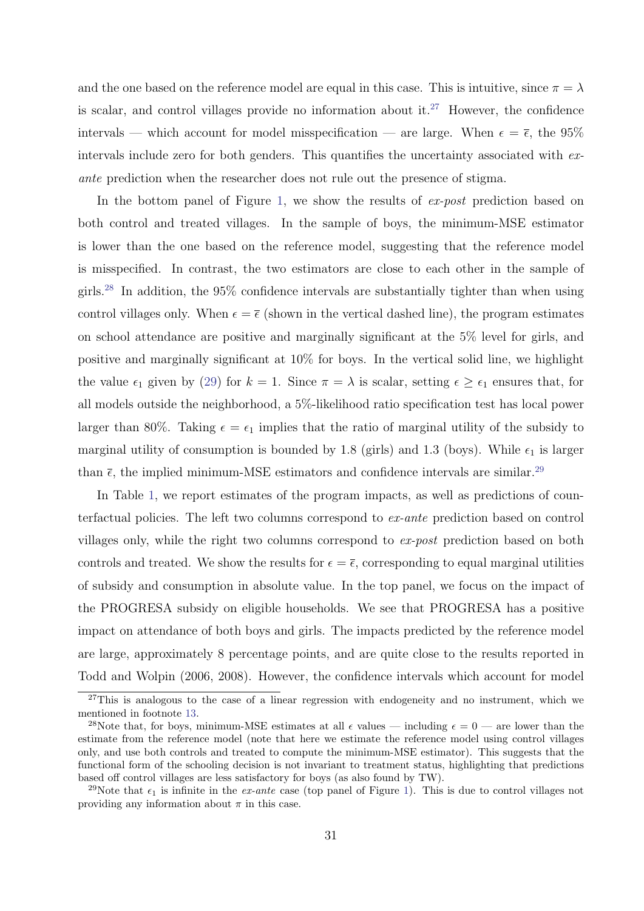and the one based on the reference model are equal in this case. This is intuitive, since $\pi = \lambda$ is scalar, and control villages provide no information about it.[27] However, the confidence intervals — which account for model misspecification — are large. When $\epsilon = \overline{\epsilon}$, the 95% intervals include zero for both genders. This quantifies the uncertainty associated with *ex-ante* prediction when the researcher does not rule out the presence of stigma.

In the bottom panel of Figure 1, we show the results of *ex-post* prediction based on both control and treated villages. In the sample of boys, the minimum-MSE estimator is lower than the one based on the reference model, suggesting that the reference model is misspecified. In contrast, the two estimators are close to each other in the sample of girls.[28] In addition, the 95% confidence intervals are substantially tighter than when using control villages only. When $\epsilon = \overline{\epsilon}$ (shown in the vertical dashed line), the program estimates on school attendance are positive and marginally significant at the 5% level for girls, and positive and marginally significant at 10% for boys. In the vertical solid line, we highlight the value $\epsilon_1$ given by (29) for $k = 1$. Since $\pi = \lambda$ is scalar, setting $\epsilon \geq \epsilon_1$ ensures that, for all models outside the neighborhood, a 5%-likelihood ratio specification test has local power larger than 80%. Taking $\epsilon = \epsilon_1$ implies that the ratio of marginal utility of the subsidy to marginal utility of consumption is bounded by 1.8 (girls) and 1.3 (boys). While $\epsilon_1$ is larger than $\overline{\epsilon}$, the implied minimum-MSE estimators and confidence intervals are similar.[29]

In Table 1, we report estimates of the program impacts, as well as predictions of counterfactual policies. The left two columns correspond to *ex-ante* prediction based on control villages only, while the right two columns correspond to *ex-post* prediction based on both controls and treated. We show the results for $\epsilon = \overline{\epsilon}$, corresponding to equal marginal utilities of subsidy and consumption in absolute value. In the top panel, we focus on the impact of the PROGRESA subsidy on eligible households. We see that PROGRESA has a positive impact on attendance of both boys and girls. The impacts predicted by the reference model are large, approximately 8 percentage points, and are quite close to the results reported in Todd and Wolpin (2006, 2008). However, the confidence intervals which account for model

[27] This is analogous to the case of a linear regression with endogeneity and no instrument, which we mentioned in footnote 13.

[28] Note that, for boys, minimum-MSE estimates at all $\epsilon$ values — including $\epsilon = 0$ — are lower than the estimate from the reference model (note that here we estimate the reference model using control villages only, and use both controls and treated to compute the minimum-MSE estimator). This suggests that the functional form of the schooling decision is not invariant to treatment status, highlighting that predictions based off control villages are less satisfactory for boys (as also found by TW).

[29] Note that $\epsilon_1$ is infinite in the *ex-ante* case (top panel of Figure 1). This is due to control villages not providing any information about $\pi$ in this case.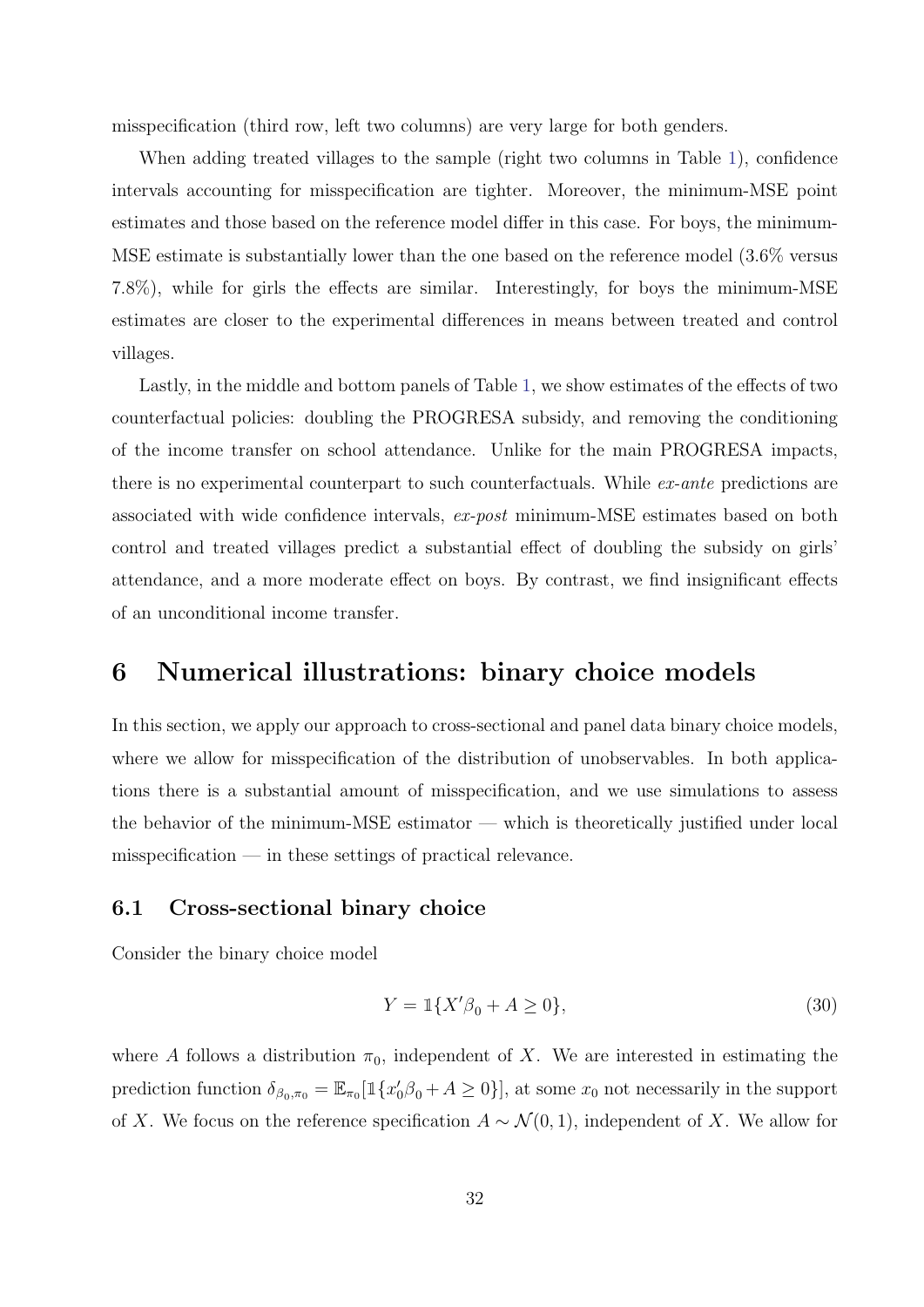misspecification (third row, left two columns) are very large for both genders.

When adding treated villages to the sample (right two columns in Table 1), confidence intervals accounting for misspecification are tighter. Moreover, the minimum-MSE point estimates and those based on the reference model differ in this case. For boys, the minimum-MSE estimate is substantially lower than the one based on the reference model (3.6% versus 7.8%), while for girls the effects are similar. Interestingly, for boys the minimum-MSE estimates are closer to the experimental differences in means between treated and control villages.

Lastly, in the middle and bottom panels of Table 1, we show estimates of the effects of two counterfactual policies: doubling the PROGRESA subsidy, and removing the conditioning of the income transfer on school attendance. Unlike for the main PROGRESA impacts, there is no experimental counterpart to such counterfactuals. While *ex-ante* predictions are associated with wide confidence intervals, *ex-post* minimum-MSE estimates based on both control and treated villages predict a substantial effect of doubling the subsidy on girls' attendance, and a more moderate effect on boys. By contrast, we find insignificant effects of an unconditional income transfer.

# 6 Numerical illustrations: binary choice models

In this section, we apply our approach to cross-sectional and panel data binary choice models, where we allow for misspecification of the distribution of unobservables. In both applications there is a substantial amount of misspecification, and we use simulations to assess the behavior of the minimum-MSE estimator — which is theoretically justified under local misspecification — in these settings of practical relevance.

## 6.1 Cross-sectional binary choice

Consider the binary choice model

$$Y = \mathbb{1}\{X'\beta_0 + A \geq 0\}, \tag{30}$$

where $A$ follows a distribution $\pi_0$, independent of $X$. We are interested in estimating the prediction function $\delta_{\beta_0,\pi_0} = \mathbb{E}_{\pi_0}[\mathbb{1}\{x_0'\beta_0 + A \geq 0\}]$, at some $x_0$ not necessarily in the support of $X$. We focus on the reference specification $A \sim \mathcal{N}(0, 1)$, independent of $X$. We allow for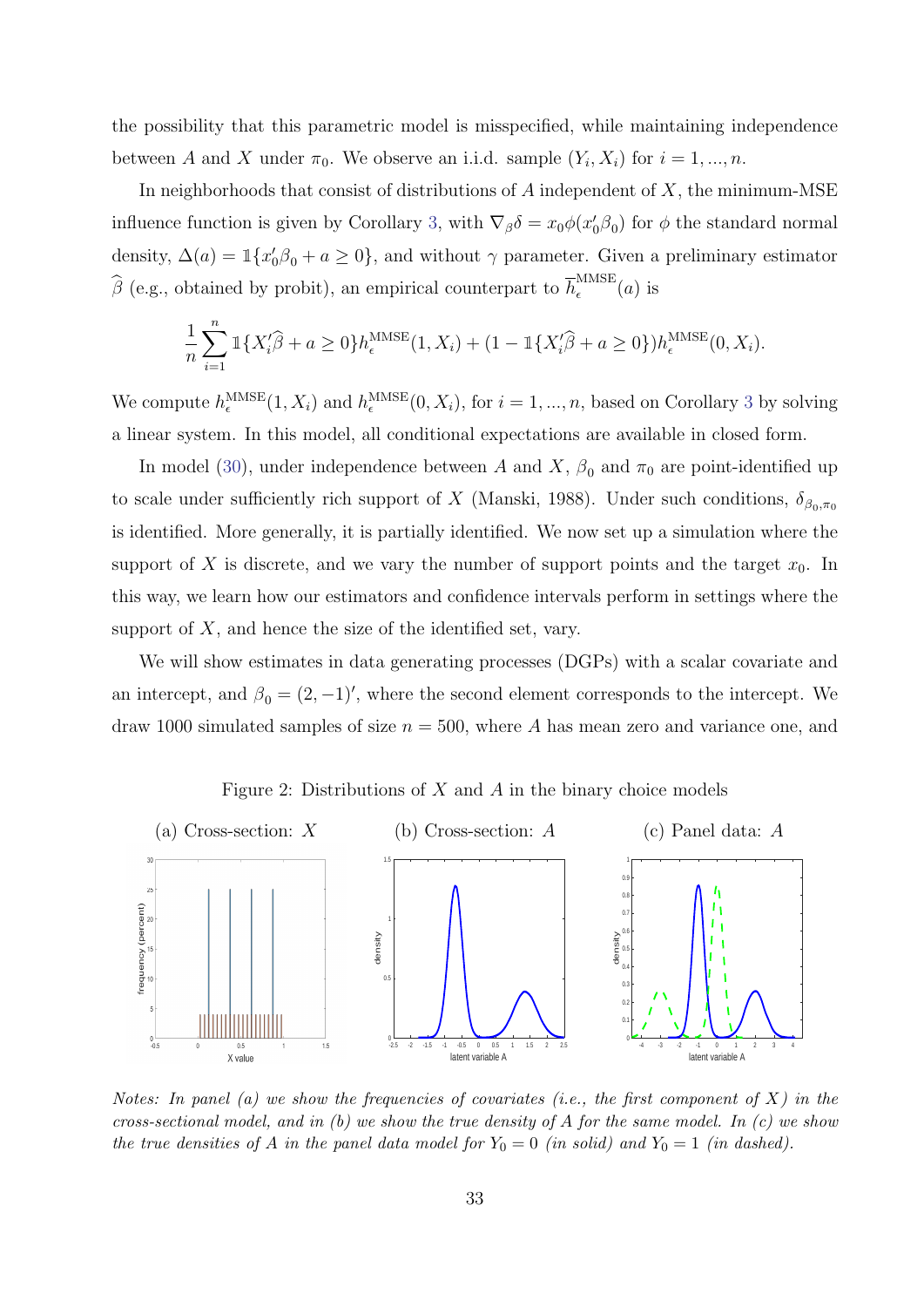the possibility that this parametric model is misspecified, while maintaining independence between $A$ and $X$ under $\pi_0$. We observe an i.i.d. sample $(Y_i, X_i)$ for $i = 1, ..., n$.

In neighborhoods that consist of distributions of $A$ independent of $X$, the minimum-MSE influence function is given by Corollary 3, with $\nabla_\beta \delta = x_0 \phi(x_0' \beta_0)$ for $\phi$ the standard normal density, $\Delta(a) = \mathbb{1}\{x_0'\beta_0 + a \geq 0\}$, and without $\gamma$ parameter. Given a preliminary estimator $\widehat{\beta}$ (e.g., obtained by probit), an empirical counterpart to $\overline{h}_\epsilon^{\text{MMSE}}(a)$ is

$$\frac{1}{n}\sum_{i=1}^{n} \mathbb{1}\{X_i'\widehat{\beta} + a \geq 0\} h_\epsilon^{\text{MMSE}}(1, X_i) + (1 - \mathbb{1}\{X_i'\widehat{\beta} + a \geq 0\}) h_\epsilon^{\text{MMSE}}(0, X_i).$$

We compute $h_\epsilon^{\text{MMSE}}(1, X_i)$ and $h_\epsilon^{\text{MMSE}}(0, X_i)$, for $i = 1, ..., n$, based on Corollary 3 by solving a linear system. In this model, all conditional expectations are available in closed form.

In model (30), under independence between $A$ and $X$, $\beta_0$ and $\pi_0$ are point-identified up to scale under sufficiently rich support of $X$ (Manski, 1988). Under such conditions, $\delta_{\beta_0, \pi_0}$ is identified. More generally, it is partially identified. We now set up a simulation where the support of $X$ is discrete, and we vary the number of support points and the target $x_0$. In this way, we learn how our estimators and confidence intervals perform in settings where the support of $X$, and hence the size of the identified set, vary.

We will show estimates in data generating processes (DGPs) with a scalar covariate and an intercept, and $\beta_0 = (2, -1)'$, where the second element corresponds to the intercept. We draw 1000 simulated samples of size $n = 500$, where $A$ has mean zero and variance one, and

Figure 2: Distributions of $X$ and $A$ in the binary choice models

(a) Cross-section: $X$ (b) Cross-section: $A$ (c) Panel data: $A$

*Notes: In panel (a) we show the frequencies of covariates (i.e., the first component of $X$) in the cross-sectional model, and in (b) we show the true density of $A$ for the same model. In (c) we show the true densities of $A$ in the panel data model for $Y_0 = 0$ (in solid) and $Y_0 = 1$ (in dashed).*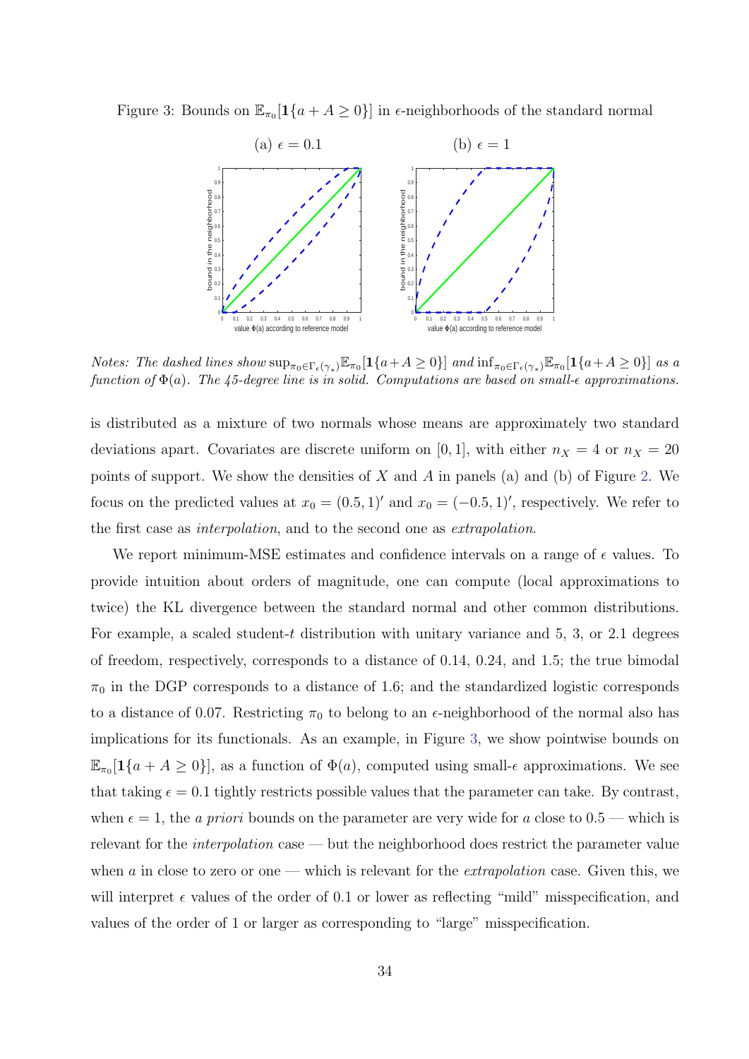Figure 3: Bounds on $\mathbb{E}_{\pi_0}[\mathbf{1}\{a + A \geq 0\}]$ in $\epsilon$-neighborhoods of the standard normal

(a) $\epsilon = 0.1$ (b) $\epsilon = 1$

*Notes: The dashed lines show* $\sup_{\pi_0 \in \Gamma_\epsilon(\gamma_*)} \mathbb{E}_{\pi_0}[\mathbf{1}\{a+A \geq 0\}]$ *and* $\inf_{\pi_0 \in \Gamma_\epsilon(\gamma_*)} \mathbb{E}_{\pi_0}[\mathbf{1}\{a+A \geq 0\}]$ *as a function of* $\Phi(a)$*. The 45-degree line is in solid. Computations are based on small-*$\epsilon$ *approximations.*

is distributed as a mixture of two normals whose means are approximately two standard deviations apart. Covariates are discrete uniform on $[0, 1]$, with either $n_X = 4$ or $n_X = 20$ points of support. We show the densities of $X$ and $A$ in panels (a) and (b) of Figure 2. We focus on the predicted values at $x_0 = (0.5, 1)'$ and $x_0 = (-0.5, 1)'$, respectively. We refer to the first case as *interpolation*, and to the second one as *extrapolation*.

We report minimum-MSE estimates and confidence intervals on a range of $\epsilon$ values. To provide intuition about orders of magnitude, one can compute (local approximations to twice) the KL divergence between the standard normal and other common distributions. For example, a scaled student-$t$ distribution with unitary variance and 5, 3, or 2.1 degrees of freedom, respectively, corresponds to a distance of 0.14, 0.24, and 1.5; the true bimodal $\pi_0$ in the DGP corresponds to a distance of 1.6; and the standardized logistic corresponds to a distance of 0.07. Restricting $\pi_0$ to belong to an $\epsilon$-neighborhood of the normal also has implications for its functionals. As an example, in Figure 3, we show pointwise bounds on $\mathbb{E}_{\pi_0}[\mathbf{1}\{a + A \geq 0\}]$, as a function of $\Phi(a)$, computed using small-$\epsilon$ approximations. We see that taking $\epsilon = 0.1$ tightly restricts possible values that the parameter can take. By contrast, when $\epsilon = 1$, the *a priori* bounds on the parameter are very wide for $a$ close to 0.5 — which is relevant for the *interpolation* case — but the neighborhood does restrict the parameter value when $a$ in close to zero or one — which is relevant for the *extrapolation* case. Given this, we will interpret $\epsilon$ values of the order of 0.1 or lower as reflecting "mild" misspecification, and values of the order of 1 or larger as corresponding to "large" misspecification.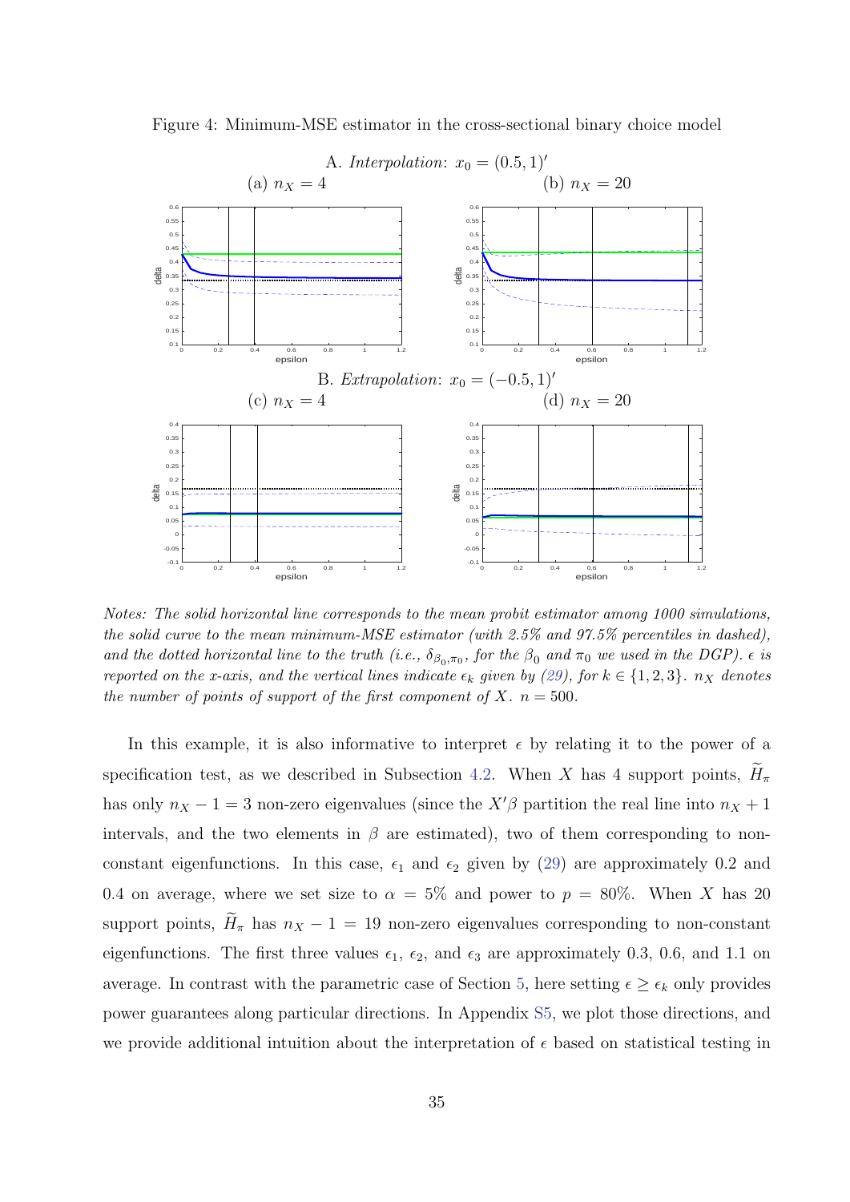Figure 4: Minimum-MSE estimator in the cross-sectional binary choice model

A. *Interpolation*: $x_0 = (0.5, 1)'$

(a) $n_X = 4$ (b) $n_X = 20$

B. *Extrapolation*: $x_0 = (-0.5, 1)'$

(c) $n_X = 4$ (d) $n_X = 20$

*Notes: The solid horizontal line corresponds to the mean probit estimator among 1000 simulations, the solid curve to the mean minimum-MSE estimator (with 2.5% and 97.5% percentiles in dashed), and the dotted horizontal line to the truth (i.e., $\delta_{\beta_0,\pi_0}$, for the $\beta_0$ and $\pi_0$ we used in the DGP). $\epsilon$ is reported on the x-axis, and the vertical lines indicate $\epsilon_k$ given by (29), for $k \in \{1, 2, 3\}$. $n_X$ denotes the number of points of support of the first component of $X$. $n = 500$.*

In this example, it is also informative to interpret $\epsilon$ by relating it to the power of a specification test, as we described in Subsection 4.2. When $X$ has 4 support points, $\widetilde{H}_\pi$ has only $n_X - 1 = 3$ non-zero eigenvalues (since the $X'\beta$ partition the real line into $n_X + 1$ intervals, and the two elements in $\beta$ are estimated), two of them corresponding to non-constant eigenfunctions. In this case, $\epsilon_1$ and $\epsilon_2$ given by (29) are approximately 0.2 and 0.4 on average, where we set size to $\alpha = 5\%$ and power to $p = 80\%$. When $X$ has 20 support points, $\widetilde{H}_\pi$ has $n_X - 1 = 19$ non-zero eigenvalues corresponding to non-constant eigenfunctions. The first three values $\epsilon_1$, $\epsilon_2$, and $\epsilon_3$ are approximately 0.3, 0.6, and 1.1 on average. In contrast with the parametric case of Section 5, here setting $\epsilon \geq \epsilon_k$ only provides power guarantees along particular directions. In Appendix S5, we plot those directions, and we provide additional intuition about the interpretation of $\epsilon$ based on statistical testing in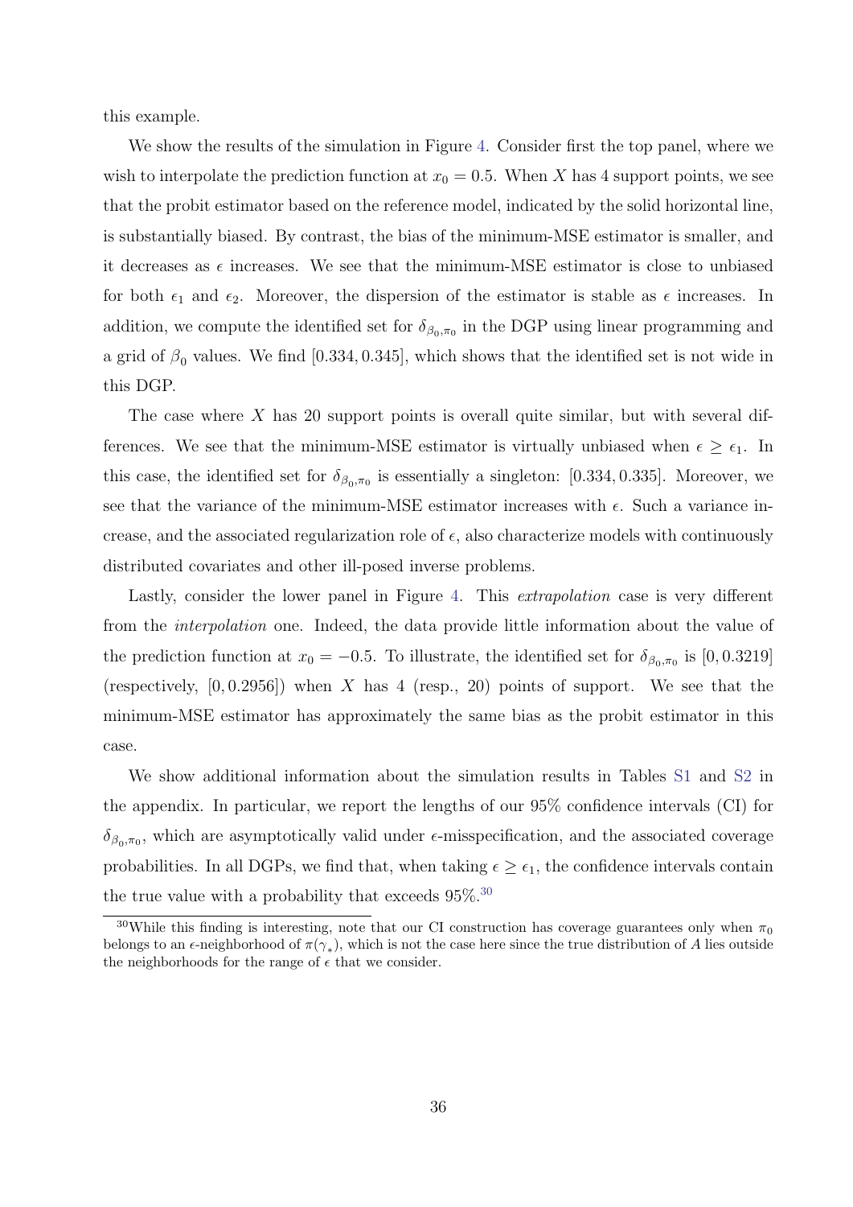this example.

We show the results of the simulation in Figure 4. Consider first the top panel, where we wish to interpolate the prediction function at $x_0 = 0.5$. When $X$ has 4 support points, we see that the probit estimator based on the reference model, indicated by the solid horizontal line, is substantially biased. By contrast, the bias of the minimum-MSE estimator is smaller, and it decreases as $\epsilon$ increases. We see that the minimum-MSE estimator is close to unbiased for both $\epsilon_1$ and $\epsilon_2$. Moreover, the dispersion of the estimator is stable as $\epsilon$ increases. In addition, we compute the identified set for $\delta_{\beta_0,\pi_0}$ in the DGP using linear programming and a grid of $\beta_0$ values. We find $[0.334, 0.345]$, which shows that the identified set is not wide in this DGP.

The case where $X$ has 20 support points is overall quite similar, but with several differences. We see that the minimum-MSE estimator is virtually unbiased when $\epsilon \geq \epsilon_1$. In this case, the identified set for $\delta_{\beta_0,\pi_0}$ is essentially a singleton: $[0.334, 0.335]$. Moreover, we see that the variance of the minimum-MSE estimator increases with $\epsilon$. Such a variance increase, and the associated regularization role of $\epsilon$, also characterize models with continuously distributed covariates and other ill-posed inverse problems.

Lastly, consider the lower panel in Figure 4. This *extrapolation* case is very different from the *interpolation* one. Indeed, the data provide little information about the value of the prediction function at $x_0 = -0.5$. To illustrate, the identified set for $\delta_{\beta_0,\pi_0}$ is $[0, 0.3219]$ (respectively, $[0, 0.2956]$) when $X$ has 4 (resp., 20) points of support. We see that the minimum-MSE estimator has approximately the same bias as the probit estimator in this case.

We show additional information about the simulation results in Tables S1 and S2 in the appendix. In particular, we report the lengths of our 95% confidence intervals (CI) for $\delta_{\beta_0,\pi_0}$, which are asymptotically valid under $\epsilon$-misspecification, and the associated coverage probabilities. In all DGPs, we find that, when taking $\epsilon \geq \epsilon_1$, the confidence intervals contain the true value with a probability that exceeds 95%.[30]

[30] While this finding is interesting, note that our CI construction has coverage guarantees only when $\pi_0$ belongs to an $\epsilon$-neighborhood of $\pi(\gamma_*)$, which is not the case here since the true distribution of $A$ lies outside the neighborhoods for the range of $\epsilon$ that we consider.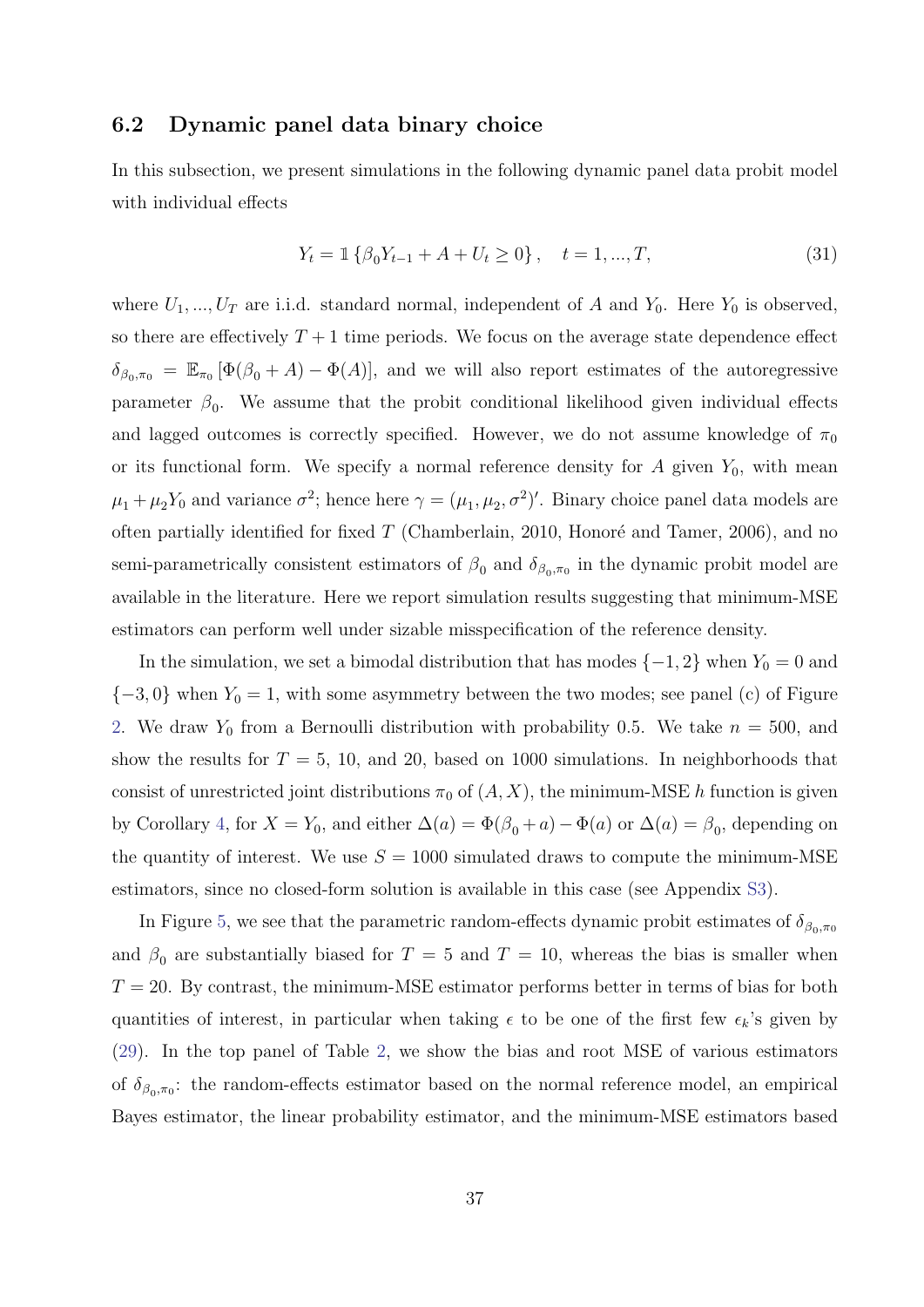### 6.2 Dynamic panel data binary choice

In this subsection, we present simulations in the following dynamic panel data probit model with individual effects

$$Y_t = \mathbb{1}\left\{\beta_0 Y_{t-1} + A + U_t \geq 0\right\}, \quad t = 1, ..., T, \tag{31}$$

where $U_1, ..., U_T$ are i.i.d. standard normal, independent of $A$ and $Y_0$. Here $Y_0$ is observed, so there are effectively $T+1$ time periods. We focus on the average state dependence effect $\delta_{\beta_0,\pi_0} = \mathbb{E}_{\pi_0}\left[\Phi(\beta_0 + A) - \Phi(A)\right]$, and we will also report estimates of the autoregressive parameter $\beta_0$. We assume that the probit conditional likelihood given individual effects and lagged outcomes is correctly specified. However, we do not assume knowledge of $\pi_0$ or its functional form. We specify a normal reference density for $A$ given $Y_0$, with mean $\mu_1 + \mu_2 Y_0$ and variance $\sigma^2$; hence here $\gamma = (\mu_1, \mu_2, \sigma^2)'$. Binary choice panel data models are often partially identified for fixed $T$ (Chamberlain, 2010, Honoré and Tamer, 2006), and no semi-parametrically consistent estimators of $\beta_0$ and $\delta_{\beta_0,\pi_0}$ in the dynamic probit model are available in the literature. Here we report simulation results suggesting that minimum-MSE estimators can perform well under sizable misspecification of the reference density.

In the simulation, we set a bimodal distribution that has modes $\{-1, 2\}$ when $Y_0 = 0$ and $\{-3, 0\}$ when $Y_0 = 1$, with some asymmetry between the two modes; see panel (c) of Figure 2. We draw $Y_0$ from a Bernoulli distribution with probability 0.5. We take $n = 500$, and show the results for $T = 5$, 10, and 20, based on 1000 simulations. In neighborhoods that consist of unrestricted joint distributions $\pi_0$ of $(A, X)$, the minimum-MSE $h$ function is given by Corollary 4, for $X = Y_0$, and either $\Delta(a) = \Phi(\beta_0 + a) - \Phi(a)$ or $\Delta(a) = \beta_0$, depending on the quantity of interest. We use $S = 1000$ simulated draws to compute the minimum-MSE estimators, since no closed-form solution is available in this case (see Appendix S3).

In Figure 5, we see that the parametric random-effects dynamic probit estimates of $\delta_{\beta_0,\pi_0}$ and $\beta_0$ are substantially biased for $T = 5$ and $T = 10$, whereas the bias is smaller when $T = 20$. By contrast, the minimum-MSE estimator performs better in terms of bias for both quantities of interest, in particular when taking $\epsilon$ to be one of the first few $\epsilon_k$'s given by (29). In the top panel of Table 2, we show the bias and root MSE of various estimators of $\delta_{\beta_0,\pi_0}$: the random-effects estimator based on the normal reference model, an empirical Bayes estimator, the linear probability estimator, and the minimum-MSE estimators based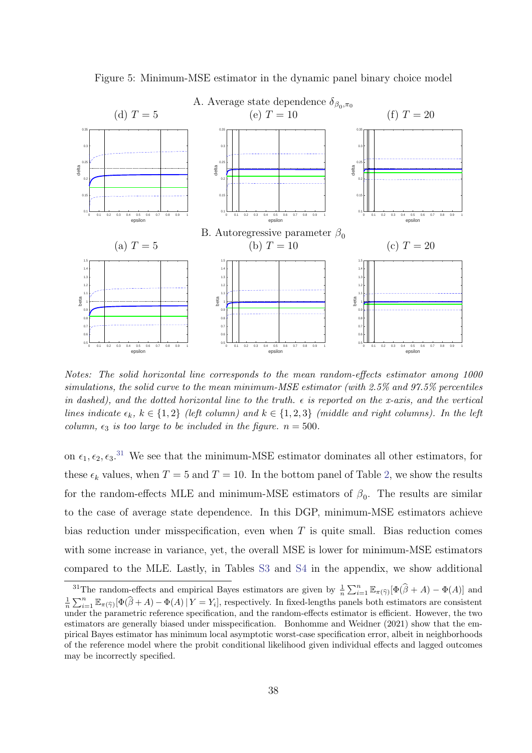Figure 5: Minimum-MSE estimator in the dynamic panel binary choice model

A. Average state dependence $\delta_{\beta_0,\pi_0}$

(d) $T = 5$ (e) $T = 10$ (f) $T = 20$

B. Autoregressive parameter $\beta_0$

(a) $T = 5$ (b) $T = 10$ (c) $T = 20$

*Notes: The solid horizontal line corresponds to the mean random-effects estimator among 1000 simulations, the solid curve to the mean minimum-MSE estimator (with 2.5% and 97.5% percentiles in dashed), and the dotted horizontal line to the truth. $\epsilon$ is reported on the x-axis, and the vertical lines indicate $\epsilon_k$, $k \in \{1, 2\}$ (left column) and $k \in \{1, 2, 3\}$ (middle and right columns). In the left column, $\epsilon_3$ is too large to be included in the figure. $n = 500$.*

on $\epsilon_1, \epsilon_2, \epsilon_3$.[31] We see that the minimum-MSE estimator dominates all other estimators, for these $\epsilon_k$ values, when $T = 5$ and $T = 10$. In the bottom panel of Table 2, we show the results for the random-effects MLE and minimum-MSE estimators of $\beta_0$. The results are similar to the case of average state dependence. In this DGP, minimum-MSE estimators achieve bias reduction under misspecification, even when $T$ is quite small. Bias reduction comes with some increase in variance, yet, the overall MSE is lower for minimum-MSE estimators compared to the MLE. Lastly, in Tables S3 and S4 in the appendix, we show additional

[31] The random-effects and empirical Bayes estimators are given by $\frac{1}{n}\sum_{i=1}^{n}\mathbb{E}_{\pi(\widehat{\gamma})}[\Phi(\widehat{\beta} + A) - \Phi(A)]$ and $\frac{1}{n}\sum_{i=1}^{n}\mathbb{E}_{\pi(\widehat{\gamma})}[\Phi(\widehat{\beta} + A) - \Phi(A) \,|\, Y = Y_i]$, respectively. In fixed-lengths panels both estimators are consistent under the parametric reference specification, and the random-effects estimator is efficient. However, the two estimators are generally biased under misspecification. Bonhomme and Weidner (2021) show that the empirical Bayes estimator has minimum local asymptotic worst-case specification error, albeit in neighborhoods of the reference model where the probit conditional likelihood given individual effects and lagged outcomes may be incorrectly specified.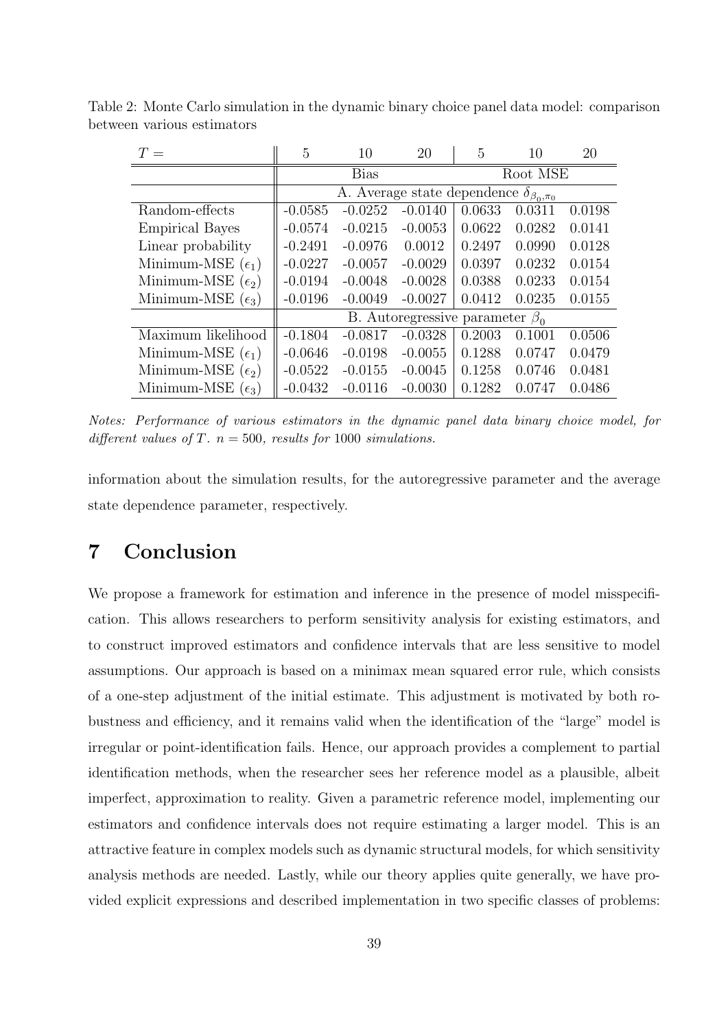Table 2: Monte Carlo simulation in the dynamic binary choice panel data model: comparison between various estimators

| $T =$ | 5 | 10 | 20 | 5 | 10 | 20 |
|---|---|---|---|---|---|---|
| | Bias | | | Root MSE | | |
| | A. Average state dependence $\delta_{\beta_0,\pi_0}$ | | | | | |
| Random-effects | -0.0585 | -0.0252 | -0.0140 | 0.0633 | 0.0311 | 0.0198 |
| Empirical Bayes | -0.0574 | -0.0215 | -0.0053 | 0.0622 | 0.0282 | 0.0141 |
| Linear probability | -0.2491 | -0.0976 | 0.0012 | 0.2497 | 0.0990 | 0.0128 |
| Minimum-MSE ($\epsilon_1$) | -0.0227 | -0.0057 | -0.0029 | 0.0397 | 0.0232 | 0.0154 |
| Minimum-MSE ($\epsilon_2$) | -0.0194 | -0.0048 | -0.0028 | 0.0388 | 0.0233 | 0.0154 |
| Minimum-MSE ($\epsilon_3$) | -0.0196 | -0.0049 | -0.0027 | 0.0412 | 0.0235 | 0.0155 |
| | B. Autoregressive parameter $\beta_0$ | | | | | |
| Maximum likelihood | -0.1804 | -0.0817 | -0.0328 | 0.2003 | 0.1001 | 0.0506 |
| Minimum-MSE ($\epsilon_1$) | -0.0646 | -0.0198 | -0.0055 | 0.1288 | 0.0747 | 0.0479 |
| Minimum-MSE ($\epsilon_2$) | -0.0522 | -0.0155 | -0.0045 | 0.1258 | 0.0746 | 0.0481 |
| Minimum-MSE ($\epsilon_3$) | -0.0432 | -0.0116 | -0.0030 | 0.1282 | 0.0747 | 0.0486 |

*Notes: Performance of various estimators in the dynamic panel data binary choice model, for different values of $T$. $n = 500$, results for 1000 simulations.*

information about the simulation results, for the autoregressive parameter and the average state dependence parameter, respectively.

# 7 Conclusion

We propose a framework for estimation and inference in the presence of model misspecification. This allows researchers to perform sensitivity analysis for existing estimators, and to construct improved estimators and confidence intervals that are less sensitive to model assumptions. Our approach is based on a minimax mean squared error rule, which consists of a one-step adjustment of the initial estimate. This adjustment is motivated by both robustness and efficiency, and it remains valid when the identification of the "large" model is irregular or point-identification fails. Hence, our approach provides a complement to partial identification methods, when the researcher sees her reference model as a plausible, albeit imperfect, approximation to reality. Given a parametric reference model, implementing our estimators and confidence intervals does not require estimating a larger model. This is an attractive feature in complex models such as dynamic structural models, for which sensitivity analysis methods are needed. Lastly, while our theory applies quite generally, we have provided explicit expressions and described implementation in two specific classes of problems: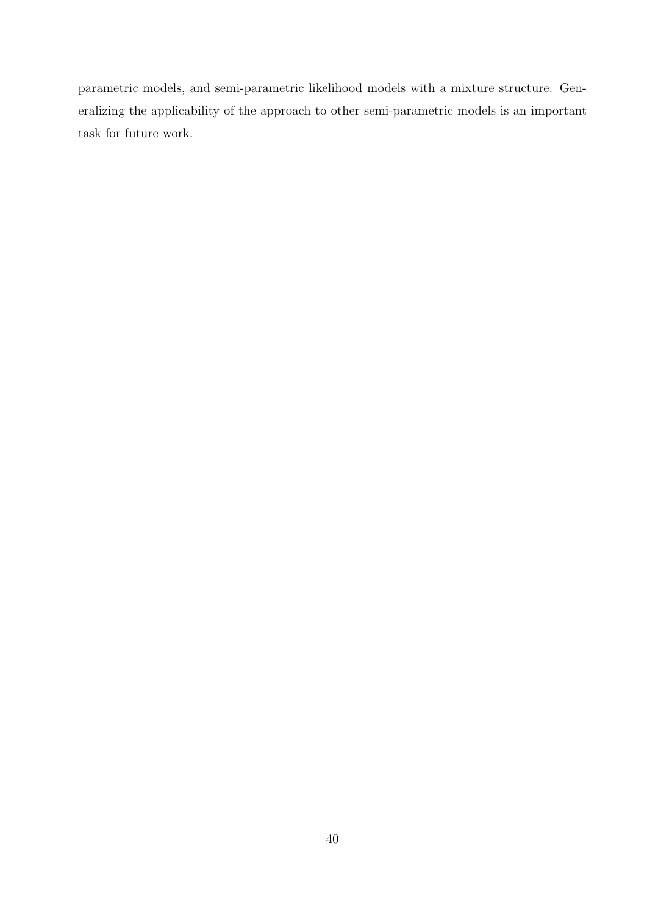parametric models, and semi-parametric likelihood models with a mixture structure. Generalizing the applicability of the approach to other semi-parametric models is an important task for future work.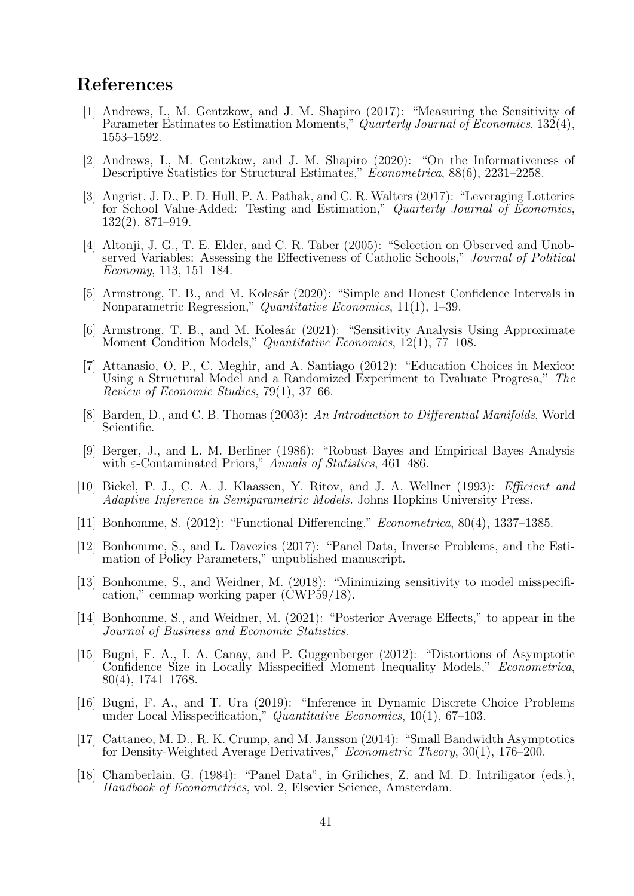# References

[1] Andrews, I., M. Gentzkow, and J. M. Shapiro (2017): "Measuring the Sensitivity of Parameter Estimates to Estimation Moments," *Quarterly Journal of Economics*, 132(4), 1553–1592.

[2] Andrews, I., M. Gentzkow, and J. M. Shapiro (2020): "On the Informativeness of Descriptive Statistics for Structural Estimates," *Econometrica*, 88(6), 2231–2258.

[3] Angrist, J. D., P. D. Hull, P. A. Pathak, and C. R. Walters (2017): "Leveraging Lotteries for School Value-Added: Testing and Estimation," *Quarterly Journal of Economics*, 132(2), 871–919.

[4] Altonji, J. G., T. E. Elder, and C. R. Taber (2005): "Selection on Observed and Unobserved Variables: Assessing the Effectiveness of Catholic Schools," *Journal of Political Economy*, 113, 151–184.

[5] Armstrong, T. B., and M. Kolesár (2020): "Simple and Honest Confidence Intervals in Nonparametric Regression," *Quantitative Economics*, 11(1), 1–39.

[6] Armstrong, T. B., and M. Kolesár (2021): "Sensitivity Analysis Using Approximate Moment Condition Models," *Quantitative Economics*, 12(1), 77–108.

[7] Attanasio, O. P., C. Meghir, and A. Santiago (2012): "Education Choices in Mexico: Using a Structural Model and a Randomized Experiment to Evaluate Progresa," *The Review of Economic Studies*, 79(1), 37–66.

[8] Barden, D., and C. B. Thomas (2003): *An Introduction to Differential Manifolds*, World Scientific.

[9] Berger, J., and L. M. Berliner (1986): "Robust Bayes and Empirical Bayes Analysis with $\varepsilon$-Contaminated Priors," *Annals of Statistics*, 461–486.

[10] Bickel, P. J., C. A. J. Klaassen, Y. Ritov, and J. A. Wellner (1993): *Efficient and Adaptive Inference in Semiparametric Models.* Johns Hopkins University Press.

[11] Bonhomme, S. (2012): "Functional Differencing," *Econometrica*, 80(4), 1337–1385.

[12] Bonhomme, S., and L. Davezies (2017): "Panel Data, Inverse Problems, and the Estimation of Policy Parameters," unpublished manuscript.

[13] Bonhomme, S., and Weidner, M. (2018): "Minimizing sensitivity to model misspecification," cemmap working paper (CWP59/18).

[14] Bonhomme, S., and Weidner, M. (2021): "Posterior Average Effects," to appear in the *Journal of Business and Economic Statistics*.

[15] Bugni, F. A., I. A. Canay, and P. Guggenberger (2012): "Distortions of Asymptotic Confidence Size in Locally Misspecified Moment Inequality Models," *Econometrica*, 80(4), 1741–1768.

[16] Bugni, F. A., and T. Ura (2019): "Inference in Dynamic Discrete Choice Problems under Local Misspecification," *Quantitative Economics*, 10(1), 67–103.

[17] Cattaneo, M. D., R. K. Crump, and M. Jansson (2014): "Small Bandwidth Asymptotics for Density-Weighted Average Derivatives," *Econometric Theory*, 30(1), 176–200.

[18] Chamberlain, G. (1984): "Panel Data", in Griliches, Z. and M. D. Intriligator (eds.), *Handbook of Econometrics*, vol. 2, Elsevier Science, Amsterdam.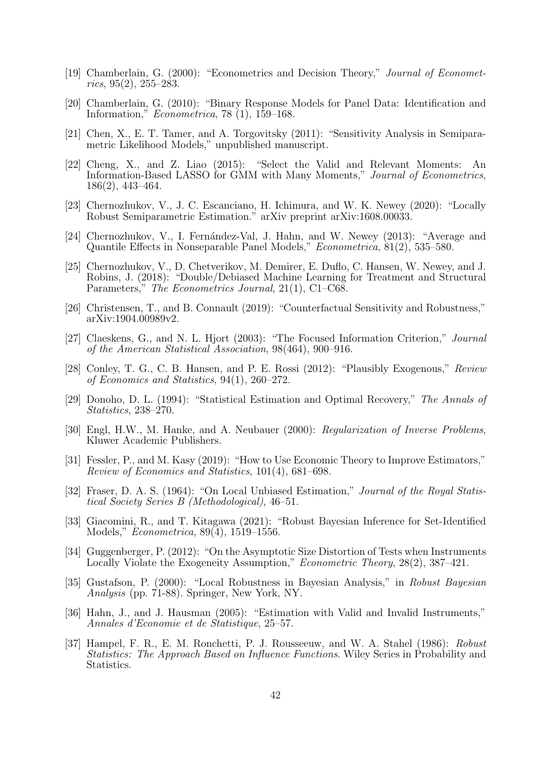[19] Chamberlain, G. (2000): "Econometrics and Decision Theory," *Journal of Econometrics*, 95(2), 255–283.

[20] Chamberlain, G. (2010): "Binary Response Models for Panel Data: Identification and Information," *Econometrica*, 78 (1), 159–168.

[21] Chen, X., E. T. Tamer, and A. Torgovitsky (2011): "Sensitivity Analysis in Semiparametric Likelihood Models," unpublished manuscript.

[22] Cheng, X., and Z. Liao (2015): "Select the Valid and Relevant Moments: An Information-Based LASSO for GMM with Many Moments," *Journal of Econometrics*, 186(2), 443–464.

[23] Chernozhukov, V., J. C. Escanciano, H. Ichimura, and W. K. Newey (2020): "Locally Robust Semiparametric Estimation." arXiv preprint arXiv:1608.00033.

[24] Chernozhukov, V., I. Fernández-Val, J. Hahn, and W. Newey (2013): "Average and Quantile Effects in Nonseparable Panel Models," *Econometrica*, 81(2), 535–580.

[25] Chernozhukov, V., D. Chetverikov, M. Demirer, E. Duflo, C. Hansen, W. Newey, and J. Robins, J. (2018): "Double/Debiased Machine Learning for Treatment and Structural Parameters," *The Econometrics Journal*, 21(1), C1–C68.

[26] Christensen, T., and B. Connault (2019): "Counterfactual Sensitivity and Robustness," arXiv:1904.00989v2.

[27] Claeskens, G., and N. L. Hjort (2003): "The Focused Information Criterion," *Journal of the American Statistical Association*, 98(464), 900–916.

[28] Conley, T. G., C. B. Hansen, and P. E. Rossi (2012): "Plausibly Exogenous," *Review of Economics and Statistics*, 94(1), 260–272.

[29] Donoho, D. L. (1994): "Statistical Estimation and Optimal Recovery," *The Annals of Statistics*, 238–270.

[30] Engl, H.W., M. Hanke, and A. Neubauer (2000): *Regularization of Inverse Problems*, Kluwer Academic Publishers.

[31] Fessler, P., and M. Kasy (2019): "How to Use Economic Theory to Improve Estimators," *Review of Economics and Statistics*, 101(4), 681–698.

[32] Fraser, D. A. S. (1964): "On Local Unbiased Estimation," *Journal of the Royal Statistical Society Series B (Methodological)*, 46–51.

[33] Giacomini, R., and T. Kitagawa (2021): "Robust Bayesian Inference for Set-Identified Models," *Econometrica*, 89(4), 1519–1556.

[34] Guggenberger, P. (2012): "On the Asymptotic Size Distortion of Tests when Instruments Locally Violate the Exogeneity Assumption," *Econometric Theory*, 28(2), 387–421.

[35] Gustafson, P. (2000): "Local Robustness in Bayesian Analysis," in *Robust Bayesian Analysis* (pp. 71-88). Springer, New York, NY.

[36] Hahn, J., and J. Hausman (2005): "Estimation with Valid and Invalid Instruments," *Annales d'Economie et de Statistique*, 25–57.

[37] Hampel, F. R., E. M. Ronchetti, P. J. Rousseeuw, and W. A. Stahel (1986): *Robust Statistics: The Approach Based on Influence Functions*. Wiley Series in Probability and Statistics.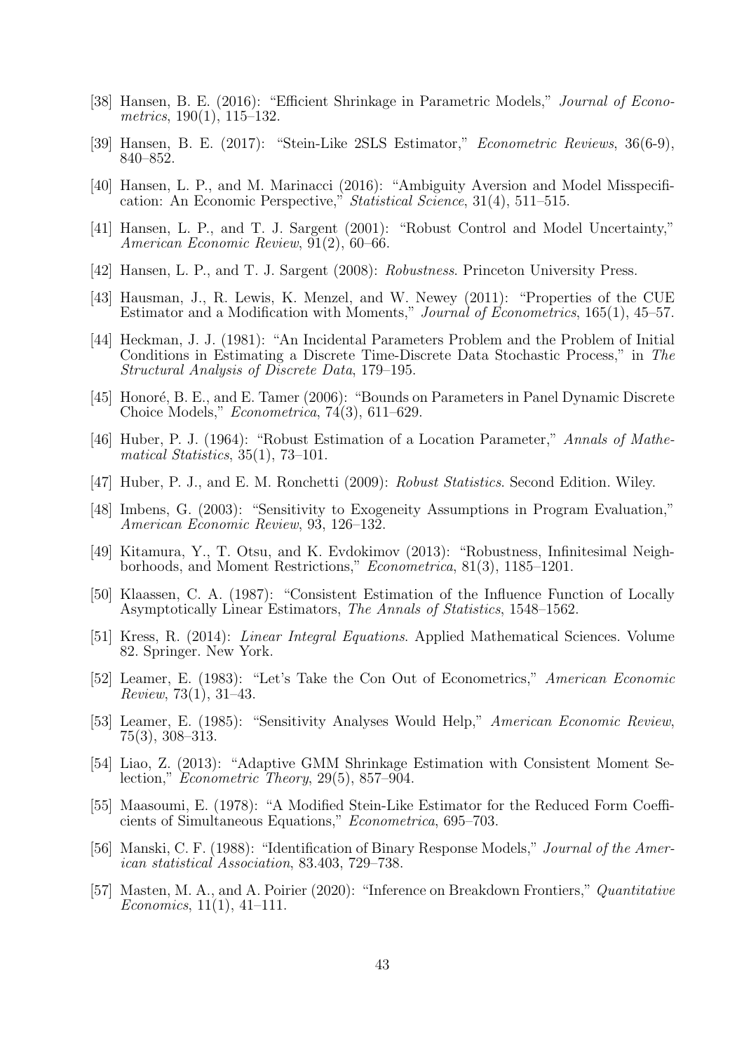[38] Hansen, B. E. (2016): "Efficient Shrinkage in Parametric Models," *Journal of Econometrics*, 190(1), 115–132.

[39] Hansen, B. E. (2017): "Stein-Like 2SLS Estimator," *Econometric Reviews*, 36(6-9), 840–852.

[40] Hansen, L. P., and M. Marinacci (2016): "Ambiguity Aversion and Model Misspecification: An Economic Perspective," *Statistical Science*, 31(4), 511–515.

[41] Hansen, L. P., and T. J. Sargent (2001): "Robust Control and Model Uncertainty," *American Economic Review*, 91(2), 60–66.

[42] Hansen, L. P., and T. J. Sargent (2008): *Robustness*. Princeton University Press.

[43] Hausman, J., R. Lewis, K. Menzel, and W. Newey (2011): "Properties of the CUE Estimator and a Modification with Moments," *Journal of Econometrics*, 165(1), 45–57.

[44] Heckman, J. J. (1981): "An Incidental Parameters Problem and the Problem of Initial Conditions in Estimating a Discrete Time-Discrete Data Stochastic Process," in *The Structural Analysis of Discrete Data*, 179–195.

[45] Honoré, B. E., and E. Tamer (2006): "Bounds on Parameters in Panel Dynamic Discrete Choice Models," *Econometrica*, 74(3), 611–629.

[46] Huber, P. J. (1964): "Robust Estimation of a Location Parameter," *Annals of Mathematical Statistics*, 35(1), 73–101.

[47] Huber, P. J., and E. M. Ronchetti (2009): *Robust Statistics*. Second Edition. Wiley.

[48] Imbens, G. (2003): "Sensitivity to Exogeneity Assumptions in Program Evaluation," *American Economic Review*, 93, 126–132.

[49] Kitamura, Y., T. Otsu, and K. Evdokimov (2013): "Robustness, Infinitesimal Neighborhoods, and Moment Restrictions," *Econometrica*, 81(3), 1185–1201.

[50] Klaassen, C. A. (1987): "Consistent Estimation of the Influence Function of Locally Asymptotically Linear Estimators, *The Annals of Statistics*, 1548–1562.

[51] Kress, R. (2014): *Linear Integral Equations*. Applied Mathematical Sciences. Volume 82. Springer. New York.

[52] Leamer, E. (1983): "Let's Take the Con Out of Econometrics," *American Economic Review*, 73(1), 31–43.

[53] Leamer, E. (1985): "Sensitivity Analyses Would Help," *American Economic Review*, 75(3), 308–313.

[54] Liao, Z. (2013): "Adaptive GMM Shrinkage Estimation with Consistent Moment Selection," *Econometric Theory*, 29(5), 857–904.

[55] Maasoumi, E. (1978): "A Modified Stein-Like Estimator for the Reduced Form Coefficients of Simultaneous Equations," *Econometrica*, 695–703.

[56] Manski, C. F. (1988): "Identification of Binary Response Models," *Journal of the American statistical Association*, 83.403, 729–738.

[57] Masten, M. A., and A. Poirier (2020): "Inference on Breakdown Frontiers," *Quantitative Economics*, 11(1), 41–111.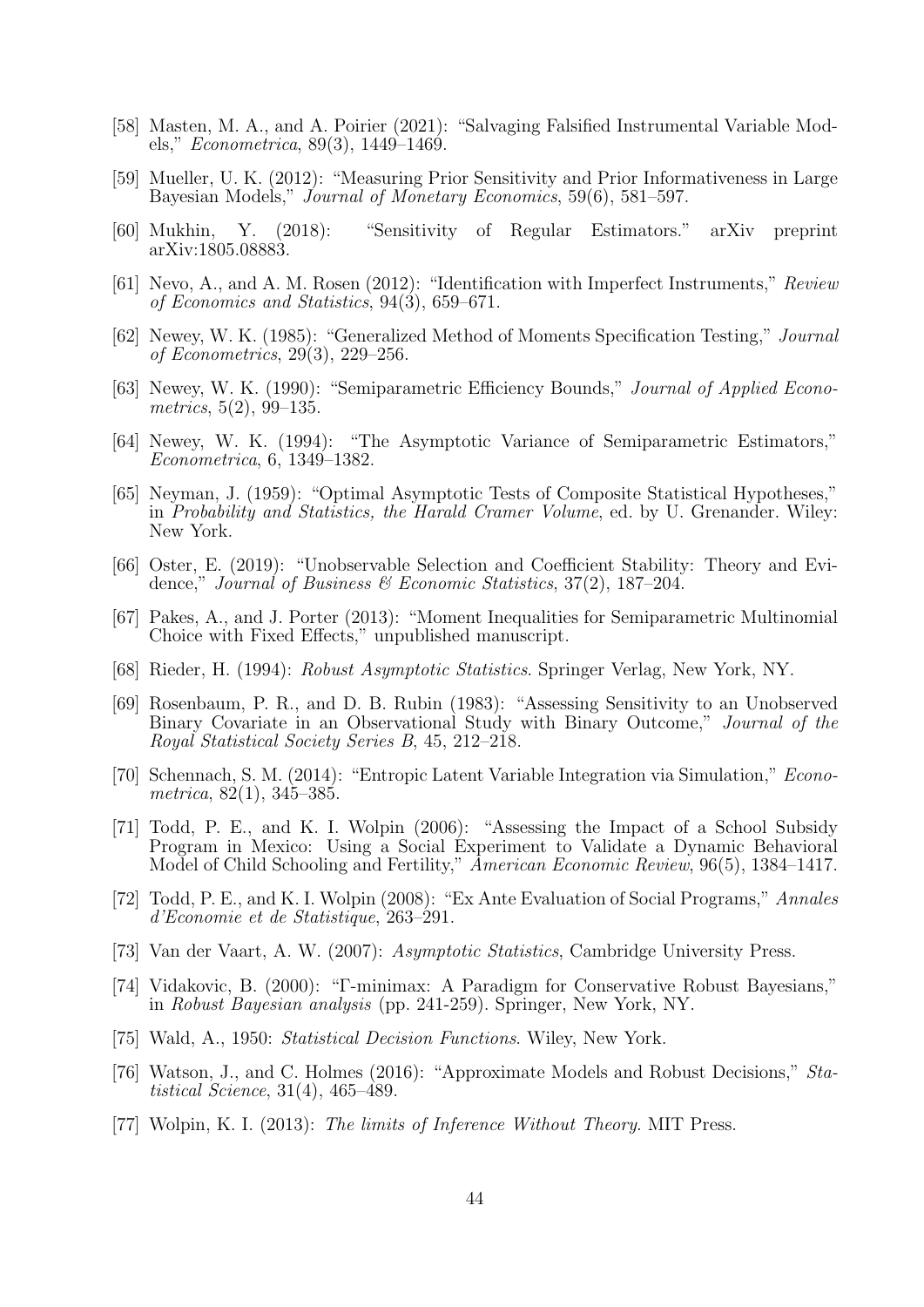[58] Masten, M. A., and A. Poirier (2021): "Salvaging Falsified Instrumental Variable Models," *Econometrica*, 89(3), 1449–1469.

[59] Mueller, U. K. (2012): "Measuring Prior Sensitivity and Prior Informativeness in Large Bayesian Models," *Journal of Monetary Economics*, 59(6), 581–597.

[60] Mukhin, Y. (2018): "Sensitivity of Regular Estimators." arXiv preprint arXiv:1805.08883.

[61] Nevo, A., and A. M. Rosen (2012): "Identification with Imperfect Instruments," *Review of Economics and Statistics*, 94(3), 659–671.

[62] Newey, W. K. (1985): "Generalized Method of Moments Specification Testing," *Journal of Econometrics*, 29(3), 229–256.

[63] Newey, W. K. (1990): "Semiparametric Efficiency Bounds," *Journal of Applied Econometrics*, 5(2), 99–135.

[64] Newey, W. K. (1994): "The Asymptotic Variance of Semiparametric Estimators," *Econometrica*, 6, 1349–1382.

[65] Neyman, J. (1959): "Optimal Asymptotic Tests of Composite Statistical Hypotheses," in *Probability and Statistics, the Harald Cramer Volume*, ed. by U. Grenander. Wiley: New York.

[66] Oster, E. (2019): "Unobservable Selection and Coefficient Stability: Theory and Evidence," *Journal of Business & Economic Statistics*, 37(2), 187–204.

[67] Pakes, A., and J. Porter (2013): "Moment Inequalities for Semiparametric Multinomial Choice with Fixed Effects," unpublished manuscript.

[68] Rieder, H. (1994): *Robust Asymptotic Statistics*. Springer Verlag, New York, NY.

[69] Rosenbaum, P. R., and D. B. Rubin (1983): "Assessing Sensitivity to an Unobserved Binary Covariate in an Observational Study with Binary Outcome," *Journal of the Royal Statistical Society Series B*, 45, 212–218.

[70] Schennach, S. M. (2014): "Entropic Latent Variable Integration via Simulation," *Econometrica*, 82(1), 345–385.

[71] Todd, P. E., and K. I. Wolpin (2006): "Assessing the Impact of a School Subsidy Program in Mexico: Using a Social Experiment to Validate a Dynamic Behavioral Model of Child Schooling and Fertility," *American Economic Review*, 96(5), 1384–1417.

[72] Todd, P. E., and K. I. Wolpin (2008): "Ex Ante Evaluation of Social Programs," *Annales d'Economie et de Statistique*, 263–291.

[73] Van der Vaart, A. W. (2007): *Asymptotic Statistics*, Cambridge University Press.

[74] Vidakovic, B. (2000): "Γ-minimax: A Paradigm for Conservative Robust Bayesians," in *Robust Bayesian analysis* (pp. 241-259). Springer, New York, NY.

[75] Wald, A., 1950: *Statistical Decision Functions*. Wiley, New York.

[76] Watson, J., and C. Holmes (2016): "Approximate Models and Robust Decisions," *Statistical Science*, 31(4), 465–489.

[77] Wolpin, K. I. (2013): *The limits of Inference Without Theory*. MIT Press.